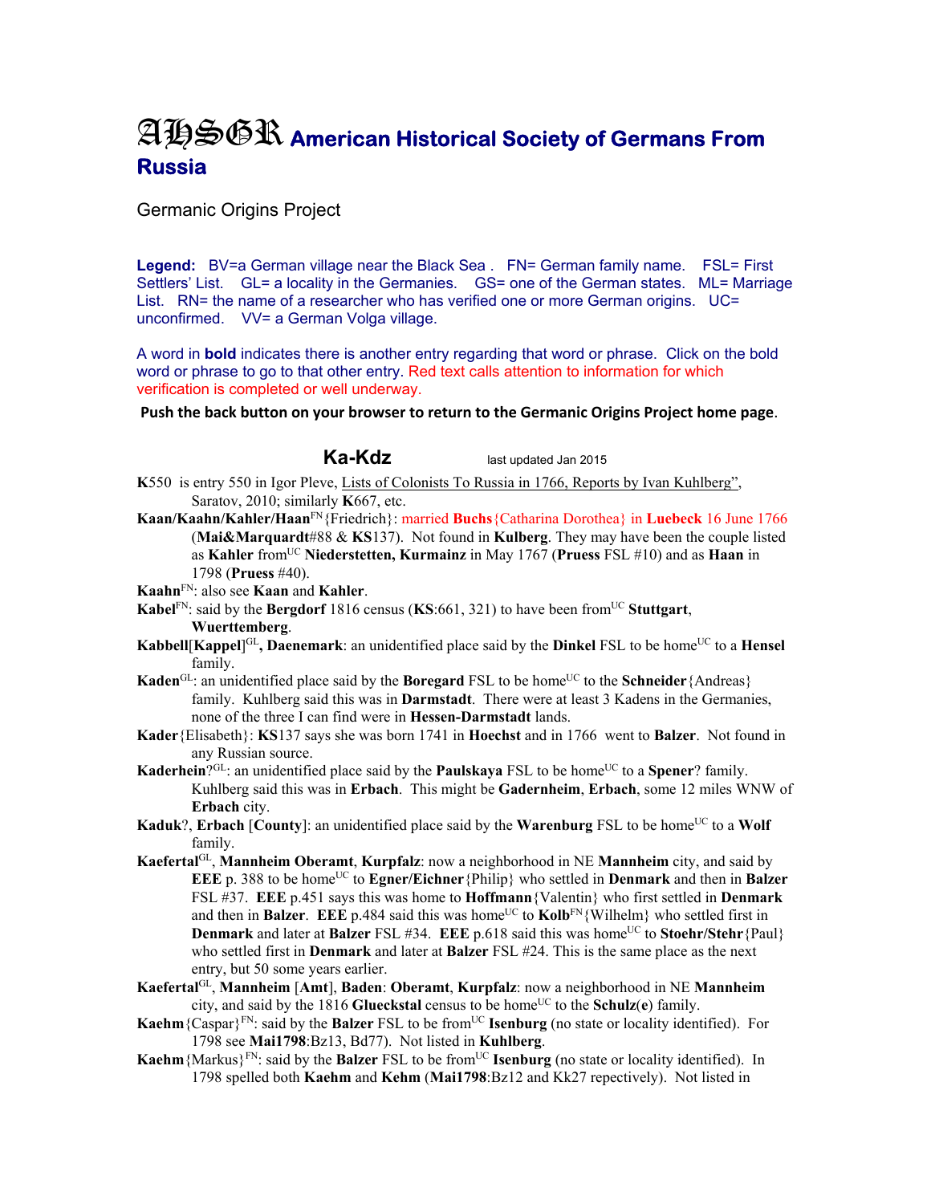# AHSGR American Historical Society of Germans From Russia

Germanic Origins Project

**Legend:** BV=a German village near the Black Sea . FN= German family name. FSL= First Settlers' List. GL= a locality in the Germanies. GS= one of the German states. ML= Marriage List. RN= the name of a researcher who has verified one or more German origins. UC= unconfirmed. VV= a German Volga village.

A word in **bold** indicates there is another entry regarding that word or phrase. Click on the bold word or phrase to go to that other entry. Red text calls attention to information for which verification is completed or well underway.

**Push the back button on your browser to return to the Germanic Origins Project home page.**

## Ka-Kdz

last updated Jan 2015

**K**550 is entry 550 in Igor Pleve, Lists of Colonists To Russia in 1766, Reports by Ivan Kuhlberg", Saratov, 2010; similarly **K**667, etc.

**Kaan/Kaahn/Kahler/Haan**FN{Friedrich}: married **Buchs**{Catharina Dorothea} in **Luebeck** 16 June 1766 (**Mai&Marquardt**#88 & **KS**137). Not found in **Kulberg**. They may have been the couple listed as **Kahler** fromUC **Niederstetten, Kurmainz** in May 1767 (**Pruess** FSL #10) and as **Haan** in 1798 (**Pruess** #40).

**Kaahn**FN: also see **Kaan** and **Kahler**.

**Kabel**FN: said by the **Bergdorf** 1816 census (**KS**:661, 321) to have been fromUC **Stuttgart**, **Wuerttemberg**.

**Kabbell**[**Kappel**]GL**, Daenemark**: an unidentified place said by the **Dinkel** FSL to be homeUC to a **Hensel** family.

**Kaden**GL: an unidentified place said by the **Boregard** FSL to be homeUC to the **Schneider**{Andreas} family. Kuhlberg said this was in **Darmstadt**. There were at least 3 Kadens in the Germanies, none of the three I can find were in **Hessen-Darmstadt** lands.

**Kader**{Elisabeth}: **KS**137 says she was born 1741 in **Hoechst** and in 1766 went to **Balzer**. Not found in any Russian source.

**Kaderhein**?GL: an unidentified place said by the **Paulskaya** FSL to be homeUC to a **Spener**? family. Kuhlberg said this was in **Erbach**. This might be **Gadernheim**, **Erbach**, some 12 miles WNW of **Erbach** city.

**Kaduk**?, **Erbach** [**County**]: an unidentified place said by the **Warenburg** FSL to be homeUC to a **Wolf** family.

**Kaefertal**GL, **Mannheim Oberamt**, **Kurpfalz**: now a neighborhood in NE **Mannheim** city, and said by **EEE** p. 388 to be homeUC to **Egner/Eichner**{Philip} who settled in **Denmark** and then in **Balzer** FSL #37. **EEE** p.451 says this was home to **Hoffmann**{Valentin} who first settled in **Denmark** and then in **Balzer**. **EEE** p.484 said this was homeUC to **Kolb**FN{Wilhelm} who settled first in **Denmark** and later at **Balzer** FSL #34. **EEE** p.618 said this was homeUC to **Stoehr/Stehr**{Paul} who settled first in **Denmark** and later at **Balzer** FSL #24. This is the same place as the next entry, but 50 some years earlier.

**Kaefertal**GL, **Mannheim** [**Amt**], **Baden**: **Oberamt**, **Kurpfalz**: now a neighborhood in NE **Mannheim** city, and said by the 1816 **Glueckstal** census to be homeUC to the **Schulz**(**e**) family.

**Kaehm**{Caspar}FN: said by the **Balzer** FSL to be fromUC **Isenburg** (no state or locality identified). For 1798 see **Mai1798**:Bz13, Bd77). Not listed in **Kuhlberg**.

**Kaehm**{Markus}FN: said by the **Balzer** FSL to be fromUC **Isenburg** (no state or locality identified). In 1798 spelled both **Kaehm** and **Kehm** (**Mai1798**:Bz12 and Kk27 repectively). Not listed in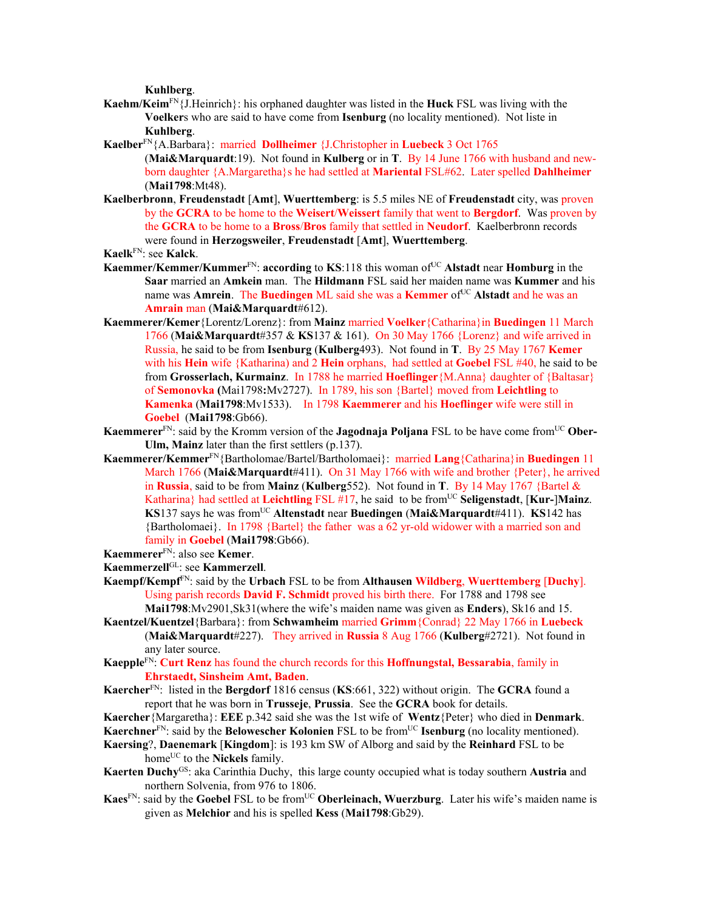**Kuhlberg**.

**Kaehm/Keim**[FN]{J.Heinrich}: his orphaned daughter was listed in the **Huck** FSL was living with the **Voelker**s who are said to have come from **Isenburg** (no locality mentioned). Not liste in **Kuhlberg**.

**Kaelber**[FN]{A.Barbara}: married **Dollheimer** {J.Christopher in **Luebeck** 3 Oct 1765 (**Mai&Marquardt**:19). Not found in **Kulberg** or in **T**. By 14 June 1766 with husband and new-born daughter {A.Margaretha}s he had settled at **Mariental** FSL#62. Later spelled **Dahlheimer** (**Mai1798**:Mt48).

**Kaelberbronn**, **Freudenstadt** [**Amt**], **Wuerttemberg**: is 5.5 miles NE of **Freudenstadt** city, was proven by the **GCRA** to be home to the **Weisert**/**Weissert** family that went to **Bergdorf**. Was proven by the **GCRA** to be home to a **Bross**/**Bros** family that settled in **Neudorf**. Kaelberbronn records were found in **Herzogsweiler**, **Freudenstadt** [**Amt**], **Wuerttemberg**.

**Kaelk**[FN]: see **Kalck**.

**Kaemmer/Kemmer/Kummer**[FN]: **according** to **KS**:118 this woman of[UC] **Alstadt** near **Homburg** in the **Saar** married an **Amkein** man. The **Hildmann** FSL said her maiden name was **Kummer** and his name was **Amrein**. The **Buedingen** ML said she was a **Kemmer** of[UC] **Alstadt** and he was an **Amrain** man (**Mai&Marquardt**#612).

**Kaemmerer/Kemer**{Lorentz/Lorenz}: from **Mainz** married **Voelker**{Catharina}in **Buedingen** 11 March 1766 (**Mai&Marquardt**#357 & **KS**137 & 161). On 30 May 1766 {Lorenz} and wife arrived in Russia, he said to be from **Isenburg** (**Kulberg**493). Not found in **T**. By 25 May 1767 **Kemer** with his **Hein** wife {Katharina} and 2 **Hein** orphans, had settled at **Goebel** FSL #40, he said to be from **Grosserlach, Kurmainz**. In 1788 he married **Hoeflinger**{M.Anna} daughter of {Baltasar} of **Semonovka** (Mai1798**:**Mv2727). In 1789, his son {Bartel} moved from **Leichtling** to **Kamenka** (**Mai1798**:Mv1533). In 1798 **Kaemmerer** and his **Hoeflinger** wife were still in **Goebel** (**Mai1798**:Gb66).

**Kaemmerer**[FN]: said by the Kromm version of the **Jagodnaja Poljana** FSL to be have come from[UC] **Ober-Ulm, Mainz** later than the first settlers (p.137).

**Kaemmerer/Kemmer**[FN]{Bartholomae/Bartel/Bartholomaei}: married **Lang**{Catharina}in **Buedingen** 11 March 1766 (**Mai&Marquardt**#411). On 31 May 1766 with wife and brother {Peter}, he arrived in **Russia**, said to be from **Mainz** (**Kulberg**552). Not found in **T**. By 14 May 1767 {Bartel & Katharina} had settled at **Leichtling** FSL #17, he said to be from[UC] **Seligenstadt**, [**Kur-**]**Mainz**. **KS**137 says he was from[UC] **Altenstadt** near **Buedingen** (**Mai&Marquardt**#411). **KS**142 has {Bartholomaei}. In 1798 {Bartel} the father was a 62 yr-old widower with a married son and family in **Goebel** (**Mai1798**:Gb66).

**Kaemmerer**[FN]: also see **Kemer**.

**Kaemmerzell**[GL]: see **Kammerzell**.

**Kaempf/Kempf**[FN]: said by the **Urbach** FSL to be from **Althausen** **Wildberg**, **Wuerttemberg** [**Duchy**]. Using parish records **David F. Schmidt** proved his birth there. For 1788 and 1798 see **Mai1798**:Mv2901,Sk31(where the wife's maiden name was given as **Enders**), Sk16 and 15.

**Kaentzel/Kuentzel**{Barbara}: from **Schwamheim** married **Grimm**{Conrad} 22 May 1766 in **Luebeck** (**Mai&Marquardt**#227). They arrived in **Russia** 8 Aug 1766 (**Kulberg**#2721). Not found in any later source.

**Kaepple**[FN]: **Curt Renz** has found the church records for this **Hoffnungstal, Bessarabia**, family in **Ehrstaedt, Sinsheim Amt, Baden**.

**Kaercher**[FN]: listed in the **Bergdorf** 1816 census (**KS**:661, 322) without origin. The **GCRA** found a report that he was born in **Trusseje**, **Prussia**. See the **GCRA** book for details.

**Kaercher**{Margaretha}: **EEE** p.342 said she was the 1st wife of **Wentz**{Peter} who died in **Denmark**.

**Kaerchner**[FN]: said by the **Belowescher Kolonien** FSL to be from[UC] **Isenburg** (no locality mentioned).

**Kaersing**?, **Daenemark** [**Kingdom**]: is 193 km SW of Alborg and said by the **Reinhard** FSL to be home[UC] to the **Nickels** family.

**Kaerten Duchy**[GS]: aka Carinthia Duchy, this large county occupied what is today southern **Austria** and northern Solvenia, from 976 to 1806.

**Kaes**[FN]: said by the **Goebel** FSL to be from[UC] **Oberleinach, Wuerzburg**. Later his wife's maiden name is given as **Melchior** and his is spelled **Kess** (**Mai1798**:Gb29).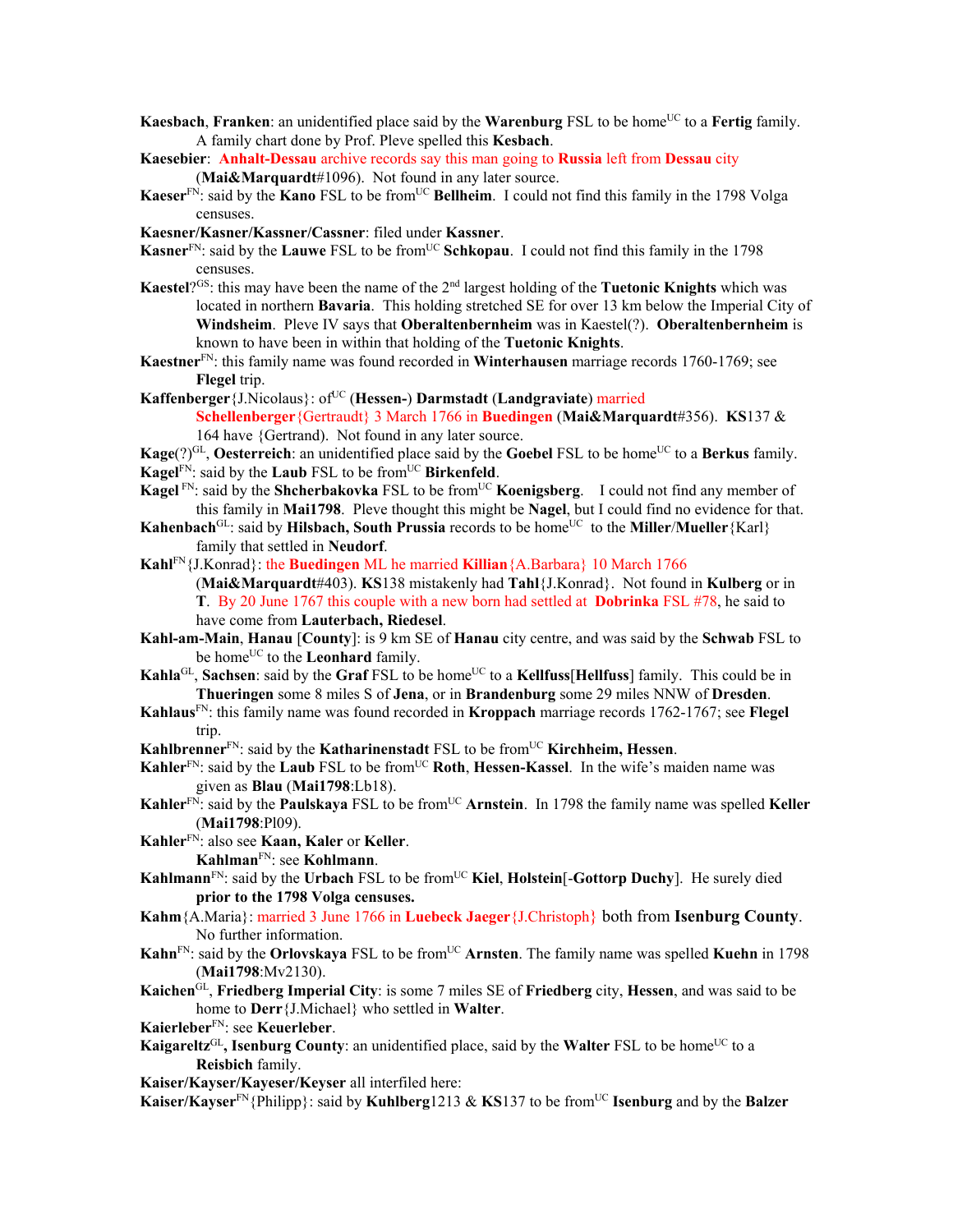**Kaesbach**, **Franken**: an unidentified place said by the **Warenburg** FSL to be home[UC] to a **Fertig** family. A family chart done by Prof. Pleve spelled this **Kesbach**.

**Kaesebier**: **Anhalt-Dessau** archive records say this man going to **Russia** left from **Dessau** city (**Mai&Marquardt**#1096). Not found in any later source.

**Kaeser**[FN]: said by the **Kano** FSL to be from[UC] **Bellheim**. I could not find this family in the 1798 Volga censuses.

**Kaesner/Kasner/Kassner/Cassner**: filed under **Kassner**.

**Kasner**[FN]: said by the **Lauwe** FSL to be from[UC] **Schkopau**. I could not find this family in the 1798 censuses.

**Kaestel**?[GS]: this may have been the name of the 2nd largest holding of the **Tuetonic Knights** which was located in northern **Bavaria**. This holding stretched SE for over 13 km below the Imperial City of **Windsheim**. Pleve IV says that **Oberaltenbernheim** was in Kaestel(?). **Oberaltenbernheim** is known to have been in within that holding of the **Tuetonic Knights**.

**Kaestner**[FN]: this family name was found recorded in **Winterhausen** marriage records 1760-1769; see **Flegel** trip.

**Kaffenberger**{J.Nicolaus}: of[UC] (**Hessen-**) **Darmstadt** (**Landgraviate**) married **Schellenberger**{Gertraudt} 3 March 1766 in **Buedingen** (**Mai&Marquardt**#356). **KS**137 & 164 have {Gertrand}. Not found in any later source.

**Kage**(?)[GL], **Oesterreich**: an unidentified place said by the **Goebel** FSL to be home[UC] to a **Berkus** family.

**Kagel**[FN]: said by the **Laub** FSL to be from[UC] **Birkenfeld**.

**Kagel** [FN]: said by the **Shcherbakovka** FSL to be from[UC] **Koenigsberg**. I could not find any member of this family in **Mai1798**. Pleve thought this might be **Nagel**, but I could find no evidence for that.

**Kahenbach**[GL]: said by **Hilsbach, South Prussia** records to be home[UC] to the **Miller**/**Mueller**{Karl} family that settled in **Neudorf**.

**Kahl**[FN]{J.Konrad}: the **Buedingen** ML he married **Killian**{A.Barbara} 10 March 1766 (**Mai&Marquardt**#403). **KS**138 mistakenly had **Tahl**{J.Konrad}. Not found in **Kulberg** or in **T**. By 20 June 1767 this couple with a new born had settled at **Dobrinka** FSL #78, he said to have come from **Lauterbach, Riedesel**.

**Kahl-am-Main**, **Hanau** [**County**]: is 9 km SE of **Hanau** city centre, and was said by the **Schwab** FSL to be home[UC] to the **Leonhard** family.

**Kahla**[GL], **Sachsen**: said by the **Graf** FSL to be home[UC] to a **Kellfuss**[**Hellfuss**] family. This could be in **Thueringen** some 8 miles S of **Jena**, or in **Brandenburg** some 29 miles NNW of **Dresden**.

**Kahlaus**[FN]: this family name was found recorded in **Kroppach** marriage records 1762-1767; see **Flegel** trip.

**Kahlbrenner**[FN]: said by the **Katharinenstadt** FSL to be from[UC] **Kirchheim, Hessen**.

**Kahler**[FN]: said by the **Laub** FSL to be from[UC] **Roth**, **Hessen-Kassel**. In the wife's maiden name was given as **Blau** (**Mai1798**:Lb18).

**Kahler**[FN]: said by the **Paulskaya** FSL to be from[UC] **Arnstein**. In 1798 the family name was spelled **Keller** (**Mai1798**:Pl09).

**Kahler**[FN]: also see **Kaan, Kaler** or **Keller**.

**Kahlman**[FN]: see **Kohlmann**.

**Kahlmann**[FN]: said by the **Urbach** FSL to be from[UC] **Kiel**, **Holstein**[-**Gottorp Duchy**]. He surely died **prior to the 1798 Volga censuses.**

**Kahm**{A.Maria}: married 3 June 1766 in **Luebeck Jaeger**{J.Christoph} both from **Isenburg County**. No further information.

**Kahn**[FN]: said by the **Orlovskaya** FSL to be from[UC] **Arnsten**. The family name was spelled **Kuehn** in 1798 (**Mai1798**:Mv2130).

**Kaichen**[GL], **Friedberg Imperial City**: is some 7 miles SE of **Friedberg** city, **Hessen**, and was said to be home to **Derr**{J.Michael} who settled in **Walter**.

**Kaierleber**[FN]: see **Keuerleber**.

**Kaigareltz**[GL], **Isenburg County**: an unidentified place, said by the **Walter** FSL to be home[UC] to a **Reisbich** family.

**Kaiser/Kayser/Kayeser/Keyser** all interfiled here:

**Kaiser/Kayser**[FN]{Philipp}: said by **Kuhlberg**1213 & **KS**137 to be from[UC] **Isenburg** and by the **Balzer**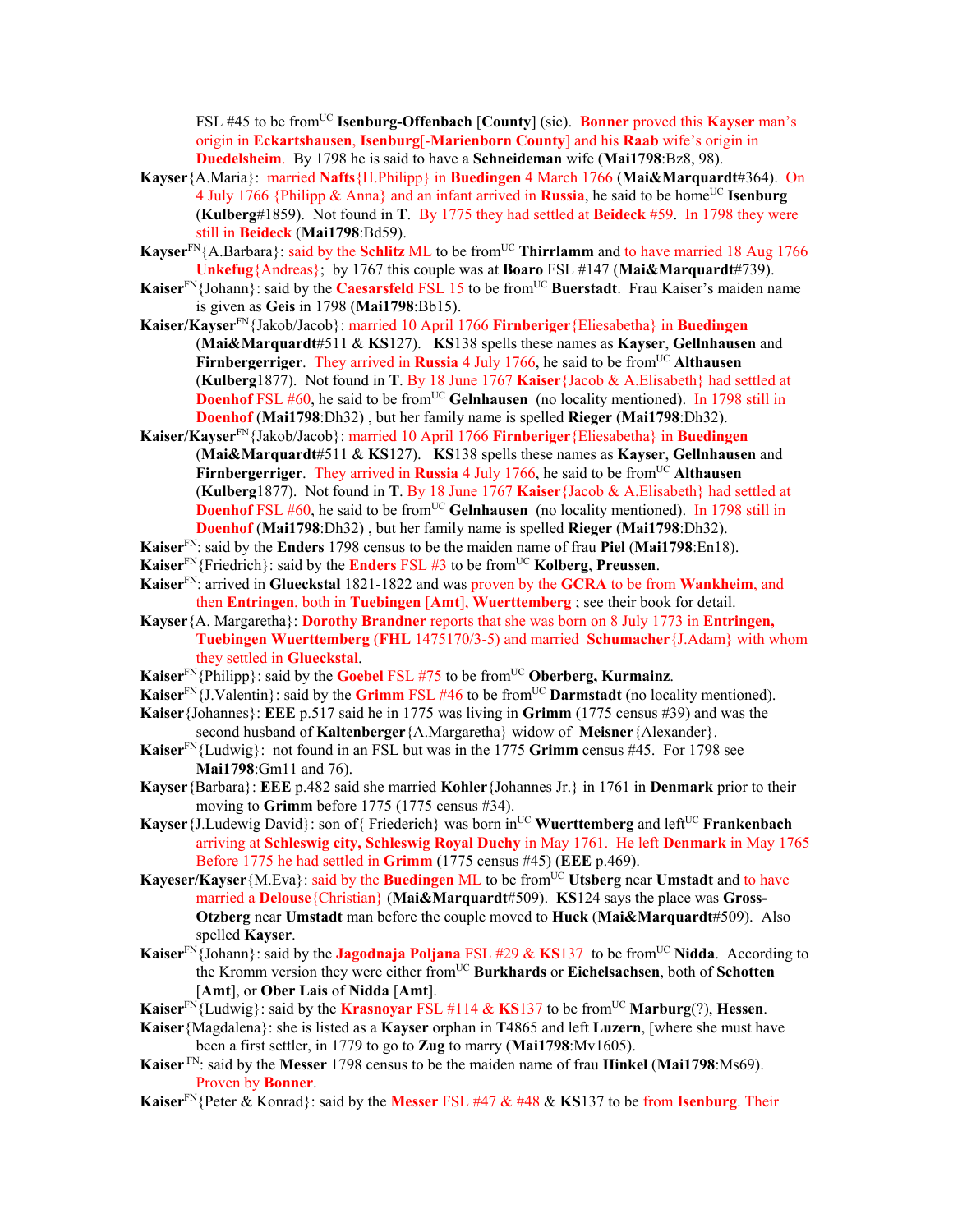FSL #45 to be from[UC] **Isenburg-Offenbach** [**County**] (sic). **Bonner** proved this **Kayser** man's origin in **Eckartshausen**, **Isenburg**[**-Marienborn County**] and his **Raab** wife's origin in **Duedelsheim**. By 1798 he is said to have a **Schneideman** wife (**Mai1798**:Bz8, 98).

**Kayser**{A.Maria}: married **Nafts**{H.Philipp} in **Buedingen** 4 March 1766 (**Mai&Marquardt**#364). On 4 July 1766 {Philipp & Anna} and an infant arrived in **Russia**, he said to be home[UC] **Isenburg** (**Kulberg**#1859). Not found in **T**. By 1775 they had settled at **Beideck** #59. In 1798 they were still in **Beideck** (**Mai1798**:Bd59).

**Kayser**[FN]{A.Barbara}: said by the **Schlitz** ML to be from[UC] **Thirrlamm** and to have married 18 Aug 1766 **Unkefug**{Andreas}; by 1767 this couple was at **Boaro** FSL #147 (**Mai&Marquardt**#739).

**Kaiser**[FN]{Johann}: said by the **Caesarsfeld** FSL 15 to be from[UC] **Buerstadt**. Frau Kaiser's maiden name is given as **Geis** in 1798 (**Mai1798**:Bb15).

**Kaiser/Kayser**[FN]{Jakob/Jacob}: married 10 April 1766 **Firnberiger**{Eliesabetha} in **Buedingen** (**Mai&Marquardt**#511 & **KS**127). **KS**138 spells these names as **Kayser**, **Gellnhausen** and **Firnbergerriger**. They arrived in **Russia** 4 July 1766, he said to be from[UC] **Althausen** (**Kulberg**1877). Not found in **T**. By 18 June 1767 **Kaiser**{Jacob & A.Elisabeth} had settled at **Doenhof** FSL #60, he said to be from[UC] **Gelnhausen** (no locality mentioned). In 1798 still in **Doenhof** (**Mai1798**:Dh32) , but her family name is spelled **Rieger** (**Mai1798**:Dh32).

**Kaiser/Kayser**[FN]{Jakob/Jacob}: married 10 April 1766 **Firnberiger**{Eliesabetha} in **Buedingen** (**Mai&Marquardt**#511 & **KS**127). **KS**138 spells these names as **Kayser**, **Gellnhausen** and **Firnbergerriger**. They arrived in **Russia** 4 July 1766, he said to be from[UC] **Althausen** (**Kulberg**1877). Not found in **T**. By 18 June 1767 **Kaiser**{Jacob & A.Elisabeth} had settled at **Doenhof** FSL #60, he said to be from[UC] **Gelnhausen** (no locality mentioned). In 1798 still in **Doenhof** (**Mai1798**:Dh32) , but her family name is spelled **Rieger** (**Mai1798**:Dh32).

**Kaiser**[FN]: said by the **Enders** 1798 census to be the maiden name of frau **Piel** (**Mai1798**:En18).

**Kaiser**[FN]{Friedrich}: said by the **Enders** FSL #3 to be from[UC] **Kolberg**, **Preussen**.

**Kaiser**[FN]: arrived in **Glueckstal** 1821-1822 and was proven by the **GCRA** to be from **Wankheim**, and then **Entringen**, both in **Tuebingen** [**Amt**], **Wuerttemberg** ; see their book for detail.

**Kayser**{A. Margaretha}: **Dorothy Brandner** reports that she was born on 8 July 1773 in **Entringen, Tuebingen Wuerttemberg** (**FHL** 1475170/3-5) and married **Schumacher**{J.Adam} with whom they settled in **Glueckstal**.

**Kaiser**[FN]{Philipp}: said by the **Goebel** FSL #75 to be from[UC] **Oberberg, Kurmainz**.

**Kaiser**[FN]{J.Valentin}: said by the **Grimm** FSL #46 to be from[UC] **Darmstadt** (no locality mentioned).

**Kaiser**{Johannes}: **EEE** p.517 said he in 1775 was living in **Grimm** (1775 census #39) and was the second husband of **Kaltenberger**{A.Margaretha} widow of **Meisner**{Alexander}.

**Kaiser**[FN]{Ludwig}: not found in an FSL but was in the 1775 **Grimm** census #45. For 1798 see **Mai1798**:Gm11 and 76).

**Kayser**{Barbara}: **EEE** p.482 said she married **Kohler**{Johannes Jr.} in 1761 in **Denmark** prior to their moving to **Grimm** before 1775 (1775 census #34).

**Kayser**{J.Ludewig David}: son of{ Friederich} was born in[UC] **Wuerttemberg** and left[UC] **Frankenbach** arriving at **Schleswig city, Schleswig Royal Duchy** in May 1761. He left **Denmark** in May 1765 Before 1775 he had settled in **Grimm** (1775 census #45) (**EEE** p.469).

**Kayeser/Kayser**{M.Eva}: said by the **Buedingen** ML to be from[UC] **Utsberg** near **Umstadt** and to have married a **Delouse**{Christian} (**Mai&Marquardt**#509). **KS**124 says the place was **Gross-Otzberg** near **Umstadt** man before the couple moved to **Huck** (**Mai&Marquardt**#509). Also spelled **Kayser**.

**Kaiser**[FN]{Johann}: said by the **Jagodnaja Poljana** FSL #29 & **KS**137 to be from[UC] **Nidda**. According to the Kromm version they were either from[UC] **Burkhards** or **Eichelsachsen**, both of **Schotten** [**Amt**], or **Ober Lais** of **Nidda** [**Amt**].

**Kaiser**[FN]{Ludwig}: said by the **Krasnoyar** FSL #114 & **KS**137 to be from[UC] **Marburg**(?), **Hessen**.

**Kaiser**{Magdalena}: she is listed as a **Kayser** orphan in **T**4865 and left **Luzern**, [where she must have been a first settler, in 1779 to go to **Zug** to marry (**Mai1798**:Mv1605).

**Kaiser** [FN]: said by the **Messer** 1798 census to be the maiden name of frau **Hinkel** (**Mai1798**:Ms69). Proven by **Bonner**.

**Kaiser**[FN]{Peter & Konrad}: said by the **Messer** FSL #47 & #48 & **KS**137 to be from **Isenburg**. Their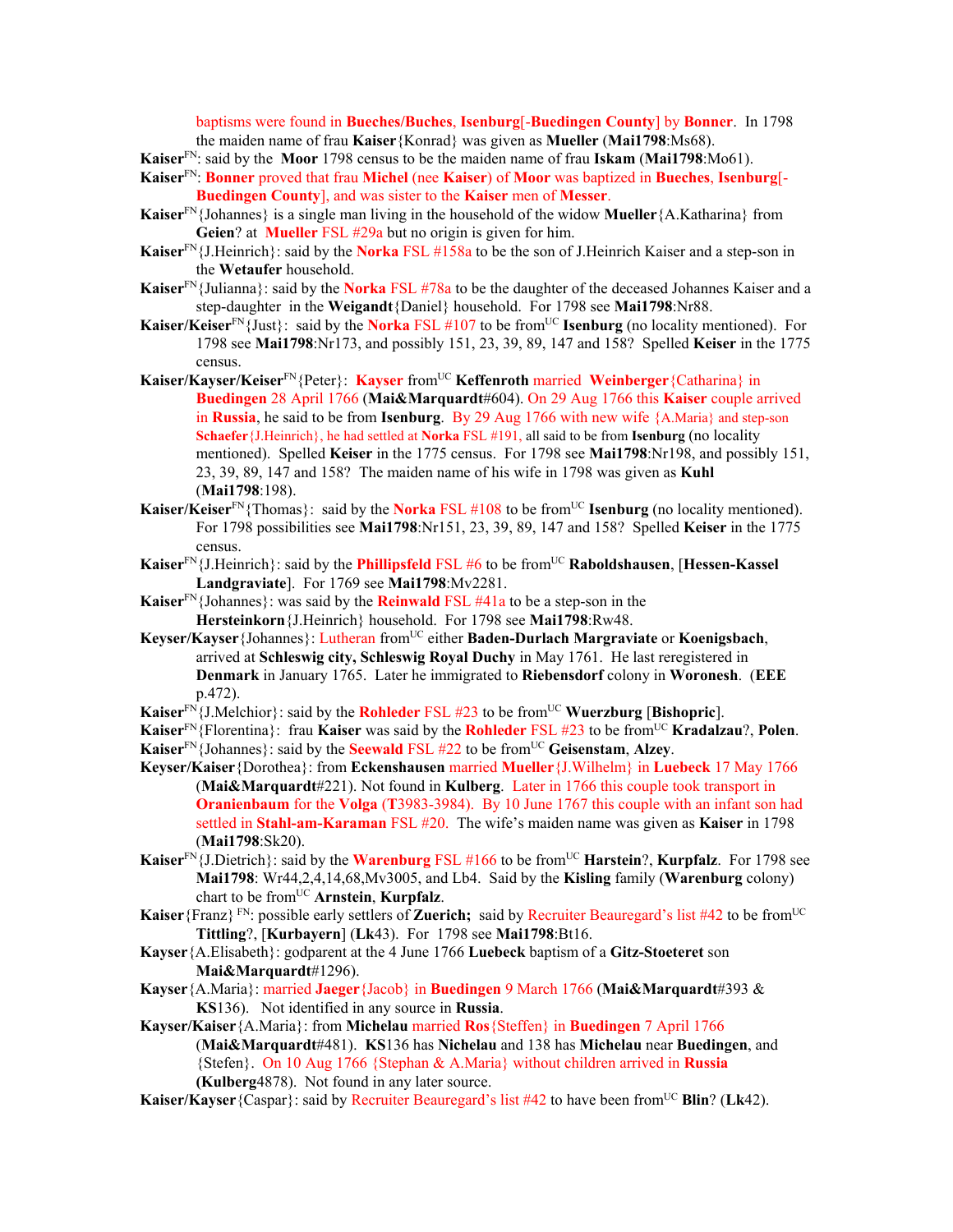baptisms were found in **Bueches/Buches**, **Isenburg**[-**Buedingen County**] by **Bonner**. In 1798 the maiden name of frau **Kaiser**{Konrad} was given as **Mueller** (**Mai1798**:Ms68).

**Kaiser**FN: said by the **Moor** 1798 census to be the maiden name of frau **Iskam** (**Mai1798**:Mo61).

**Kaiser**FN: **Bonner** proved that frau **Michel** (nee **Kaiser**) of **Moor** was baptized in **Bueches**, **Isenburg**[-**Buedingen County**], and was sister to the **Kaiser** men of **Messer**.

**Kaiser**FN{Johannes} is a single man living in the household of the widow **Mueller**{A.Katharina} from **Geien**? at **Mueller** FSL #29a but no origin is given for him.

**Kaiser**FN{J.Heinrich}: said by the **Norka** FSL #158a to be the son of J.Heinrich Kaiser and a step-son in the **Wetaufer** household.

**Kaiser**FN{Julianna}: said by the **Norka** FSL #78a to be the daughter of the deceased Johannes Kaiser and a step-daughter in the **Weigandt**{Daniel} household. For 1798 see **Mai1798**:Nr88.

**Kaiser/Keiser**FN{Just}: said by the **Norka** FSL #107 to be fromUC **Isenburg** (no locality mentioned). For 1798 see **Mai1798**:Nr173, and possibly 151, 23, 39, 89, 147 and 158? Spelled **Keiser** in the 1775 census.

**Kaiser/Kayser/Keiser**FN{Peter}: **Kayser** fromUC **Keffenroth** married **Weinberger**{Catharina} in **Buedingen** 28 April 1766 (**Mai&Marquardt**#604). On 29 Aug 1766 this **Kaiser** couple arrived in **Russia**, he said to be from **Isenburg**. By 29 Aug 1766 with new wife {A.Maria} and step-son **Schaefer**{J.Heinrich}, he had settled at **Norka** FSL #191, all said to be from **Isenburg** (no locality mentioned). Spelled **Keiser** in the 1775 census. For 1798 see **Mai1798**:Nr198, and possibly 151, 23, 39, 89, 147 and 158? The maiden name of his wife in 1798 was given as **Kuhl** (**Mai1798**:198).

**Kaiser/Keiser**FN{Thomas}: said by the **Norka** FSL #108 to be fromUC **Isenburg** (no locality mentioned). For 1798 possibilities see **Mai1798**:Nr151, 23, 39, 89, 147 and 158? Spelled **Keiser** in the 1775 census.

**Kaiser**FN{J.Heinrich}: said by the **Phillipsfeld** FSL #6 to be fromUC **Raboldshausen**, [**Hessen-Kassel Landgraviate**]. For 1769 see **Mai1798**:Mv2281.

**Kaiser**FN{Johannes}: was said by the **Reinwald** FSL #41a to be a step-son in the **Hersteinkorn**{J.Heinrich} household. For 1798 see **Mai1798**:Rw48.

**Keyser/Kayser**{Johannes}: Lutheran fromUC either **Baden-Durlach Margraviate** or **Koenigsbach**, arrived at **Schleswig city, Schleswig Royal Duchy** in May 1761. He last reregistered in **Denmark** in January 1765. Later he immigrated to **Riebensdorf** colony in **Woronesh**. (**EEE** p.472).

**Kaiser**FN{J.Melchior}: said by the **Rohleder** FSL #23 to be fromUC **Wuerzburg** [**Bishopric**].

**Kaiser**FN{Florentina}: frau **Kaiser** was said by the **Rohleder** FSL #23 to be fromUC **Kradalzau**?, **Polen**.

**Kaiser**FN{Johannes}: said by the **Seewald** FSL #22 to be fromUC **Geisenstam**, **Alzey**.

**Keyser/Kaiser**{Dorothea}: from **Eckenshausen** married **Mueller**{J.Wilhelm} in **Luebeck** 17 May 1766 (**Mai&Marquardt**#221). Not found in **Kulberg**. Later in 1766 this couple took transport in **Oranienbaum** for the **Volga** (**T**3983-3984). By 10 June 1767 this couple with an infant son had settled in **Stahl-am-Karaman** FSL #20. The wife's maiden name was given as **Kaiser** in 1798 (**Mai1798**:Sk20).

**Kaiser**FN{J.Dietrich}: said by the **Warenburg** FSL #166 to be fromUC **Harstein**?, **Kurpfalz**. For 1798 see **Mai1798**: Wr44,2,4,14,68,Mv3005, and Lb4. Said by the **Kisling** family (**Warenburg** colony) chart to be fromUC **Arnstein**, **Kurpfalz**.

**Kaiser**{Franz} FN: possible early settlers of **Zuerich;** said by Recruiter Beauregard's list #42 to be fromUC **Tittling**?, [**Kurbayern**] (**Lk**43). For 1798 see **Mai1798**:Bt16.

**Kayser**{A.Elisabeth}: godparent at the 4 June 1766 **Luebeck** baptism of a **Gitz-Stoeteret** son **Mai&Marquardt**#1296).

**Kayser**{A.Maria}: married **Jaeger**{Jacob} in **Buedingen** 9 March 1766 (**Mai&Marquardt**#393 & **KS**136). Not identified in any source in **Russia**.

**Kayser/Kaiser**{A.Maria}: from **Michelau** married **Ros**{Steffen} in **Buedingen** 7 April 1766 (**Mai&Marquardt**#481). **KS**136 has **Nichelau** and 138 has **Michelau** near **Buedingen**, and {Stefen}. On 10 Aug 1766 {Stephan & A.Maria} without children arrived in **Russia** (**Kulberg**4878). Not found in any later source.

**Kaiser/Kayser**{Caspar}: said by Recruiter Beauregard's list #42 to have been fromUC **Blin**? (**Lk**42).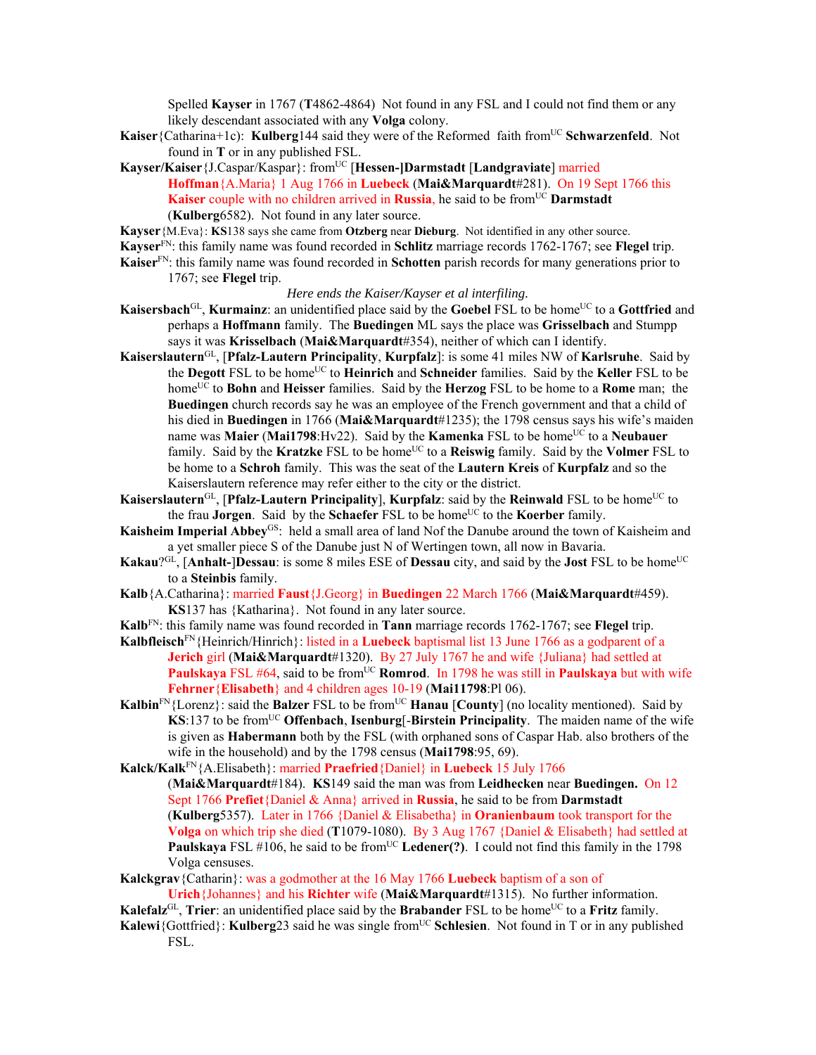Spelled **Kayser** in 1767 (**T**4862-4864) Not found in any FSL and I could not find them or any likely descendant associated with any **Volga** colony.

**Kaiser**{Catharina+1c): **Kulberg**144 said they were of the Reformed faith from[UC] **Schwarzenfeld**. Not found in **T** or in any published FSL.

**Kayser/Kaiser**{J.Caspar/Kaspar}: from[UC] [**Hessen-]Darmstadt** [**Landgraviate**] married **Hoffman**{A.Maria} 1 Aug 1766 in **Luebeck** (**Mai&Marquardt**#281). On 19 Sept 1766 this **Kaiser** couple with no children arrived in **Russia**, he said to be from[UC] **Darmstadt** (**Kulberg**6582). Not found in any later source.

**Kayser**{M.Eva}: **KS**138 says she came from **Otzberg** near **Dieburg**. Not identified in any other source.

**Kayser**[FN]: this family name was found recorded in **Schlitz** marriage records 1762-1767; see **Flegel** trip.

**Kaiser**[FN]: this family name was found recorded in **Schotten** parish records for many generations prior to 1767; see **Flegel** trip.

*Here ends the Kaiser/Kayser et al interfiling.*

**Kaisersbach**[GL], **Kurmainz**: an unidentified place said by the **Goebel** FSL to be home[UC] to a **Gottfried** and perhaps a **Hoffmann** family. The **Buedingen** ML says the place was **Grisselbach** and Stumpp says it was **Krisselbach** (**Mai&Marquardt**#354), neither of which can I identify.

**Kaiserslautern**[GL], [**Pfalz-Lautern Principality**, **Kurpfalz**]: is some 41 miles NW of **Karlsruhe**. Said by the **Degott** FSL to be home[UC] to **Heinrich** and **Schneider** families. Said by the **Keller** FSL to be home[UC] to **Bohn** and **Heisser** families. Said by the **Herzog** FSL to be home to a **Rome** man; the **Buedingen** church records say he was an employee of the French government and that a child of his died in **Buedingen** in 1766 (**Mai&Marquardt**#1235); the 1798 census says his wife's maiden name was **Maier** (**Mai1798**:Hv22). Said by the **Kamenka** FSL to be home[UC] to a **Neubauer** family. Said by the **Kratzke** FSL to be home[UC] to a **Reiswig** family. Said by the **Volmer** FSL to be home to a **Schroh** family. This was the seat of the **Lautern Kreis** of **Kurpfalz** and so the Kaiserslautern reference may refer either to the city or the district.

**Kaiserslautern**[GL], [**Pfalz-Lautern Principality**], **Kurpfalz**: said by the **Reinwald** FSL to be home[UC] to the frau **Jorgen**. Said by the **Schaefer** FSL to be home[UC] to the **Koerber** family.

**Kaisheim Imperial Abbey**[GS]: held a small area of land Nof the Danube around the town of Kaisheim and a yet smaller piece S of the Danube just N of Wertingen town, all now in Bavaria.

**Kakau**?[GL], [**Anhalt-]Dessau**: is some 8 miles ESE of **Dessau** city, and said by the **Jost** FSL to be home[UC] to a **Steinbis** family.

**Kalb**{A.Catharina}: married **Faust**{J.Georg} in **Buedingen** 22 March 1766 (**Mai&Marquardt**#459). **KS**137 has {Katharina}. Not found in any later source.

**Kalb**[FN]: this family name was found recorded in **Tann** marriage records 1762-1767; see **Flegel** trip.

**Kalbfleisch**[FN]{Heinrich/Hinrich}: listed in a **Luebeck** baptismal list 13 June 1766 as a godparent of a **Jerich** girl (**Mai&Marquardt**#1320). By 27 July 1767 he and wife {Juliana} had settled at **Paulskaya** FSL #64, said to be from[UC] **Romrod**. In 1798 he was still in **Paulskaya** but with wife **Fehrner**{**Elisabeth**} and 4 children ages 10-19 (**Mai11798**:Pl 06).

**Kalbin**[FN]{Lorenz}: said the **Balzer** FSL to be from[UC] **Hanau** [**County**] (no locality mentioned). Said by **KS**:137 to be from[UC] **Offenbach**, **Isenburg**[-**Birstein Principality**. The maiden name of the wife is given as **Habermann** both by the FSL (with orphaned sons of Caspar Hab. also brothers of the wife in the household) and by the 1798 census (**Mai1798**:95, 69).

**Kalck/Kalk**[FN]{A.Elisabeth}: married **Praefried**{Daniel} in **Luebeck** 15 July 1766 (**Mai&Marquardt**#184). **KS**149 said the man was from **Leidhecken** near **Buedingen.** On 12 Sept 1766 **Prefiet**{Daniel & Anna} arrived in **Russia**, he said to be from **Darmstadt** (**Kulberg**5357). Later in 1766 {Daniel & Elisabetha} in **Oranienbaum** took transport for the **Volga** on which trip she died (**T**1079-1080). By 3 Aug 1767 {Daniel & Elisabeth} had settled at **Paulskaya** FSL #106, he said to be from[UC] **Ledener(?)**. I could not find this family in the 1798 Volga censuses.

**Kalckgrav**{Catharin}: was a godmother at the 16 May 1766 **Luebeck** baptism of a son of **Urich**{Johannes} and his **Richter** wife (**Mai&Marquardt**#1315). No further information.

**Kalefalz**[GL], **Trier**: an unidentified place said by the **Brabander** FSL to be home[UC] to a **Fritz** family.

**Kalewi**{Gottfried}: **Kulberg**23 said he was single from[UC] **Schlesien**. Not found in T or in any published FSL.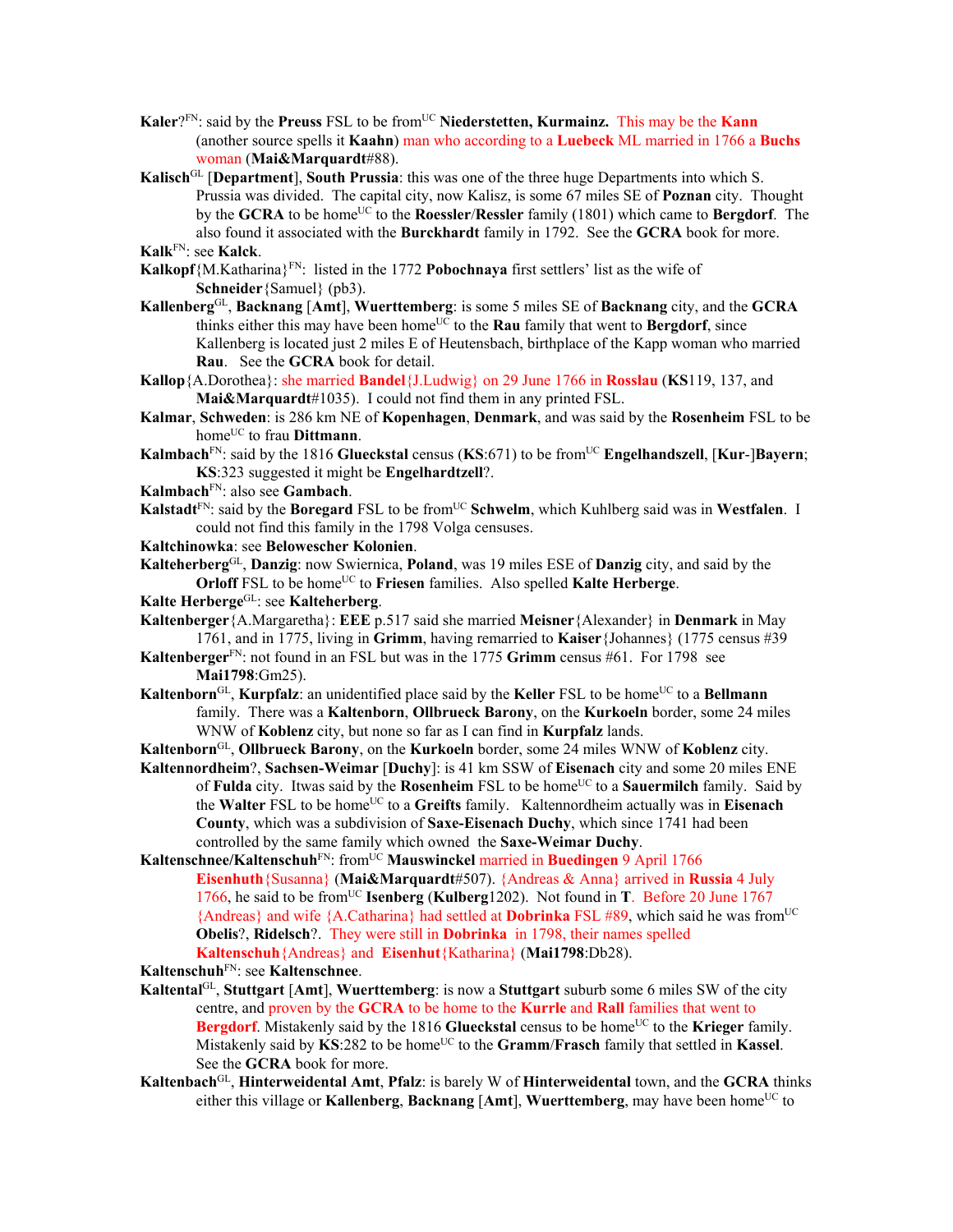**Kaler**?[FN]: said by the **Preuss** FSL to be from[UC] **Niederstetten, Kurmainz.** This may be the **Kann** (another source spells it **Kaahn**) man who according to a **Luebeck** ML married in 1766 a **Buchs** woman (**Mai&Marquardt**#88).

**Kalisch**[GL] [**Department**], **South Prussia**: this was one of the three huge Departments into which S. Prussia was divided. The capital city, now Kalisz, is some 67 miles SE of **Poznan** city. Thought by the **GCRA** to be home[UC] to the **Roessler**/**Ressler** family (1801) which came to **Bergdorf**. The also found it associated with the **Burckhardt** family in 1792. See the **GCRA** book for more.

**Kalk**[FN]: see **Kalck**.

**Kalkopf**{M.Katharina}[FN]: listed in the 1772 **Pobochnaya** first settlers' list as the wife of **Schneider**{Samuel} (pb3).

**Kallenberg**[GL], **Backnang** [**Amt**], **Wuerttemberg**: is some 5 miles SE of **Backnang** city, and the **GCRA** thinks either this may have been home[UC] to the **Rau** family that went to **Bergdorf**, since Kallenberg is located just 2 miles E of Heutensbach, birthplace of the Kapp woman who married **Rau**. See the **GCRA** book for detail.

**Kallop**{A.Dorothea}: she married **Bandel**{J.Ludwig} on 29 June 1766 in **Rosslau** (**KS**119, 137, and **Mai&Marquardt**#1035). I could not find them in any printed FSL.

**Kalmar**, **Schweden**: is 286 km NE of **Kopenhagen**, **Denmark**, and was said by the **Rosenheim** FSL to be home[UC] to frau **Dittmann**.

**Kalmbach**[FN]: said by the 1816 **Glueckstal** census (**KS**:671) to be from[UC] **Engelhandszell**, [**Kur**-]**Bayern**; **KS**:323 suggested it might be **Engelhardtzell**?.

**Kalmbach**[FN]: also see **Gambach**.

**Kalstadt**[FN]: said by the **Boregard** FSL to be from[UC] **Schwelm**, which Kuhlberg said was in **Westfalen**. I could not find this family in the 1798 Volga censuses.

**Kaltchinowka**: see **Belowescher Kolonien**.

**Kalteherberg**[GL], **Danzig**: now Swiernica, **Poland**, was 19 miles ESE of **Danzig** city, and said by the **Orloff** FSL to be home[UC] to **Friesen** families. Also spelled **Kalte Herberge**.

**Kalte Herberge**[GL]: see **Kalteherberg**.

**Kaltenberger**{A.Margaretha}: **EEE** p.517 said she married **Meisner**{Alexander} in **Denmark** in May 1761, and in 1775, living in **Grimm**, having remarried to **Kaiser**{Johannes} (1775 census #39

**Kaltenberger**[FN]: not found in an FSL but was in the 1775 **Grimm** census #61. For 1798 see **Mai1798**:Gm25).

**Kaltenborn**[GL], **Kurpfalz**: an unidentified place said by the **Keller** FSL to be home[UC] to a **Bellmann** family. There was a **Kaltenborn**, **Ollbrueck Barony**, on the **Kurkoeln** border, some 24 miles WNW of **Koblenz** city, but none so far as I can find in **Kurpfalz** lands.

**Kaltenborn**[GL], **Ollbrueck Barony**, on the **Kurkoeln** border, some 24 miles WNW of **Koblenz** city.

**Kaltennordheim**?, **Sachsen-Weimar** [**Duchy**]: is 41 km SSW of **Eisenach** city and some 20 miles ENE of **Fulda** city. Itwas said by the **Rosenheim** FSL to be home[UC] to a **Sauermilch** family. Said by the **Walter** FSL to be home[UC] to a **Greifts** family. Kaltennordheim actually was in **Eisenach County**, which was a subdivision of **Saxe-Eisenach Duchy**, which since 1741 had been controlled by the same family which owned the **Saxe-Weimar Duchy**.

**Kaltenschnee/Kaltenschuh**[FN]: from[UC] **Mauswinckel** married in **Buedingen** 9 April 1766 **Eisenhuth**{Susanna} (**Mai&Marquardt**#507). {Andreas & Anna} arrived in **Russia** 4 July 1766, he said to be from[UC] **Isenberg** (**Kulberg**1202). Not found in **T**. Before 20 June 1767 {Andreas} and wife {A.Catharina} had settled at **Dobrinka** FSL #89, which said he was from[UC] **Obelis**?, **Ridelsch**?. They were still in **Dobrinka** in 1798, their names spelled **Kaltenschuh**{Andreas} and **Eisenhut**{Katharina} (**Mai1798**:Db28).

**Kaltenschuh**[FN]: see **Kaltenschnee**.

**Kaltental**[GL], **Stuttgart** [**Amt**], **Wuerttemberg**: is now a **Stuttgart** suburb some 6 miles SW of the city centre, and proven by the **GCRA** to be home to the **Kurrle** and **Rall** families that went to **Bergdorf**. Mistakenly said by the 1816 **Glueckstal** census to be home[UC] to the **Krieger** family. Mistakenly said by **KS**:282 to be home[UC] to the **Gramm**/**Frasch** family that settled in **Kassel**. See the **GCRA** book for more.

**Kaltenbach**[GL], **Hinterweidental Amt**, **Pfalz**: is barely W of **Hinterweidental** town, and the **GCRA** thinks either this village or **Kallenberg**, **Backnang** [**Amt**], **Wuerttemberg**, may have been home[UC] to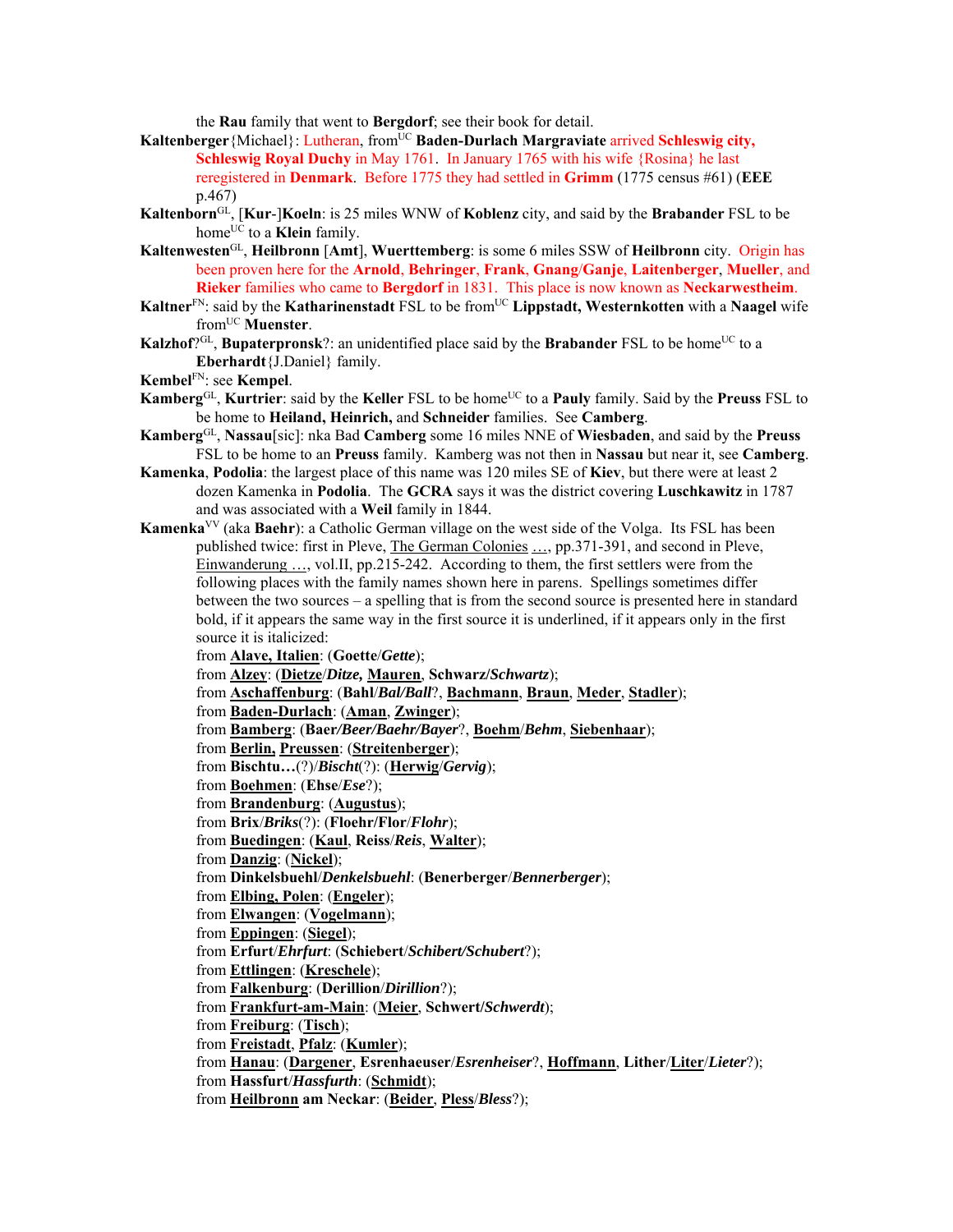the **Rau** family that went to **Bergdorf**; see their book for detail.

**Kaltenberger**{Michael}: Lutheran, from[UC] **Baden-Durlach Margraviate** arrived **Schleswig city, Schleswig Royal Duchy** in May 1761. In January 1765 with his wife {Rosina} he last reregistered in **Denmark**. Before 1775 they had settled in **Grimm** (1775 census #61) (**EEE** p.467)

**Kaltenborn**[GL], [**Kur**-]**Koeln**: is 25 miles WNW of **Koblenz** city, and said by the **Brabander** FSL to be home[UC] to a **Klein** family.

**Kaltenwesten**[GL], **Heilbronn** [**Amt**], **Wuerttemberg**: is some 6 miles SSW of **Heilbronn** city. Origin has been proven here for the **Arnold**, **Behringer**, **Frank**, **Gnang**/**Ganje**, **Laitenberger**, **Mueller**, and **Rieker** families who came to **Bergdorf** in 1831. This place is now known as **Neckarwestheim**.

**Kaltner**[FN]: said by the **Katharinenstadt** FSL to be from[UC] **Lippstadt, Westernkotten** with a **Naagel** wife from[UC] **Muenster**.

**Kalzhof**?[GL], **Bupaterpronsk**?: an unidentified place said by the **Brabander** FSL to be home[UC] to a **Eberhardt**{J.Daniel} family.

**Kembel**[FN]: see **Kempel**.

**Kamberg**[GL], **Kurtrier**: said by the **Keller** FSL to be home[UC] to a **Pauly** family. Said by the **Preuss** FSL to be home to **Heiland, Heinrich,** and **Schneider** families. See **Camberg**.

**Kamberg**[GL], **Nassau**[sic]: nka Bad **Camberg** some 16 miles NNE of **Wiesbaden**, and said by the **Preuss** FSL to be home to an **Preuss** family. Kamberg was not then in **Nassau** but near it, see **Camberg**.

**Kamenka**, **Podolia**: the largest place of this name was 120 miles SE of **Kiev**, but there were at least 2 dozen Kamenka in **Podolia**. The **GCRA** says it was the district covering **Luschkawitz** in 1787 and was associated with a **Weil** family in 1844.

**Kamenka**[VV] (aka **Baehr**): a Catholic German village on the west side of the Volga. Its FSL has been published twice: first in Pleve, The German Colonies …, pp.371-391, and second in Pleve, Einwanderung …, vol.II, pp.215-242. According to them, the first settlers were from the following places with the family names shown here in parens. Spellings sometimes differ between the two sources – a spelling that is from the second source is presented here in standard bold, if it appears the same way in the first source it is underlined, if it appears only in the first source it is italicized:

from **Alave, Italien**: (**Goette**/***Gette***);
from **Alzey**: (**Dietze**/***Ditze,*** **Mauren**, **Schwarz/*Schwartz***);
from **Aschaffenburg**: (**Bahl**/***Bal/Ball***?, **Bachmann**, **Braun**, **Meder**, **Stadler**);
from **Baden-Durlach**: (**Aman**, **Zwinger**);
from **Bamberg**: (**Baer*/Beer/Baehr/Bayer***?, **Boehm**/***Behm***, **Siebenhaar**);
from **Berlin, Preussen**: (**Streitenberger**);
from **Bischtu…**(?)/***Bischt***(?): (**Herwig**/***Gervig***);
from **Boehmen**: (**Ehse**/***Ese***?);
from **Brandenburg**: (**Augustus**);
from **Brix**/***Briks***(?): (**Floehr/Flor**/***Flohr***);
from **Buedingen**: (**Kaul**, **Reiss**/***Reis***, **Walter**);
from **Danzig**: (**Nickel**);
from **Dinkelsbuehl**/***Denkelsbuehl***: (**Benerberger**/***Bennerberger***);
from **Elbing, Polen**: (**Engeler**);
from **Elwangen**: (**Vogelmann**);
from **Eppingen**: (**Siegel**);
from **Erfurt**/***Ehrfurt***: (**Schiebert**/***Schibert/Schubert***?);
from **Ettlingen**: (**Kreschele**);
from **Falkenburg**: (**Derillion**/***Dirillion***?);
from **Frankfurt-am-Main**: (**Meier**, **Schwert/*Schwerdt***);
from **Freiburg**: (**Tisch**);
from **Freistadt**, **Pfalz**: (**Kumler**);
from **Hanau**: (**Dargener**, **Esrenhaeuser**/***Esrenheiser***?, **Hoffmann**, **Lither**/**Liter**/***Lieter***?);
from **Hassfurt**/***Hassfurth***: (**Schmidt**);
from **Heilbronn** **am Neckar**: (**Beider**, **Pless**/***Bless***?);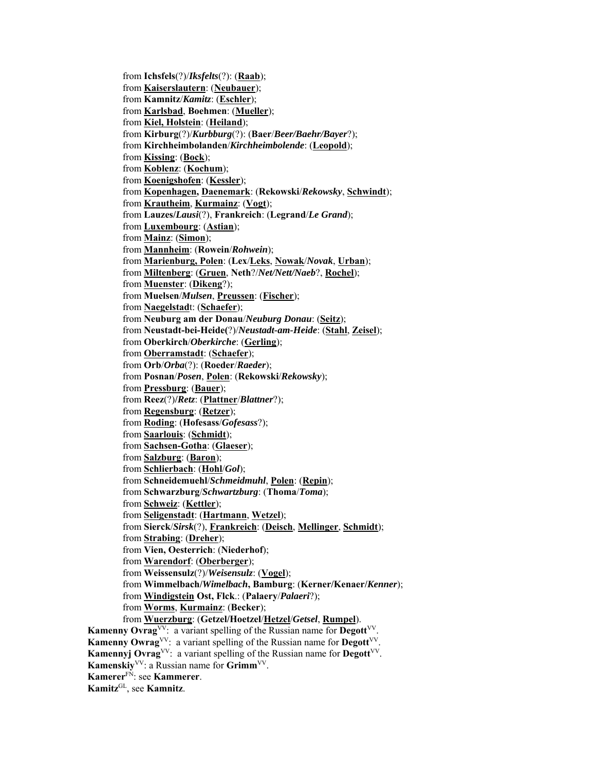from **Ichsfels**(?)/***Iksfelts***(?): (**<u>Raab</u>**);
from **<u>Kaiserslautern</u>**: (**<u>Neubauer</u>**);
from **Kamnitz**/***Kamitz***: (**<u>Eschler</u>**);
from **<u>Karlsbad</u>**, **Boehmen**: (**<u>Mueller</u>**);
from **<u>Kiel, Holstein</u>**: (**<u>Heiland</u>**);
from **Kirburg**(?)/***Kurbburg***(?): (**Baer**/***Beer/Baehr/Bayer***?);
from **Kirchheimbolanden**/***Kirchheimbolende***: (**<u>Leopold</u>**);
from **<u>Kissing</u>**: (**<u>Bock</u>**);
from **<u>Koblenz</u>**: (**<u>Kochum</u>**);
from **<u>Koenigshofen</u>**: (**<u>Kessler</u>**);
from **<u>Kopenhagen, Daenemark</u>**: (**Rekowski**/***Rekowsky***, **<u>Schwindt</u>**);
from **<u>Krautheim</u>**, **<u>Kurmainz</u>**: (**<u>Vogt</u>**);
from **Lauzes/*Lausi***(?), **Frankreich**: (**Legrand**/***Le Grand***);
from **<u>Luxembourg</u>**: (**<u>Astian</u>**);
from **<u>Mainz</u>**: (**<u>Simon</u>**);
from **<u>Mannheim</u>**: (**Rowein**/***Rohwein***);
from **<u>Marienburg, Polen</u>**: (**Lex**/**<u>Leks</u>**, **<u>Nowak</u>**/***Novak***, **<u>Urban</u>**);
from **<u>Miltenberg</u>**: (**<u>Gruen</u>**, **Neth**?/***Net/Nett/Naeb***?, **<u>Rochel</u>**);
from **<u>Muenster</u>**: (**<u>Dikeng</u>**?);
from **Muelsen**/***Mulsen***, **<u>Preussen</u>**: (**<u>Fischer</u>**);
from **<u>Naegelstad</u>**t: (**<u>Schaefer</u>**);
from **Neuburg am der Donau**/***Neuburg Donau***: (**<u>Seitz</u>**);
from **Neustadt-bei-Heide(**?)/***Neustadt-am-Heide***: (**<u>Stahl</u>**, **<u>Zeisel</u>**);
from **Oberkirch**/***Oberkirche***: (**<u>Gerling</u>**);
from **<u>Oberramstadt</u>**: (**<u>Schaefer</u>**);
from **Orb**/***Orba***(?): (**Roeder**/***Raeder***);
from **Posnan**/***Posen***, **<u>Polen</u>**: (**Rekowski**/***Rekowsky***);
from **<u>Pressburg</u>**: (**<u>Bauer</u>**);
from **Reez**(?)/***Retz***: (**<u>Plattner</u>**/***Blattner***?);
from **<u>Regensburg</u>**: (**<u>Retzer</u>**);
from **<u>Roding</u>**: (**Hofesass**/***Gofesass***?);
from **<u>Saarlouis</u>**: (**<u>Schmidt</u>**);
from **<u>Sachsen-Gotha</u>**: (**<u>Glaeser</u>**);
from **<u>Salzburg</u>**: (**<u>Baron</u>**);
from **<u>Schlierbach</u>**: (**<u>Hohl</u>**/***Gol***);
from **Schneidemuehl**/***Schmeidmuhl***, **<u>Polen</u>**: (**<u>Repin</u>**);
from **Schwarzburg**/***Schwartzburg***: (**Thoma**/***Toma***);
from **<u>Schweiz</u>**: (**<u>Kettler</u>**);
from **<u>Seligenstadt</u>**: (**<u>Hartmann</u>**, **<u>Wetzel</u>**);
from **Sierck**/***Sirsk***(?), **<u>Frankreich</u>**: (**<u>Deisch</u>**, **<u>Mellinger</u>**, **<u>Schmidt</u>**);
from **<u>Strabing</u>**: (**<u>Dreher</u>**);
from **Vien, Oesterrich**: (**Niederhof**);
from **<u>Warendorf</u>**: (**<u>Oberberger</u>**);
from **Weissensulz**(?)/***Weisensulz***: (**<u>Vogel</u>**);
from **Wimmelbach/*Wimelbach*, Bamburg**: (**Kerner/Kenaer/*Kenner***);
from **<u>Windigstein</u> Ost, Flck**.: (**Palaery**/***Palaeri***?);
from **<u>Worms</u>**, **<u>Kurmainz</u>**: (**Becker**);
from **<u>Wuerzburg</u>**: (**Getzel/Hoetzel/<u>Hetzel</u>/*Getsel***, **<u>Rumpel</u>**).

**Kamenny Ovrag**[VV]: a variant spelling of the Russian name for **Degott**[VV].
**Kamenny Owrag**[VV]: a variant spelling of the Russian name for **Degott**[VV].
**Kamennyj Ovrag**[VV]: a variant spelling of the Russian name for **Degott**[VV].
**Kamenskiy**[VV]: a Russian name for **Grimm**[VV].
**Kamerer**[FN]: see **Kammerer**.
**Kamitz**[GL], see **Kamnitz**.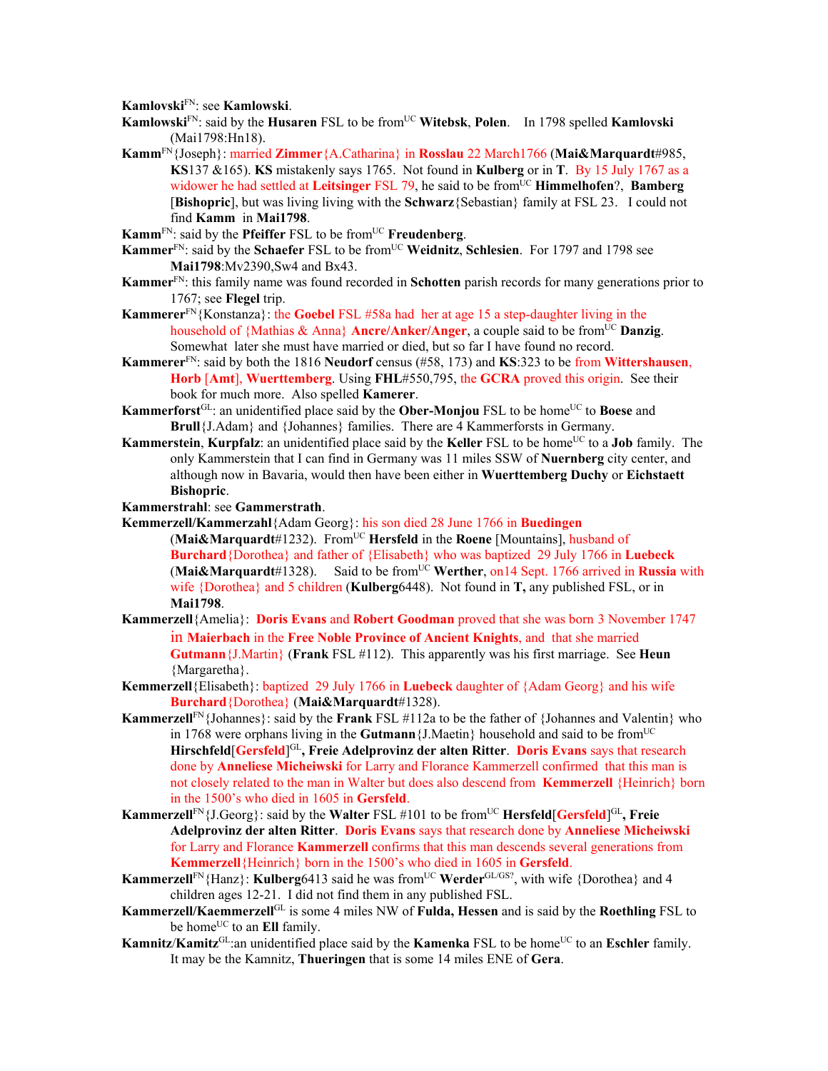**Kamlovski**[FN]: see **Kamlowski**.

**Kamlowski**[FN]: said by the **Husaren** FSL to be from[UC] **Witebsk**, **Polen**. In 1798 spelled **Kamlovski** (Mai1798:Hn18).

**Kamm**[FN]{Joseph}: married **Zimmer**{A.Catharina} in **Rosslau** 22 March1766 (**Mai&Marquardt**#985, **KS**137 &165). **KS** mistakenly says 1765. Not found in **Kulberg** or in **T**. By 15 July 1767 as a widower he had settled at **Leitsinger** FSL 79, he said to be from[UC] **Himmelhofen**?, **Bamberg** [**Bishopric**], but was living living with the **Schwarz**{Sebastian} family at FSL 23. I could not find **Kamm** in **Mai1798**.

**Kamm**[FN]: said by the **Pfeiffer** FSL to be from[UC] **Freudenberg**.

**Kammer**[FN]: said by the **Schaefer** FSL to be from[UC] **Weidnitz**, **Schlesien**. For 1797 and 1798 see **Mai1798**:Mv2390,Sw4 and Bx43.

**Kammer**[FN]: this family name was found recorded in **Schotten** parish records for many generations prior to 1767; see **Flegel** trip.

**Kammerer**[FN]{Konstanza}: the **Goebel** FSL #58a had her at age 15 a step-daughter living in the household of {Mathias & Anna} **Ancre**/**Anker**/**Anger**, a couple said to be from[UC] **Danzig**. Somewhat later she must have married or died, but so far I have found no record.

**Kammerer**[FN]: said by both the 1816 **Neudorf** census (#58, 173) and **KS**:323 to be from **Wittershausen**, **Horb** [**Amt**], **Wuerttemberg**. Using **FHL**#550,795, the **GCRA** proved this origin. See their book for much more. Also spelled **Kamerer**.

**Kammerforst**[GL]: an unidentified place said by the **Ober-Monjou** FSL to be home[UC] to **Boese** and **Brull**{J.Adam} and {Johannes} families. There are 4 Kammerforsts in Germany.

**Kammerstein**, **Kurpfalz**: an unidentified place said by the **Keller** FSL to be home[UC] to a **Job** family. The only Kammerstein that I can find in Germany was 11 miles SSW of **Nuernberg** city center, and although now in Bavaria, would then have been either in **Wuerttemberg Duchy** or **Eichstaett Bishopric**.

**Kammerstrahl**: see **Gammerstrath**.

**Kemmerzell/Kammerzahl**{Adam Georg}: his son died 28 June 1766 in **Buedingen** (**Mai&Marquardt**#1232). From[UC] **Hersfeld** in the **Roene** [Mountains], husband of **Burchard**{Dorothea} and father of {Elisabeth} who was baptized 29 July 1766 in **Luebeck** (**Mai&Marquardt**#1328). Said to be from[UC] **Werther**, on14 Sept. 1766 arrived in **Russia** with wife {Dorothea} and 5 children (**Kulberg**6448). Not found in **T,** any published FSL, or in **Mai1798**.

**Kammerzell**{Amelia}: **Doris Evans** and **Robert Goodman** proved that she was born 3 November 1747 in **Maierbach** in the **Free Noble Province of Ancient Knights**, and that she married **Gutmann**{J.Martin} (**Frank** FSL #112). This apparently was his first marriage. See **Heun** {Margaretha}.

**Kemmerzell**{Elisabeth}: baptized 29 July 1766 in **Luebeck** daughter of {Adam Georg} and his wife **Burchard**{Dorothea} (**Mai&Marquardt**#1328).

**Kammerzell**[FN]{Johannes}: said by the **Frank** FSL #112a to be the father of {Johannes and Valentin} who in 1768 were orphans living in the **Gutmann**{J.Maetin} household and said to be from[UC] **Hirschfeld**[**Gersfeld**][GL]**, Freie Adelprovinz der alten Ritter**. **Doris Evans** says that research done by **Anneliese Micheiwski** for Larry and Florance Kammerzell confirmed that this man is not closely related to the man in Walter but does also descend from **Kemmerzell** {Heinrich} born in the 1500's who died in 1605 in **Gersfeld**.

**Kammerzell**[FN]{J.Georg}: said by the **Walter** FSL #101 to be from[UC] **Hersfeld**[**Gersfeld**][GL]**, Freie Adelprovinz der alten Ritter**. **Doris Evans** says that research done by **Anneliese Micheiwski** for Larry and Florance **Kammerzell** confirms that this man descends several generations from **Kemmerzell**{Heinrich} born in the 1500's who died in 1605 in **Gersfeld**.

**Kammerzell**[FN]{Hanz}: **Kulberg**6413 said he was from[UC] **Werder**[GL/GS?], with wife {Dorothea} and 4 children ages 12-21. I did not find them in any published FSL.

**Kammerzell/Kaemmerzell**[GL] is some 4 miles NW of **Fulda, Hessen** and is said by the **Roethling** FSL to be home[UC] to an **Ell** family.

**Kamnitz**/**Kamitz**[GL]:an unidentified place said by the **Kamenka** FSL to be home[UC] to an **Eschler** family. It may be the Kamnitz, **Thueringen** that is some 14 miles ENE of **Gera**.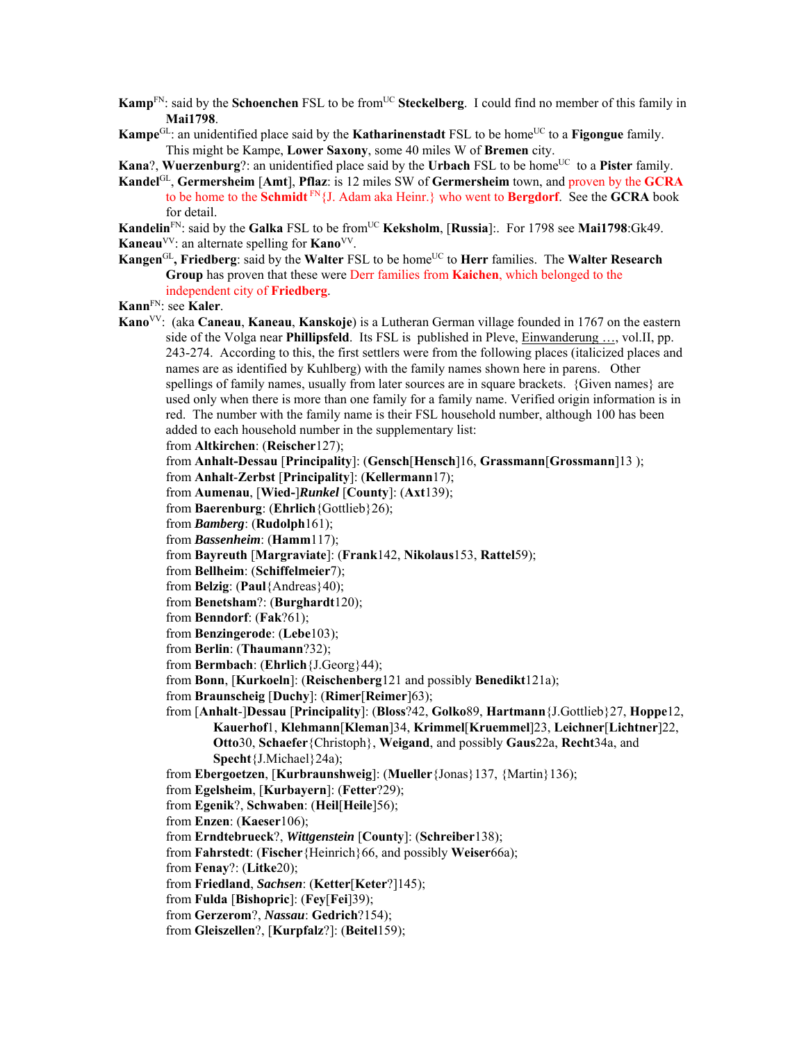**Kamp**[FN]: said by the **Schoenchen** FSL to be from[UC] **Steckelberg**. I could find no member of this family in **Mai1798**.

**Kampe**[GL]: an unidentified place said by the **Katharinenstadt** FSL to be home[UC] to a **Figongue** family. This might be Kampe, **Lower Saxony**, some 40 miles W of **Bremen** city.

**Kana**?, **Wuerzenburg**?: an unidentified place said by the **Urbach** FSL to be home[UC] to a **Pister** family.

**Kandel**[GL], **Germersheim** [**Amt**], **Pflaz**: is 12 miles SW of **Germersheim** town, and proven by the **GCRA** to be home to the **Schmidt** [FN]{J. Adam aka Heinr.} who went to **Bergdorf**. See the **GCRA** book for detail.

**Kandelin**[FN]: said by the **Galka** FSL to be from[UC] **Keksholm**, [**Russia**]:. For 1798 see **Mai1798**:Gk49.

**Kaneau**[VV]: an alternate spelling for **Kano**[VV].

**Kangen**[GL]**, Friedberg**: said by the **Walter** FSL to be home[UC] to **Herr** families. The **Walter Research Group** has proven that these were Derr families from **Kaichen**, which belonged to the independent city of **Friedberg**.

**Kann**[FN]: see **Kaler**.

**Kano**[VV]: (aka **Caneau**, **Kaneau**, **Kanskoje**) is a Lutheran German village founded in 1767 on the eastern side of the Volga near **Phillipsfeld**. Its FSL is published in Pleve, Einwanderung …, vol.II, pp. 243-274. According to this, the first settlers were from the following places (italicized places and names are as identified by Kuhlberg) with the family names shown here in parens. Other spellings of family names, usually from later sources are in square brackets. {Given names} are used only when there is more than one family for a family name. Verified origin information is in red. The number with the family name is their FSL household number, although 100 has been added to each household number in the supplementary list:

- from **Altkirchen**: (**Reischer**127);
- from **Anhalt-Dessau** [**Principality**]: (**Gensch**[**Hensch**]16, **Grassmann**[**Grossmann**]13 );
- from **Anhalt-Zerbst** [**Principality**]: (**Kellermann**17);
- from **Aumenau**, [**Wied-**]***Runkel*** [**County**]: (**Axt**139);
- from **Baerenburg**: (**Ehrlich**{Gottlieb}26);
- from ***Bamberg***: (**Rudolph**161);
- from ***Bassenheim***: (**Hamm**117);
- from **Bayreuth** [**Margraviate**]: (**Frank**142, **Nikolaus**153, **Rattel**59);
- from **Bellheim**: (**Schiffelmeier**7);
- from **Belzig**: (**Paul**{Andreas}40);
- from **Benetsham**?: (**Burghardt**120);
- from **Benndorf**: (**Fak**?61);
- from **Benzingerode**: (**Lebe**103);
- from **Berlin**: (**Thaumann**?32);
- from **Bermbach**: (**Ehrlich**{J.Georg}44);
- from **Bonn**, [**Kurkoeln**]: (**Reischenberg**121 and possibly **Benedikt**121a);
- from **Braunscheig** [**Duchy**]: (**Rimer**[**Reimer**]63);
- from [**Anhalt-**]**Dessau** [**Principality**]: (**Bloss**?42, **Golko**89, **Hartmann**{J.Gottlieb}27, **Hoppe**12, **Kauerhof**1, **Klehmann**[**Kleman**]34, **Krimmel**[**Kruemmel**]23, **Leichner**[**Lichtner**]22, **Otto**30, **Schaefer**{Christoph}, **Weigand**, and possibly **Gaus**22a, **Recht**34a, and **Specht**{J.Michael}24a);
- from **Ebergoetzen**, [**Kurbraunshweig**]: (**Mueller**{Jonas}137, {Martin}136);
- from **Egelsheim**, [**Kurbayern**]: (**Fetter**?29);
- from **Egenik**?, **Schwaben**: (**Heil**[**Heile**]56);
- from **Enzen**: (**Kaeser**106);
- from **Erndtebrueck**?, ***Wittgenstein*** [**County**]: (**Schreiber**138);
- from **Fahrstedt**: (**Fischer**{Heinrich}66, and possibly **Weiser**66a);
- from **Fenay**?: (**Litke**20);
- from **Friedland**, ***Sachsen***: (**Ketter**[**Keter**?]145);
- from **Fulda** [**Bishopric**]: (**Fey**[**Fei**]39);
- from **Gerzerom**?, ***Nassau***: **Gedrich**?154);
- from **Gleiszellen**?, [**Kurpfalz**?]: (**Beitel**159);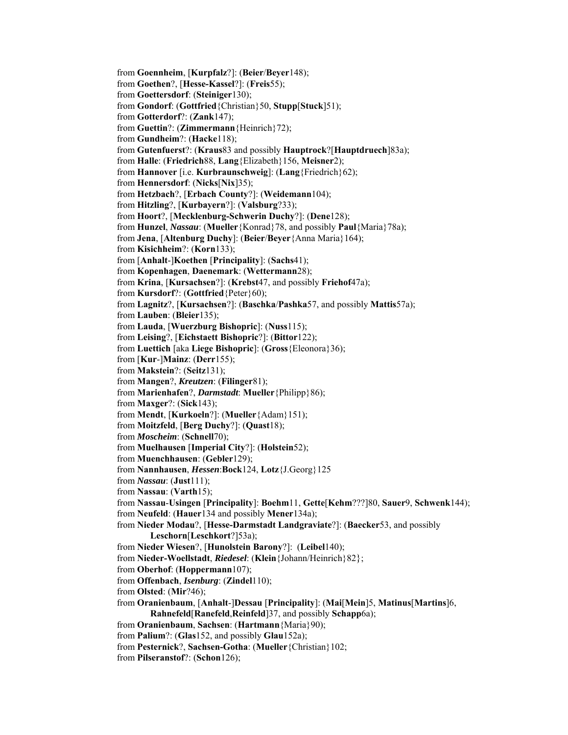from **Goennheim**, [**Kurpfalz**?]: (**Beier**/**Beyer**148);
from **Goethen**?, [**Hesse-Kassel**?]: (**Freis**55);
from **Goettersdorf**: (**Steiniger**130);
from **Gondorf**: (**Gottfried**{Christian}50, **Stupp**[**Stuck**]51);
from **Gotterdorf**?: (**Zank**147);
from **Guettin**?: (**Zimmermann**{Heinrich}72);
from **Gundheim**?: (**Hacke**118);
from **Gutenfuerst**?: (**Kraus**83 and possibly **Hauptrock**?[**Hauptdruech**]83a);
from **Halle**: (**Friedrich**88, **Lang**{Elizabeth}156, **Meisner**2);
from **Hannover** [i.e. **Kurbraunschweig**]: (**Lang**{Friedrich}62);
from **Hennersdorf**: (**Nicks**[**Nix**]35);
from **Hetzbach**?, [**Erbach County**?]: (**Weidemann**104);
from **Hitzling**?, [**Kurbayern**?]: (**Valsburg**?33);
from **Hoort**?, [**Mecklenburg-Schwerin Duchy**?]: (**Dene**128);
from **Hunzel**, ***Nassau***: (**Mueller**{Konrad}78, and possibly **Paul**{Maria}78a);
from **Jena**, [**Altenburg Duchy**]: (**Beier**/**Beyer**{Anna Maria}164);
from **Kisichheim**?: (**Korn**133);
from [**Anhalt**-]**Koethen** [**Principality**]: (**Sachs**41);
from **Kopenhagen**, **Daenemark**: (**Wettermann**28);
from **Krina**, [**Kursachsen**?]: (**Krebst**47, and possibly **Friehof**47a);
from **Kursdorf**?: (**Gottfried**{Peter}60);
from **Lagnitz**?, [**Kursachsen**?]: (**Baschka**/**Pashka**57, and possibly **Mattis**57a);
from **Lauben**: (**Bleier**135);
from **Lauda**, [**Wuerzburg Bishopric**]: (**Nuss**115);
from **Leising**?, [**Eichstaett Bishopric**?]: (**Bittor**122);
from **Luettich** [aka **Liege Bishopric**]: (**Gross**{Eleonora}36);
from [**Kur**-]**Mainz**: (**Derr**155);
from **Makstein**?: (**Seitz**131);
from **Mangen**?, ***Kreutzen***: (**Filinger**81);
from **Marienhafen**?, ***Darmstadt***: **Mueller**{Philipp}86);
from **Maxger**?: (**Sick**143);
from **Mendt**, [**Kurkoeln**?]: (**Mueller**{Adam}151);
from **Moitzfeld**, [**Berg Duchy**?]: (**Quast**18);
from ***Moscheim***: (**Schnell**70);
from **Muelhausen** [**Imperial City**?]: (**Holstein**52);
from **Muenchhausen**: (**Gebler**129);
from **Nannhausen**, ***Hessen***:**Bock**124, **Lotz**{J.Georg}125
from ***Nassau***: (**Just**111);
from **Nassau**: (**Varth**15);
from **Nassau-Usingen** [**Principality**]: **Boehm**11, **Gette**[**Kehm**???]80, **Sauer**9, **Schwenk**144);
from **Neufeld**: (**Hauer**134 and possibly **Mener**134a);
from **Nieder Modau**?, [**Hesse-Darmstadt Landgraviate**?]: (**Baecker**53, and possibly **Leschorn**[**Leschkort**?]53a);
from **Nieder Wiesen**?, [**Hunolstein Barony**?]: (**Leibel**140);
from **Nieder-Woellstadt**, ***Riedesel***: (**Klein**{Johann/Heinrich}82};
from **Oberhof**: (**Hoppermann**107);
from **Offenbach**, ***Isenburg***: (**Zindel**110);
from **Olsted**: (**Mir**?46);
from **Oranienbaum**, [**Anhalt**-]**Dessau** [**Principality**]: (**Mai**[**Mein**]5, **Matinus**[**Martins**]6, **Rahnefeld**[**Ranefeld**,**Reinfeld**]37, and possibly **Schapp**6a);
from **Oranienbaum**, **Sachsen**: (**Hartmann**{Maria}90);
from **Palium**?: (**Glas**152, and possibly **Glau**152a);
from **Pesternick**?, **Sachsen-Gotha**: (**Mueller**{Christian}102;
from **Pilseranstof**?: (**Schon**126);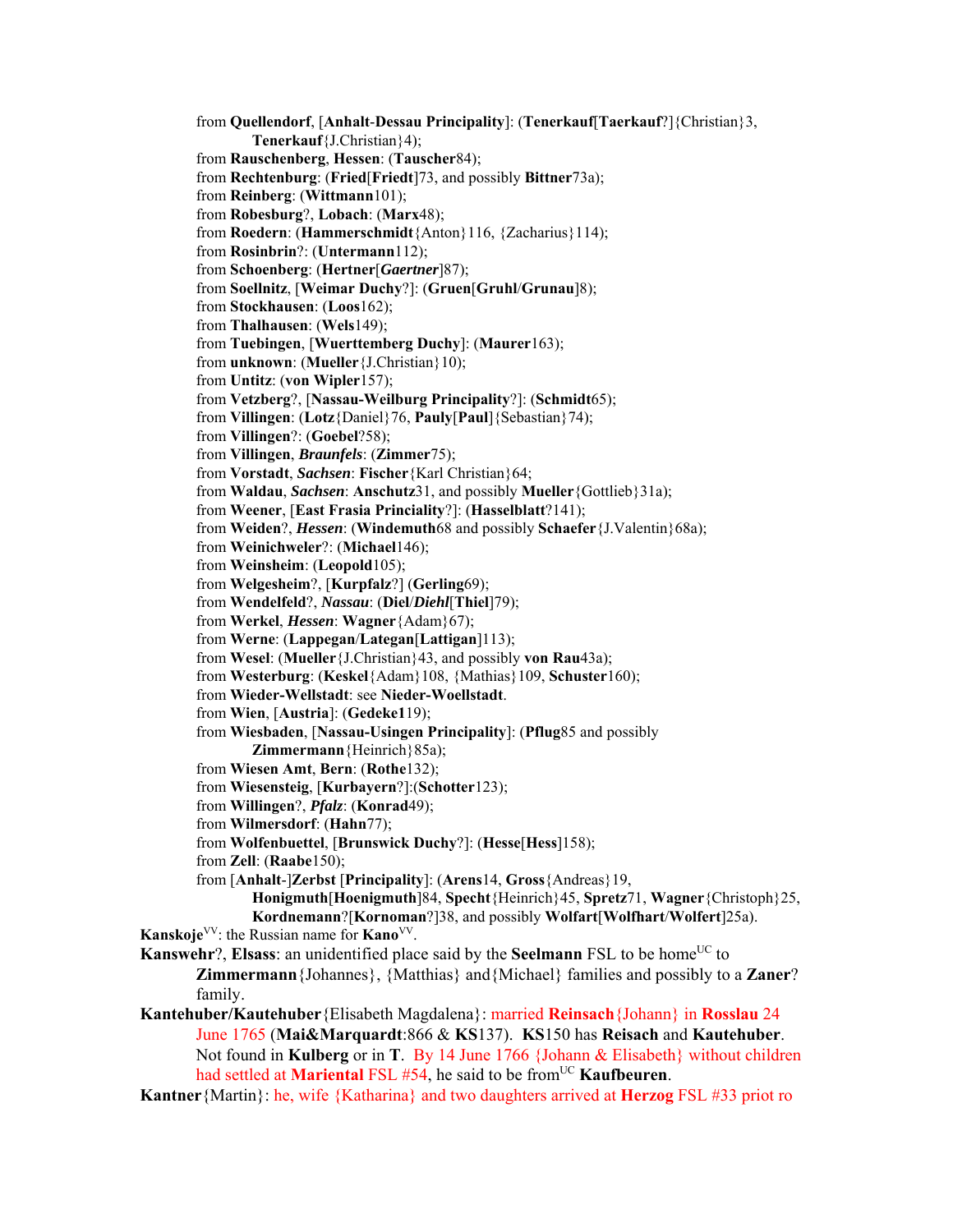from **Quellendorf**, [**Anhalt-Dessau Principality**]: (**Tenerkauf**[**Taerkauf**?]{Christian}3, **Tenerkauf**{J.Christian}4);
from **Rauschenberg**, **Hessen**: (**Tauscher**84);
from **Rechtenburg**: (**Fried**[**Friedt**]73, and possibly **Bittner**73a);
from **Reinberg**: (**Wittmann**101);
from **Robesburg**?, **Lobach**: (**Marx**48);
from **Roedern**: (**Hammerschmidt**{Anton}116, {Zacharius}114);
from **Rosinbrin**?: (**Untermann**112);
from **Schoenberg**: (**Hertner**[***Gaertner***]87);
from **Soellnitz**, [**Weimar Duchy**?]: (**Gruen**[**Gruhl**/**Grunau**]8);
from **Stockhausen**: (**Loos**162);
from **Thalhausen**: (**Wels**149);
from **Tuebingen**, [**Wuerttemberg Duchy**]: (**Maurer**163);
from **unknown**: (**Mueller**{J.Christian}10);
from **Untitz**: (**von Wipler**157);
from **Vetzberg**?, [**Nassau-Weilburg Principality**?]: (**Schmidt**65);
from **Villingen**: (**Lotz**{Daniel}76, **Pauly**[**Paul**]{Sebastian}74);
from **Villingen**?: (**Goebel**?58);
from **Villingen**, ***Braunfels***: (**Zimmer**75);
from **Vorstadt**, ***Sachsen***: **Fischer**{Karl Christian}64;
from **Waldau**, ***Sachsen***: **Anschutz**31, and possibly **Mueller**{Gottlieb}31a);
from **Weener**, [**East Frasia Princiality**?]: (**Hasselblatt**?141);
from **Weiden**?, ***Hessen***: (**Windemuth**68 and possibly **Schaefer**{J.Valentin}68a);
from **Weinichweler**?: (**Michael**146);
from **Weinsheim**: (**Leopold**105);
from **Welgesheim**?, [**Kurpfalz**?] (**Gerling**69);
from **Wendelfeld**?, ***Nassau***: (**Diel**/***Diehl***[**Thiel**]79);
from **Werkel**, ***Hessen***: **Wagner**{Adam}67);
from **Werne**: (**Lappegan**/**Lategan**[**Lattigan**]113);
from **Wesel**: (**Mueller**{J.Christian}43, and possibly **von Rau**43a);
from **Westerburg**: (**Keskel**{Adam}108, {Mathias}109, **Schuster**160);
from **Wieder-Wellstadt**: see **Nieder-Woellstadt**.
from **Wien**, [**Austria**]: (**Gedeke1**19);
from **Wiesbaden**, [**Nassau-Usingen Principality**]: (**Pflug**85 and possibly **Zimmermann**{Heinrich}85a);
from **Wiesen Amt**, **Bern**: (**Rothe**132);
from **Wiesensteig**, [**Kurbayern**?]:(**Schotter**123);
from **Willingen**?, ***Pfalz***: (**Konrad**49);
from **Wilmersdorf**: (**Hahn**77);
from **Wolfenbuettel**, [**Brunswick Duchy**?]: (**Hesse**[**Hess**]158);
from **Zell**: (**Raabe**150);
from [**Anhalt**-]**Zerbst** [**Principality**]: (**Arens**14, **Gross**{Andreas}19, **Honigmuth**[**Hoenigmuth**]84, **Specht**{Heinrich}45, **Spretz**71, **Wagner**{Christoph}25, **Kordnemann**?[**Kornoman**?]38, and possibly **Wolfart**[**Wolfhart**/**Wolfert**]25a).

**Kanskoje**[VV]: the Russian name for **Kano**[VV].

**Kanswehr**?, **Elsass**: an unidentified place said by the **Seelmann** FSL to be home[UC] to **Zimmermann**{Johannes}, {Matthias} and{Michael} families and possibly to a **Zaner**? family.

**Kantehuber/Kautehuber**{Elisabeth Magdalena}: married **Reinsach**{Johann} in **Rosslau** 24 June 1765 (**Mai&Marquardt**:866 & **KS**137). **KS**150 has **Reisach** and **Kautehuber**. Not found in **Kulberg** or in **T**. By 14 June 1766 {Johann & Elisabeth} without children had settled at **Mariental** FSL #54, he said to be from[UC] **Kaufbeuren**.

**Kantner**{Martin}: he, wife {Katharina} and two daughters arrived at **Herzog** FSL #33 priot ro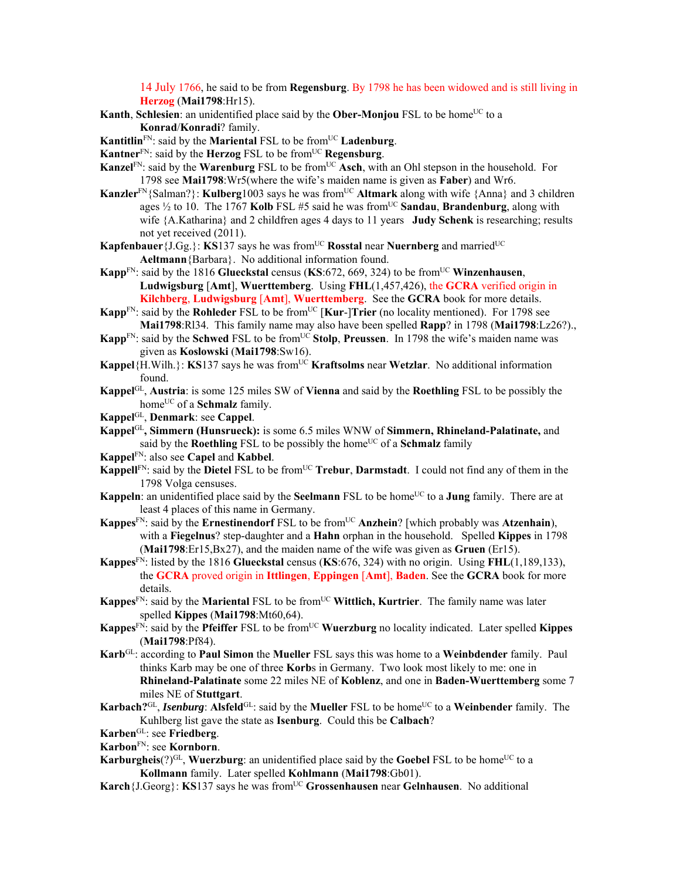14 July 1766, he said to be from **Regensburg**. By 1798 he has been widowed and is still living in **Herzog** (**Mai1798**:Hr15).

**Kanth**, **Schlesien**: an unidentified place said by the **Ober-Monjou** FSL to be home[UC] to a **Konrad**/**Konradi**? family.

**Kantitlin**[FN]: said by the **Mariental** FSL to be from[UC] **Ladenburg**.

**Kantner**[FN]: said by the **Herzog** FSL to be from[UC] **Regensburg**.

**Kanzel**[FN]: said by the **Warenburg** FSL to be from[UC] **Asch**, with an Ohl stepson in the household. For 1798 see **Mai1798**:Wr5(where the wife's maiden name is given as **Faber**) and Wr6.

**Kanzler**[FN]{Salman?}: **Kulberg**1003 says he was from[UC] **Altmark** along with wife {Anna} and 3 children ages ½ to 10. The 1767 **Kolb** FSL #5 said he was from[UC] **Sandau**, **Brandenburg**, along with wife {A.Katharina} and 2 childfren ages 4 days to 11 years **Judy Schenk** is researching; results not yet received (2011).

**Kapfenbauer**{J.Gg.}: **KS**137 says he was from[UC] **Rosstal** near **Nuernberg** and married[UC] **Aeltmann**{Barbara}. No additional information found.

**Kapp**[FN]: said by the 1816 **Glueckstal** census (**KS**:672, 669, 324) to be from[UC] **Winzenhausen**, **Ludwigsburg** [**Amt**], **Wuerttemberg**. Using **FHL**(1,457,426), the **GCRA** verified origin in **Kilchberg**, **Ludwigsburg** [**Amt**], **Wuerttemberg**. See the **GCRA** book for more details.

**Kapp**[FN]: said by the **Rohleder** FSL to be from[UC] [**Kur**-]**Trier** (no locality mentioned). For 1798 see **Mai1798**:Rl34. This family name may also have been spelled **Rapp**? in 1798 (**Mai1798**:Lz26?).,

**Kapp**[FN]: said by the **Schwed** FSL to be from[UC] **Stolp**, **Preussen**. In 1798 the wife's maiden name was given as **Koslowski** (**Mai1798**:Sw16).

**Kappel**{H.Wilh.}: **KS**137 says he was from[UC] **Kraftsolms** near **Wetzlar**. No additional information found.

**Kappel**[GL], **Austria**: is some 125 miles SW of **Vienna** and said by the **Roethling** FSL to be possibly the home[UC] of a **Schmalz** family.

**Kappel**[GL], **Denmark**: see **Cappel**.

**Kappel**[GL]**, Simmern (Hunsrueck):** is some 6.5 miles WNW of **Simmern, Rhineland-Palatinate,** and said by the **Roethling** FSL to be possibly the home[UC] of a **Schmalz** family

**Kappel**[FN]: also see **Capel** and **Kabbel**.

**Kappell**[FN]: said by the **Dietel** FSL to be from[UC] **Trebur**, **Darmstadt**. I could not find any of them in the 1798 Volga censuses.

**Kappeln**: an unidentified place said by the **Seelmann** FSL to be home[UC] to a **Jung** family. There are at least 4 places of this name in Germany.

**Kappes**[FN]: said by the **Ernestinendorf** FSL to be from[UC] **Anzhein**? [which probably was **Atzenhain**), with a **Fiegelnus**? step-daughter and a **Hahn** orphan in the household. Spelled **Kippes** in 1798 (**Mai1798**:Er15,Bx27), and the maiden name of the wife was given as **Gruen** (Er15).

**Kappes**[FN]: listed by the 1816 **Glueckstal** census (**KS**:676, 324) with no origin. Using **FHL**(1,189,133), the **GCRA** proved origin in **Ittlingen**, **Eppingen** [**Amt**], **Baden**. See the **GCRA** book for more details.

**Kappes**[FN]: said by the **Mariental** FSL to be from[UC] **Wittlich, Kurtrier**. The family name was later spelled **Kippes** (**Mai1798**:Mt60,64).

**Kappes**[FN]: said by the **Pfeiffer** FSL to be from[UC] **Wuerzburg** no locality indicated. Later spelled **Kippes** (**Mai1798**:Pf84).

**Karb**[GL]: according to **Paul Simon** the **Mueller** FSL says this was home to a **Weinbdender** family. Paul thinks Karb may be one of three **Korb**s in Germany. Two look most likely to me: one in **Rhineland-Palatinate** some 22 miles NE of **Koblenz**, and one in **Baden-Wuerttemberg** some 7 miles NE of **Stuttgart**.

**Karbach?**[GL], ***Isenburg***: **Alsfeld**[GL]: said by the **Mueller** FSL to be home[UC] to a **Weinbender** family. The Kuhlberg list gave the state as **Isenburg**. Could this be **Calbach**?

**Karben**[GL]: see **Friedberg**.

**Karbon**[FN]: see **Kornborn**.

**Karburgheis**(?)[GL], **Wuerzburg**: an unidentified place said by the **Goebel** FSL to be home[UC] to a **Kollmann** family. Later spelled **Kohlmann** (**Mai1798**:Gb01).

**Karch**{J.Georg}: **KS**137 says he was from[UC] **Grossenhausen** near **Gelnhausen**. No additional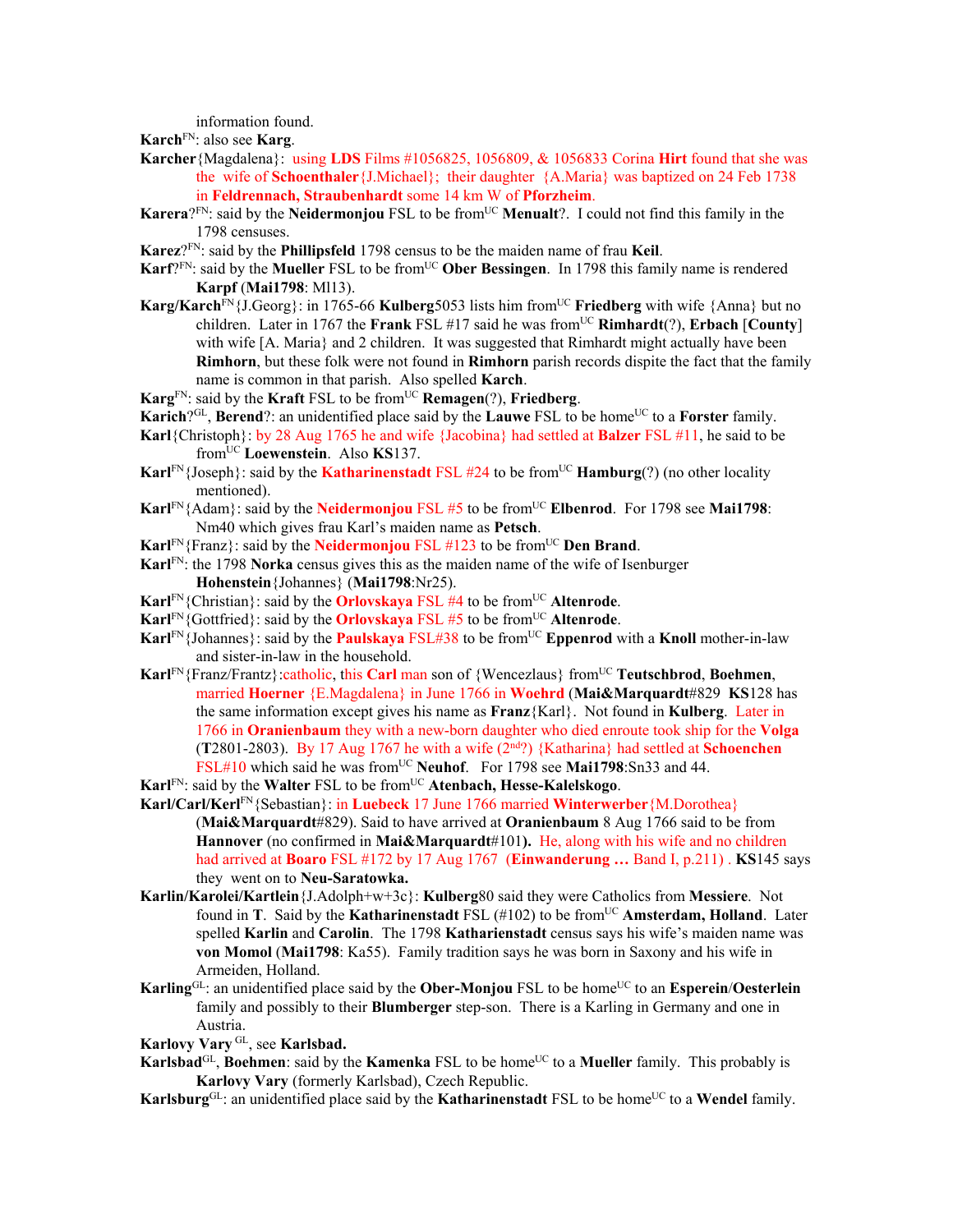information found.

**Karch**[FN]: also see **Karg**.

**Karcher**{Magdalena}: using **LDS** Films #1056825, 1056809, & 1056833 Corina **Hirt** found that she was the wife of **Schoenthaler**{J.Michael}; their daughter {A.Maria} was baptized on 24 Feb 1738 in **Feldrennach, Straubenhardt** some 14 km W of **Pforzheim**.

**Karera**?[FN]: said by the **Neidermonjou** FSL to be from[UC] **Menualt**?. I could not find this family in the 1798 censuses.

**Karez**?[FN]: said by the **Phillipsfeld** 1798 census to be the maiden name of frau **Keil**.

**Karf**?[FN]: said by the **Mueller** FSL to be from[UC] **Ober Bessingen**. In 1798 this family name is rendered **Karpf** (**Mai1798**: Ml13).

**Karg/Karch**[FN]{J.Georg}: in 1765-66 **Kulberg**5053 lists him from[UC] **Friedberg** with wife {Anna} but no children. Later in 1767 the **Frank** FSL #17 said he was from[UC] **Rimhardt**(?), **Erbach** [**County**] with wife [A. Maria} and 2 children. It was suggested that Rimhardt might actually have been **Rimhorn**, but these folk were not found in **Rimhorn** parish records dispite the fact that the family name is common in that parish. Also spelled **Karch**.

**Karg**[FN]: said by the **Kraft** FSL to be from[UC] **Remagen**(?), **Friedberg**.

**Karich**?[GL], **Berend**?: an unidentified place said by the **Lauwe** FSL to be home[UC] to a **Forster** family.

**Karl**{Christoph}: by 28 Aug 1765 he and wife {Jacobina} had settled at **Balzer** FSL #11, he said to be from[UC] **Loewenstein**. Also **KS**137.

**Karl**[FN]{Joseph}: said by the **Katharinenstadt** FSL #24 to be from[UC] **Hamburg**(?) (no other locality mentioned).

**Karl**[FN]{Adam}: said by the **Neidermonjou** FSL #5 to be from[UC] **Elbenrod**. For 1798 see **Mai1798**: Nm40 which gives frau Karl's maiden name as **Petsch**.

**Karl**[FN]{Franz}: said by the **Neidermonjou** FSL #123 to be from[UC] **Den Brand**.

**Karl**[FN]: the 1798 **Norka** census gives this as the maiden name of the wife of Isenburger **Hohenstein**{Johannes} (**Mai1798**:Nr25).

**Karl**[FN]{Christian}: said by the **Orlovskaya** FSL #4 to be from[UC] **Altenrode**.

**Karl**[FN]{Gottfried}: said by the **Orlovskaya** FSL #5 to be from[UC] **Altenrode**.

**Karl**[FN]{Johannes}: said by the **Paulskaya** FSL#38 to be from[UC] **Eppenrod** with a **Knoll** mother-in-law and sister-in-law in the household.

**Karl**[FN]{Franz/Frantz}:catholic, this **Carl** man son of {Wencezlaus} from[UC] **Teutschbrod**, **Boehmen**, married **Hoerner** {E.Magdalena} in June 1766 in **Woehrd** (**Mai&Marquardt**#829 **KS**128 has the same information except gives his name as **Franz**{Karl}. Not found in **Kulberg**. Later in 1766 in **Oranienbaum** they with a new-born daughter who died enroute took ship for the **Volga** (**T**2801-2803). By 17 Aug 1767 he with a wife (2nd?) {Katharina} had settled at **Schoenchen** FSL#10 which said he was from[UC] **Neuhof**. For 1798 see **Mai1798**:Sn33 and 44.

**Karl**[FN]: said by the **Walter** FSL to be from[UC] **Atenbach, Hesse-Kalelskogo**.

**Karl/Carl/Kerl**[FN]{Sebastian}: in **Luebeck** 17 June 1766 married **Winterwerber**{M.Dorothea} (**Mai&Marquardt**#829). Said to have arrived at **Oranienbaum** 8 Aug 1766 said to be from **Hannover** (no confirmed in **Mai&Marquardt**#101**).** He, along with his wife and no children had arrived at **Boaro** FSL #172 by 17 Aug 1767 (**Einwanderung …** Band I, p.211) . **KS**145 says they went on to **Neu-Saratowka.**

**Karlin/Karolei/Kartlein**{J.Adolph+w+3c}: **Kulberg**80 said they were Catholics from **Messiere**. Not found in **T**. Said by the **Katharinenstadt** FSL (#102) to be from[UC] **Amsterdam, Holland**. Later spelled **Karlin** and **Carolin**. The 1798 **Katharienstadt** census says his wife's maiden name was **von Momol** (**Mai1798**: Ka55). Family tradition says he was born in Saxony and his wife in Armeiden, Holland.

**Karling**[GL]: an unidentified place said by the **Ober-Monjou** FSL to be home[UC] to an **Esperein**/**Oesterlein** family and possibly to their **Blumberger** step-son. There is a Karling in Germany and one in Austria.

**Karlovy Vary** [GL], see **Karlsbad.**

**Karlsbad**[GL], **Boehmen**: said by the **Kamenka** FSL to be home[UC] to a **Mueller** family. This probably is **Karlovy Vary** (formerly Karlsbad), Czech Republic.

**Karlsburg**[GL]: an unidentified place said by the **Katharinenstadt** FSL to be home[UC] to a **Wendel** family.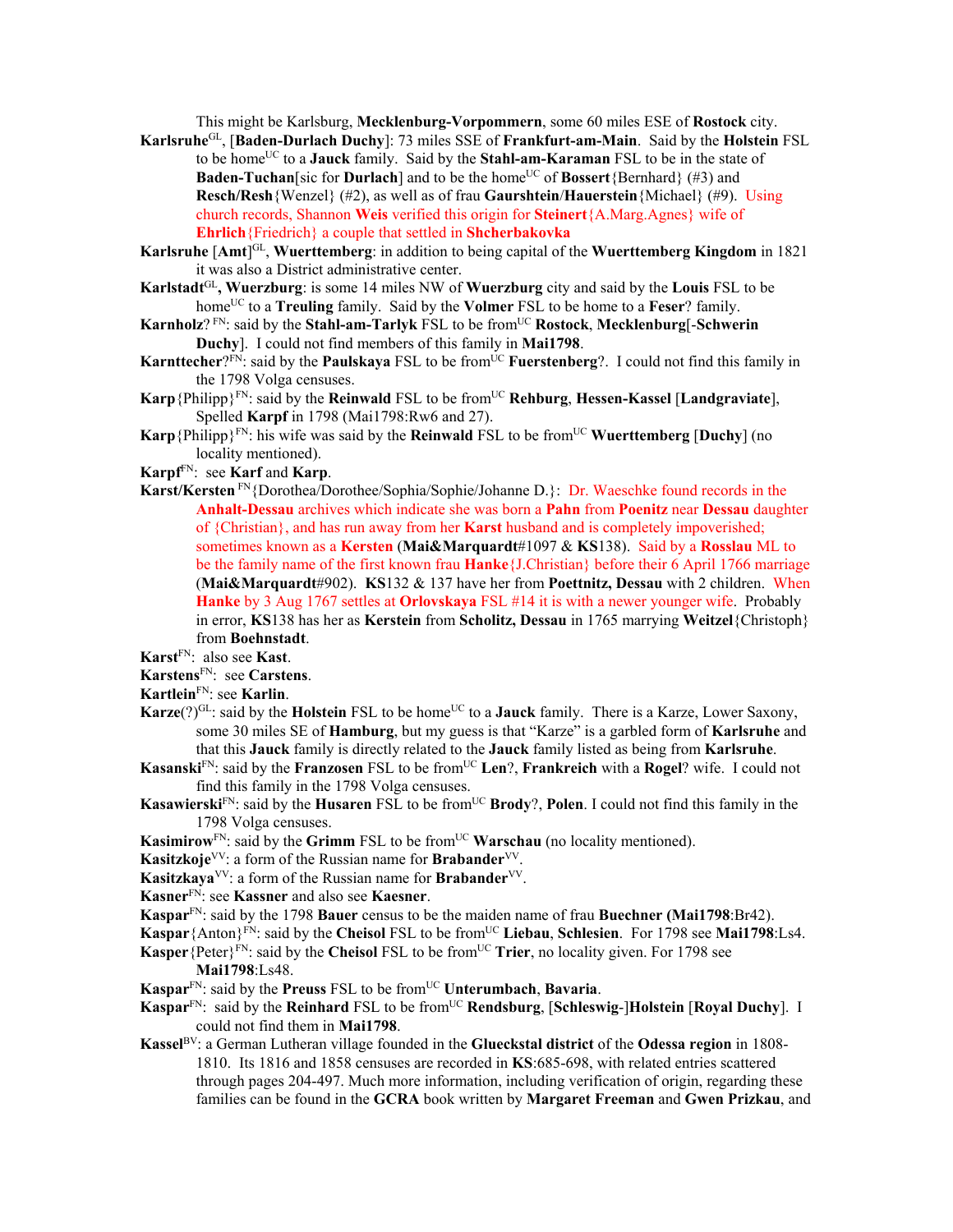This might be Karlsburg, **Mecklenburg-Vorpommern**, some 60 miles ESE of **Rostock** city.

**Karlsruhe**[GL], [**Baden-Durlach Duchy**]: 73 miles SSE of **Frankfurt-am-Main**. Said by the **Holstein** FSL to be home[UC] to a **Jauck** family. Said by the **Stahl-am-Karaman** FSL to be in the state of **Baden-Tuchan**[sic for **Durlach**] and to be the home[UC] of **Bossert**{Bernhard} (#3) and **Resch/Resh**{Wenzel} (#2), as well as of frau **Gaurshtein**/**Hauerstein**{Michael} (#9). Using church records, Shannon **Weis** verified this origin for **Steinert**{A.Marg.Agnes} wife of **Ehrlich**{Friedrich} a couple that settled in **Shcherbakovka**

**Karlsruhe** [**Amt**][GL], **Wuerttemberg**: in addition to being capital of the **Wuerttemberg Kingdom** in 1821 it was also a District administrative center.

**Karlstadt**[GL]**, Wuerzburg**: is some 14 miles NW of **Wuerzburg** city and said by the **Louis** FSL to be home[UC] to a **Treuling** family. Said by the **Volmer** FSL to be home to a **Feser**? family.

**Karnholz**? [FN]: said by the **Stahl-am-Tarlyk** FSL to be from[UC] **Rostock**, **Mecklenburg**[-**Schwerin Duchy**]. I could not find members of this family in **Mai1798**.

**Karnttecher**?[FN]: said by the **Paulskaya** FSL to be from[UC] **Fuerstenberg**?. I could not find this family in the 1798 Volga censuses.

**Karp**{Philipp}[FN]: said by the **Reinwald** FSL to be from[UC] **Rehburg**, **Hessen-Kassel** [**Landgraviate**], Spelled **Karpf** in 1798 (Mai1798:Rw6 and 27).

**Karp**{Philipp}[FN]: his wife was said by the **Reinwald** FSL to be from[UC] **Wuerttemberg** [**Duchy**] (no locality mentioned).

**Karpf**[FN]: see **Karf** and **Karp**.

**Karst/Kersten** [FN]{Dorothea/Dorothee/Sophia/Sophie/Johanne D.}: Dr. Waeschke found records in the **Anhalt-Dessau** archives which indicate she was born a **Pahn** from **Poenitz** near **Dessau** daughter of {Christian}, and has run away from her **Karst** husband and is completely impoverished; sometimes known as a **Kersten** (**Mai&Marquardt**#1097 & **KS**138). Said by a **Rosslau** ML to be the family name of the first known frau **Hanke**{J.Christian} before their 6 April 1766 marriage (**Mai&Marquardt**#902). **KS**132 & 137 have her from **Poettnitz, Dessau** with 2 children. When **Hanke** by 3 Aug 1767 settles at **Orlovskaya** FSL #14 it is with a newer younger wife. Probably in error, **KS**138 has her as **Kerstein** from **Scholitz, Dessau** in 1765 marrying **Weitzel**{Christoph} from **Boehnstadt**.

**Karst**[FN]: also see **Kast**.

**Karstens**[FN]: see **Carstens**.

**Kartlein**[FN]: see **Karlin**.

**Karze**(?)[GL]: said by the **Holstein** FSL to be home[UC] to a **Jauck** family. There is a Karze, Lower Saxony, some 30 miles SE of **Hamburg**, but my guess is that "Karze" is a garbled form of **Karlsruhe** and that this **Jauck** family is directly related to the **Jauck** family listed as being from **Karlsruhe**.

**Kasanski**[FN]: said by the **Franzosen** FSL to be from[UC] **Len**?, **Frankreich** with a **Rogel**? wife. I could not find this family in the 1798 Volga censuses.

**Kasawierski**[FN]: said by the **Husaren** FSL to be from[UC] **Brody**?, **Polen**. I could not find this family in the 1798 Volga censuses.

**Kasimirow**[FN]: said by the **Grimm** FSL to be from[UC] **Warschau** (no locality mentioned).

**Kasitzkoje**[VV]: a form of the Russian name for **Brabander**[VV].

**Kasitzkaya**[VV]: a form of the Russian name for **Brabander**[VV].

**Kasner**[FN]: see **Kassner** and also see **Kaesner**.

**Kaspar**[FN]: said by the 1798 **Bauer** census to be the maiden name of frau **Buechner** (**Mai1798**:Br42).

**Kaspar**{Anton}[FN]: said by the **Cheisol** FSL to be from[UC] **Liebau**, **Schlesien**. For 1798 see **Mai1798**:Ls4.

**Kasper**{Peter}[FN]: said by the **Cheisol** FSL to be from[UC] **Trier**, no locality given. For 1798 see **Mai1798**:Ls48.

**Kaspar**[FN]: said by the **Preuss** FSL to be from[UC] **Unterumbach**, **Bavaria**.

**Kaspar**[FN]: said by the **Reinhard** FSL to be from[UC] **Rendsburg**, [**Schleswig**-]**Holstein** [**Royal Duchy**]. I could not find them in **Mai1798**.

**Kassel**[BV]: a German Lutheran village founded in the **Glueckstal district** of the **Odessa region** in 1808-1810. Its 1816 and 1858 censuses are recorded in **KS**:685-698, with related entries scattered through pages 204-497. Much more information, including verification of origin, regarding these families can be found in the **GCRA** book written by **Margaret Freeman** and **Gwen Prizkau**, and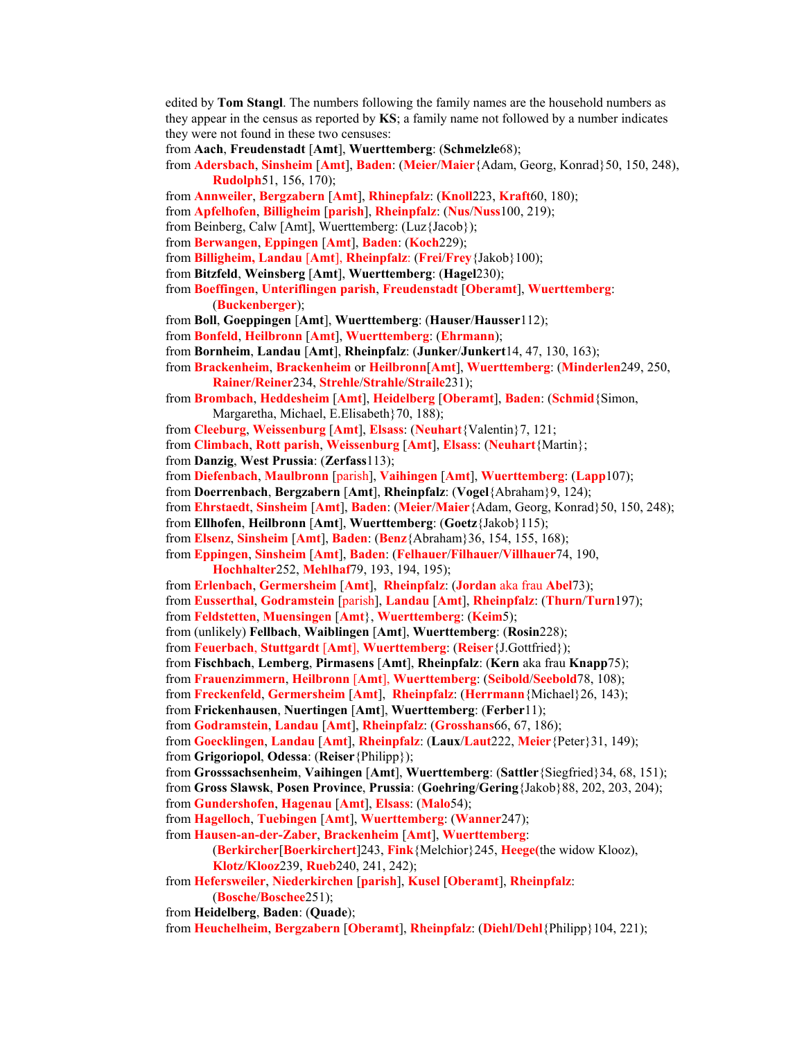edited by **Tom Stangl**. The numbers following the family names are the household numbers as they appear in the census as reported by **KS**; a family name not followed by a number indicates they were not found in these two censuses:

from **Aach**, **Freudenstadt** [**Amt**], **Wuerttemberg**: (**Schmelzle**68);

from **Adersbach**, **Sinsheim** [**Amt**], **Baden**: (**Meier**/**Maier**{Adam, Georg, Konrad}50, 150, 248), **Rudolph**51, 156, 170);

from **Annweiler**, **Bergzabern** [**Amt**], **Rhinepfalz**: (**Knoll**223, **Kraft**60, 180);

from **Apfelhofen**, **Billigheim** [**parish**], **Rheinpfalz**: (**Nus**/**Nuss**100, 219);

from Beinberg, Calw [Amt], Wuerttemberg: (Luz{Jacob});

from **Berwangen**, **Eppingen** [**Amt**], **Baden**: (**Koch**229);

from **Billigheim, Landau** [**Amt**], **Rheinpfalz**: (**Frei**/**Frey**{Jakob}100);

from **Bitzfeld**, **Weinsberg** [**Amt**], **Wuerttemberg**: (**Hagel**230);

from **Boeffingen**, **Unteriflingen parish**, **Freudenstadt** [**Oberamt**], **Wuerttemberg**: (**Buckenberger**);

from **Boll**, **Goeppingen** [**Amt**], **Wuerttemberg**: (**Hauser**/**Hausser**112);

from **Bonfeld**, **Heilbronn** [**Amt**], **Wuerttemberg**: (**Ehrmann**);

from **Bornheim**, **Landau** [**Amt**], **Rheinpfalz**: (**Junker**/**Junkert**14, 47, 130, 163);

from **Brackenheim**, **Brackenheim** or **Heilbronn**[**Amt**], **Wuerttemberg**: (**Minderlen**249, 250, **Rainer**/**Reiner**234, **Strehle**/**Strahle**/**Straile**231);

from **Brombach**, **Heddesheim** [**Amt**], **Heidelberg** [**Oberamt**], **Baden**: (**Schmid**{Simon, Margaretha, Michael, E.Elisabeth}70, 188);

from **Cleeburg**, **Weissenburg** [**Amt**], **Elsass**: (**Neuhart**{Valentin}7, 121;

from **Climbach**, **Rott parish**, **Weissenburg** [**Amt**], **Elsass**: (**Neuhart**{Martin};

from **Danzig**, **West Prussia**: (**Zerfass**113);

from **Diefenbach**, **Maulbronn** [parish], **Vaihingen** [**Amt**], **Wuerttemberg**: (**Lapp**107);

from **Doerrenbach**, **Bergzabern** [**Amt**], **Rheinpfalz**: (**Vogel**{Abraham}9, 124);

from **Ehrstaedt**, **Sinsheim** [**Amt**], **Baden**: (**Meier**/**Maier**{Adam, Georg, Konrad}50, 150, 248);

from **Ellhofen**, **Heilbronn** [**Amt**], **Wuerttemberg**: (**Goetz**{Jakob}115);

from **Elsenz**, **Sinsheim** [**Amt**], **Baden**: (**Benz**{Abraham}36, 154, 155, 168);

from **Eppingen**, **Sinsheim** [**Amt**], **Baden**: (**Felhauer**/**Filhauer**/**Villhauer**74, 190, **Hochhalter**252, **Mehlhaf**79, 193, 194, 195);

from **Erlenbach**, **Germersheim** [**Amt**], **Rheinpfalz**: (**Jordan** aka frau **Abel**73);

from **Eusserthal**, **Godramstein** [parish], **Landau** [**Amt**], **Rheinpfalz**: (**Thurn**/**Turn**197);

from **Feldstetten**, **Muensingen** [**Amt**}, **Wuerttemberg**: (**Keim**5);

from (unlikely) **Fellbach**, **Waiblingen** [**Amt**], **Wuerttemberg**: (**Rosin**228);

from **Feuerbach**, **Stuttgardt** [**Amt**], **Wuerttemberg**: (**Reiser**{J.Gottfried});

from **Fischbach**, **Lemberg**, **Pirmasens** [**Amt**], **Rheinpfalz**: (**Kern** aka frau **Knapp**75);

from **Frauenzimmern**, **Heilbronn** [**Amt**], **Wuerttemberg**: (**Seibold**/**Seebold**78, 108);

from **Freckenfeld**, **Germersheim** [**Amt**], **Rheinpfalz**: (**Herrmann**{Michael}26, 143);

from **Frickenhausen**, **Nuertingen** [**Amt**], **Wuerttemberg**: (**Ferber**11);

from **Godramstein**, **Landau** [**Amt**], **Rheinpfalz**: (**Grosshans**66, 67, 186);

from **Goecklingen**, **Landau** [**Amt**], **Rheinpfalz**: (**Laux**/**Laut**222, **Meier**{Peter}31, 149);

from **Grigoriopol**, **Odessa**: (**Reiser**{Philipp});

from **Grosssachsenheim**, **Vaihingen** [**Amt**], **Wuerttemberg**: (**Sattler**{Siegfried}34, 68, 151);

from **Gross Slawsk**, **Posen Province**, **Prussia**: (**Goehring**/**Gering**{Jakob}88, 202, 203, 204);

from **Gundershofen**, **Hagenau** [**Amt**], **Elsass**: (**Malo**54);

from **Hagelloch**, **Tuebingen** [**Amt**], **Wuerttemberg**: (**Wanner**247);

from **Hausen-an-der-Zaber**, **Brackenheim** [**Amt**], **Wuerttemberg**: (**Berkircher**[**Boerkirchert**]243, **Fink**{Melchior}245, **Heege**(the widow Klooz), **Klotz**/**Klooz**239, **Rueb**240, 241, 242);

from **Hefersweiler**, **Niederkirchen** [**parish**], **Kusel** [**Oberamt**], **Rheinpfalz**: (**Bosche**/**Boschee**251);

from **Heidelberg**, **Baden**: (**Quade**);

from **Heuchelheim**, **Bergzabern** [**Oberamt**], **Rheinpfalz**: (**Diehl**/**Dehl**{Philipp}104, 221);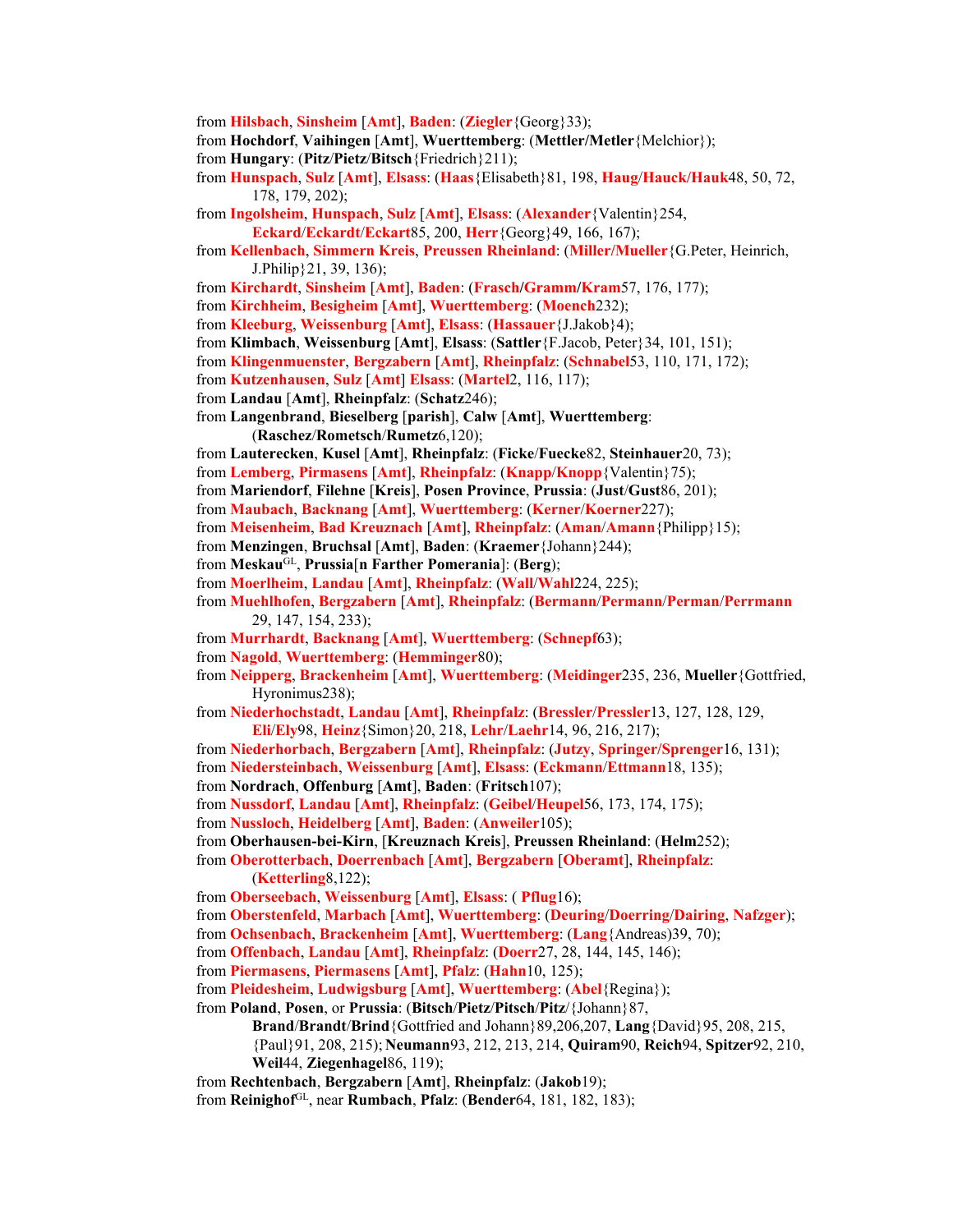from **Hilsbach**, **Sinsheim** [**Amt**], **Baden**: (**Ziegler**{Georg}33);
from **Hochdorf**, **Vaihingen** [**Amt**], **Wuerttemberg**: (**Mettler**/**Metler**{Melchior});
from **Hungary**: (**Pitz**/**Pietz**/**Bitsch**{Friedrich}211);
from **Hunspach**, **Sulz** [**Amt**], **Elsass**: (**Haas**{Elisabeth}81, 198, **Haug**/**Hauck**/**Hauk**48, 50, 72, 178, 179, 202);
from **Ingolsheim**, **Hunspach**, **Sulz** [**Amt**], **Elsass**: (**Alexander**{Valentin}254, **Eckard**/**Eckardt**/**Eckart**85, 200, **Herr**{Georg}49, 166, 167);
from **Kellenbach**, **Simmern Kreis**, **Preussen Rheinland**: (**Miller/Mueller**{G.Peter, Heinrich, J.Philip}21, 39, 136);
from **Kirchardt**, **Sinsheim** [**Amt**], **Baden**: (**Frasch**/**Gramm**/**Kram**57, 176, 177);
from **Kirchheim**, **Besigheim** [**Amt**], **Wuerttemberg**: (**Moench**232);
from **Kleeburg**, **Weissenburg** [**Amt**], **Elsass**: (**Hassauer**{J.Jakob}4);
from **Klimbach**, **Weissenburg** [**Amt**], **Elsass**: (**Sattler**{F.Jacob, Peter}34, 101, 151);
from **Klingenmuenster**, **Bergzabern** [**Amt**], **Rheinpfalz**: (**Schnabel**53, 110, 171, 172);
from **Kutzenhausen**, **Sulz** [**Amt**] **Elsass**: (**Martel**2, 116, 117);
from **Landau** [**Amt**], **Rheinpfalz**: (**Schatz**246);
from **Langenbrand**, **Bieselberg** [**parish**], **Calw** [**Amt**], **Wuerttemberg**: (**Raschez**/**Rometsch**/**Rumetz**6,120);
from **Lauterecken**, **Kusel** [**Amt**], **Rheinpfalz**: (**Ficke**/**Fuecke**82, **Steinhauer**20, 73);
from **Lemberg**, **Pirmasens** [**Amt**], **Rheinpfalz**: (**Knapp**/**Knopp**{Valentin}75);
from **Mariendorf**, **Filehne** [**Kreis**], **Posen Province**, **Prussia**: (**Just**/**Gust**86, 201);
from **Maubach**, **Backnang** [**Amt**], **Wuerttemberg**: (**Kerner**/**Koerner**227);
from **Meisenheim**, **Bad Kreuznach** [**Amt**], **Rheinpfalz**: (**Aman**/**Amann**{Philipp}15);
from **Menzingen**, **Bruchsal** [**Amt**], **Baden**: (**Kraemer**{Johann}244);
from **Meskau**[GL], **Prussia**[**n Farther Pomerania**]: (**Berg**);
from **Moerlheim**, **Landau** [**Amt**], **Rheinpfalz**: (**Wall**/**Wahl**224, 225);
from **Muehlhofen**, **Bergzabern** [**Amt**], **Rheinpfalz**: (**Bermann**/**Permann**/**Perman**/**Perrmann** 29, 147, 154, 233);
from **Murrhardt**, **Backnang** [**Amt**], **Wuerttemberg**: (**Schnepf**63);
from **Nagold**, **Wuerttemberg**: (**Hemminger**80);
from **Neipperg**, **Brackenheim** [**Amt**], **Wuerttemberg**: (**Meidinger**235, 236, **Mueller**{Gottfried, Hyronimus238);
from **Niederhochstadt**, **Landau** [**Amt**], **Rheinpfalz**: (**Bressler**/**Pressler**13, 127, 128, 129, **Eli**/**Ely**98, **Heinz**{Simon}20, 218, **Lehr**/**Laehr**14, 96, 216, 217);
from **Niederhorbach**, **Bergzabern** [**Amt**], **Rheinpfalz**: (**Jutzy**, **Springer**/**Sprenger**16, 131);
from **Niedersteinbach**, **Weissenburg** [**Amt**], **Elsass**: (**Eckmann**/**Ettmann**18, 135);
from **Nordrach**, **Offenburg** [**Amt**], **Baden**: (**Fritsch**107);
from **Nussdorf**, **Landau** [**Amt**], **Rheinpfalz**: (**Geibel**/**Heupel**56, 173, 174, 175);
from **Nussloch**, **Heidelberg** [**Amt**], **Baden**: (**Anweiler**105);
from **Oberhausen-bei-Kirn**, [**Kreuznach Kreis**], **Preussen Rheinland**: (**Helm**252);
from **Oberotterbach**, **Doerrenbach** [**Amt**], **Bergzabern** [**Oberamt**], **Rheinpfalz**: (**Ketterling**8,122);
from **Oberseebach**, **Weissenburg** [**Amt**], **Elsass**: ( **Pflug**16);
from **Oberstenfeld**, **Marbach** [**Amt**], **Wuerttemberg**: (**Deuring**/**Doerring**/**Dairing**, **Nafzger**);
from **Ochsenbach**, **Brackenheim** [**Amt**], **Wuerttemberg**: (**Lang**{Andreas}39, 70);
from **Offenbach**, **Landau** [**Amt**], **Rheinpfalz**: (**Doerr**27, 28, 144, 145, 146);
from **Piermasens**, **Piermasens** [**Amt**], **Pfalz**: (**Hahn**10, 125);
from **Pleidesheim**, **Ludwigsburg** [**Amt**], **Wuerttemberg**: (**Abel**{Regina});
from **Poland**, **Posen**, or **Prussia**: (**Bitsch**/**Pietz**/**Pitsch**/**Pitz**/{Johann}87, **Brand**/**Brandt**/**Brind**{Gottfried and Johann}89,206,207, **Lang**{David}95, 208, 215, {Paul}91, 208, 215); **Neumann**93, 212, 213, 214, **Quiram**90, **Reich**94, **Spitzer**92, 210, **Weil**44, **Ziegenhagel**86, 119);
from **Rechtenbach**, **Bergzabern** [**Amt**], **Rheinpfalz**: (**Jakob**19);
from **Reinighof**[GL], near **Rumbach**, **Pfalz**: (**Bender**64, 181, 182, 183);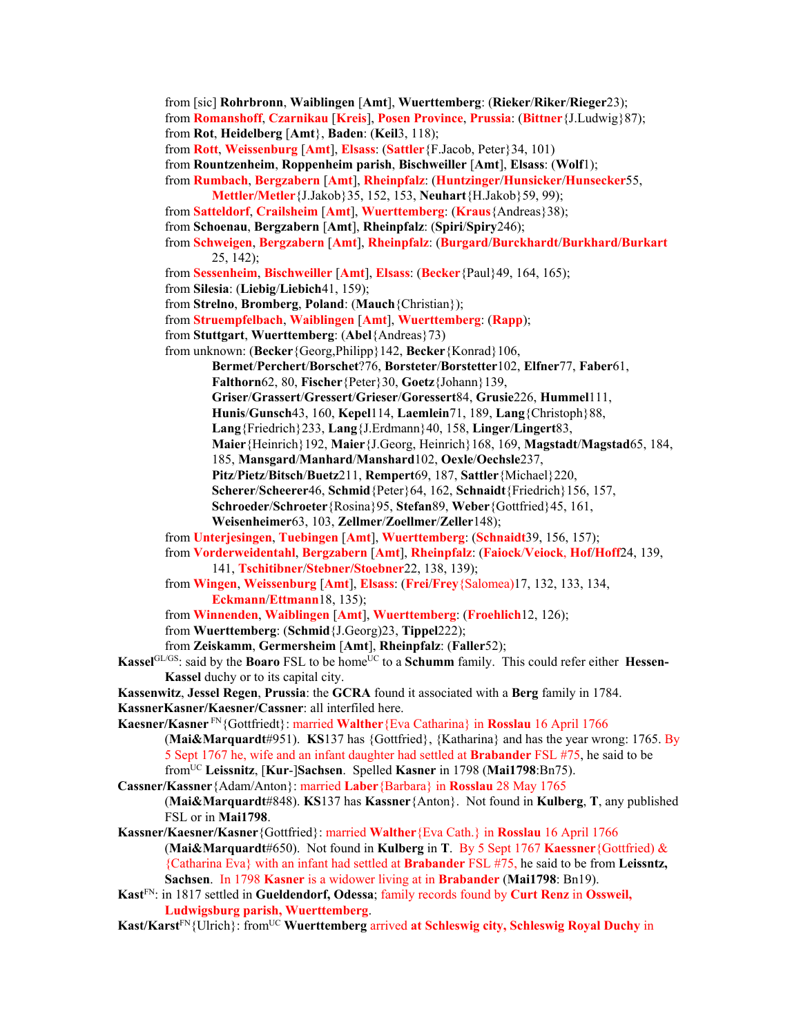from [sic] **Rohrbronn**, **Waiblingen** [**Amt**], **Wuerttemberg**: (**Rieker**/**Riker**/**Rieger**23);

from **Romanshoff**, **Czarnikau** [**Kreis**], **Posen Province**, **Prussia**: (**Bittner**{J.Ludwig}87);

from **Rot**, **Heidelberg** [**Amt**}, **Baden**: (**Keil**3, 118);

from **Rott**, **Weissenburg** [**Amt**], **Elsass**: (**Sattler**{F.Jacob, Peter}34, 101)

from **Rountzenheim**, **Roppenheim parish**, **Bischweiller** [**Amt**], **Elsass**: (**Wolf**1);

from **Rumbach**, **Bergzabern** [**Amt**], **Rheinpfalz**: (**Huntzinger**/**Hunsicker**/**Hunsecker**55, **Mettler/Metler**{J.Jakob}35, 152, 153, **Neuhart**{H.Jakob}59, 99);

from **Satteldorf**, **Crailsheim** [**Amt**], **Wuerttemberg**: (**Kraus**{Andreas}38);

from **Schoenau**, **Bergzabern** [**Amt**], **Rheinpfalz**: (**Spiri**/**Spiry**246);

from **Schweigen**, **Bergzabern** [**Amt**], **Rheinpfalz**: (**Burgard**/**Burckhardt**/**Burkhard**/**Burkart** 25, 142);

from **Sessenheim**, **Bischweiller** [**Amt**], **Elsass**: (**Becker**{Paul}49, 164, 165);

from **Silesia**: (**Liebig**/**Liebich**41, 159);

from **Strelno**, **Bromberg**, **Poland**: (**Mauch**{Christian});

from **Struempfelbach**, **Waiblingen** [**Amt**], **Wuerttemberg**: (**Rapp**);

from **Stuttgart**, **Wuerttemberg**: (**Abel**{Andreas}73)

from unknown: (**Becker**{Georg,Philipp}142, **Becker**{Konrad}106, **Bermet**/**Perchert**/**Borschet**?76, **Borsteter**/**Borstetter**102, **Elfner**77, **Faber**61, **Falthorn**62, 80, **Fischer**{Peter}30, **Goetz**{Johann}139, **Griser**/**Grassert**/**Gressert**/**Grieser**/**Goressert**84, **Grusie**226, **Hummel**111, **Hunis**/**Gunsch**43, 160, **Kepel**114, **Laemlein**71, 189, **Lang**{Christoph}88, **Lang**{Friedrich}233, **Lang**{J.Erdmann}40, 158, **Linger**/**Lingert**83, **Maier**{Heinrich}192, **Maier**{J.Georg, Heinrich}168, 169, **Magstadt**/**Magstad**65, 184, 185, **Mansgard**/**Manhard**/**Manshard**102, **Oexle**/**Oechsle**237, **Pitz**/**Pietz**/**Bitsch**/**Buetz**211, **Rempert**69, 187, **Sattler**{Michael}220, **Scherer**/**Scheerer**46, **Schmid**{Peter}64, 162, **Schnaidt**{Friedrich}156, 157, **Schroeder**/**Schroeter**{Rosina}95, **Stefan**89, **Weber**{Gottfried}45, 161, **Weisenheimer**63, 103, **Zellmer**/**Zoellmer**/**Zeller**148);

from **Unterjesingen**, **Tuebingen** [**Amt**], **Wuerttemberg**: (**Schnaidt**39, 156, 157);

from **Vorderweidentahl**, **Bergzabern** [**Amt**], **Rheinpfalz**: (**Faiock**/**Veiock**, **Hof**/**Hoff**24, 139, 141, **Tschitibner**/**Stebner**/**Stoebner**22, 138, 139);

from **Wingen**, **Weissenburg** [**Amt**], **Elsass**: (**Frei**/**Frey**{Salomea)17, 132, 133, 134, **Eckmann**/**Ettmann**18, 135);

from **Winnenden**, **Waiblingen** [**Amt**], **Wuerttemberg**: (**Froehlich**12, 126);

from **Wuerttemberg**: (**Schmid**{J.Georg)23, **Tippel**222);

from **Zeiskamm**, **Germersheim** [**Amt**], **Rheinpfalz**: (**Faller**52);

**Kassel**GL/GS: said by the **Boaro** FSL to be homeUC to a **Schumm** family. This could refer either **Hessen-Kassel** duchy or to its capital city.

**Kassenwitz**, **Jessel Regen**, **Prussia**: the **GCRA** found it associated with a **Berg** family in 1784.

**KassnerKasner/Kaesner/Cassner**: all interfiled here.

**Kaesner/Kasner** FN{Gottfriedt}: married **Walther**{Eva Catharina} in **Rosslau** 16 April 1766 (**Mai&Marquardt**#951). **KS**137 has {Gottfried}, {Katharina} and has the year wrong: 1765. By 5 Sept 1767 he, wife and an infant daughter had settled at **Brabander** FSL #75, he said to be fromUC **Leissnitz**, [**Kur**-]**Sachsen**. Spelled **Kasner** in 1798 (**Mai1798**:Bn75).

**Cassner/Kassner**{Adam/Anton}: married **Laber**{Barbara} in **Rosslau** 28 May 1765 (**Mai&Marquardt**#848). **KS**137 has **Kassner**{Anton}. Not found in **Kulberg**, **T**, any published FSL or in **Mai1798**.

**Kassner/Kaesner/Kasner**{Gottfried}: married **Walther**{Eva Cath.} in **Rosslau** 16 April 1766 (**Mai&Marquardt**#650). Not found in **Kulberg** in **T**. By 5 Sept 1767 **Kaessner**{Gottfried) & {Catharina Eva} with an infant had settled at **Brabander** FSL #75, he said to be from **Leissntz**, **Sachsen**. In 1798 **Kasner** is a widower living at in **Brabander** (**Mai1798**: Bn19).

**Kast**FN: in 1817 settled in **Gueldendorf, Odessa**; family records found by **Curt Renz** in **Ossweil, Ludwigsburg parish, Wuerttemberg**.

**Kast/Karst**FN{Ulrich}: fromUC **Wuerttemberg** arrived **at Schleswig city, Schleswig Royal Duchy** in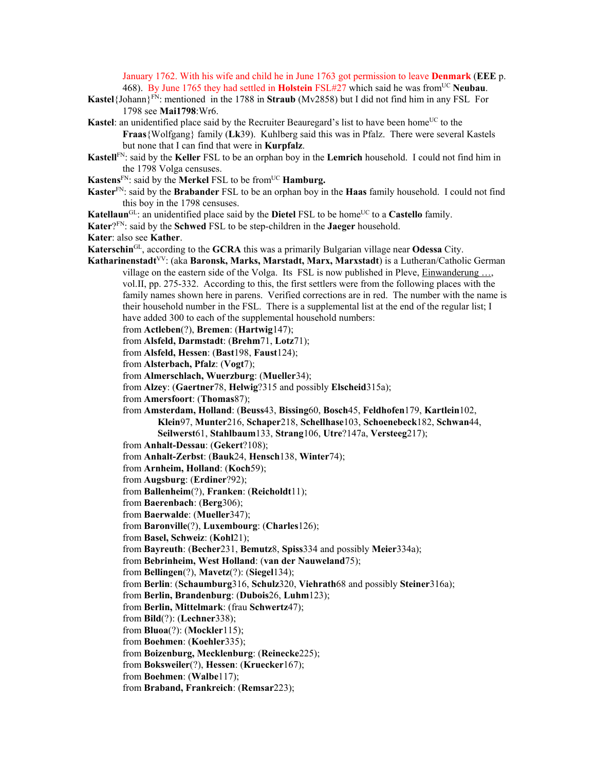January 1762. With his wife and child he in June 1763 got permission to leave **Denmark** (**EEE** p. 468). By June 1765 they had settled in **Holstein** FSL#27 which said he was from[UC] **Neubau**.

**Kastel**{Johann}[FN]: mentioned in the 1788 in **Straub** (Mv2858) but I did not find him in any FSL For 1798 see **Mai1798**:Wr6.

**Kastel**: an unidentified place said by the Recruiter Beauregard's list to have been home[UC] to the **Fraas**{Wolfgang} family (**Lk**39). Kuhlberg said this was in Pfalz. There were several Kastels but none that I can find that were in **Kurpfalz**.

**Kastell**[FN]: said by the **Keller** FSL to be an orphan boy in the **Lemrich** household. I could not find him in the 1798 Volga censuses.

**Kastens**[FN]: said by the **Merkel** FSL to be from[UC] **Hamburg.**

**Kaster**[FN]: said by the **Brabander** FSL to be an orphan boy in the **Haas** family household. I could not find this boy in the 1798 censuses.

**Katellaun**[GL]: an unidentified place said by the **Dietel** FSL to be home[UC] to a **Castello** family.

**Kater**?[FN]: said by the **Schwed** FSL to be step-children in the **Jaeger** household.

**Kater**: also see **Kather**.

**Katerschin**[GL], according to the **GCRA** this was a primarily Bulgarian village near **Odessa** City.

**Katharinenstadt**[VV]: (aka **Baronsk, Marks, Marstadt, Marx, Marxstadt**) is a Lutheran/Catholic German village on the eastern side of the Volga. Its FSL is now published in Pleve, Einwanderung …, vol.II, pp. 275-332. According to this, the first settlers were from the following places with the family names shown here in parens. Verified corrections are in red. The number with the name is their household number in the FSL. There is a supplemental list at the end of the regular list; I have added 300 to each of the supplemental household numbers:

- from **Actleben**(?), **Bremen**: (**Hartwig**147);
- from **Alsfeld, Darmstadt**: (**Brehm**71, **Lotz**71);
- from **Alsfeld, Hessen**: (**Bast**198, **Faust**124);
- from **Alsterbach, Pfalz**: (**Vogt**7);
- from **Almerschlach, Wuerzburg**: (**Mueller**34);
- from **Alzey**: (**Gaertner**78, **Helwig**?315 and possibly **Elscheid**315a);
- from **Amersfoort**: (**Thomas**87);
- from **Amsterdam, Holland**: (**Beuss**43, **Bissing**60, **Bosch**45, **Feldhofen**179, **Kartlein**102, **Klein**97, **Munter**216, **Schaper**218, **Schellhase**103, **Schoenebeck**182, **Schwan**44, **Seilwerst**61, **Stahlbaum**133, **Strang**106, **Utre**?147a, **Versteeg**217);
- from **Anhalt-Dessau**: (**Gekert**?108);
- from **Anhalt-Zerbst**: (**Bauk**24, **Hensch**138, **Winter**74);
- from **Arnheim, Holland**: (**Koch**59);
- from **Augsburg**: (**Erdiner**?92);
- from **Ballenheim**(?), **Franken**: (**Reicholdt**11);
- from **Baerenbach**: (**Berg**306);
- from **Baerwalde**: (**Mueller**347);
- from **Baronville**(?), **Luxembourg**: (**Charles**126);
- from **Basel, Schweiz**: (**Kohl**21);
- from **Bayreuth**: (**Becher**231, **Bemutz**8, **Spiss**334 and possibly **Meier**334a);
- from **Bebrinheim, West Holland**: (**van der Nauweland**75);
- from **Bellingen**(?), **Mavetz**(?): (**Siegel**134);
- from **Berlin**: (**Schaumburg**316, **Schulz**320, **Viehrath**68 and possibly **Steiner**316a);
- from **Berlin, Brandenburg**: (**Dubois**26, **Luhm**123);
- from **Berlin, Mittelmark**: (frau **Schwertz**47);
- from **Bild**(?): (**Lechner**338);
- from **Bluoa**(?): (**Mockler**115);
- from **Boehmen**: (**Koehler**335);
- from **Boizenburg, Mecklenburg**: (**Reinecke**225);
- from **Boksweiler**(?), **Hessen**: (**Kruecker**167);
- from **Boehmen**: (**Walbe**117);
- from **Braband, Frankreich**: (**Remsar**223);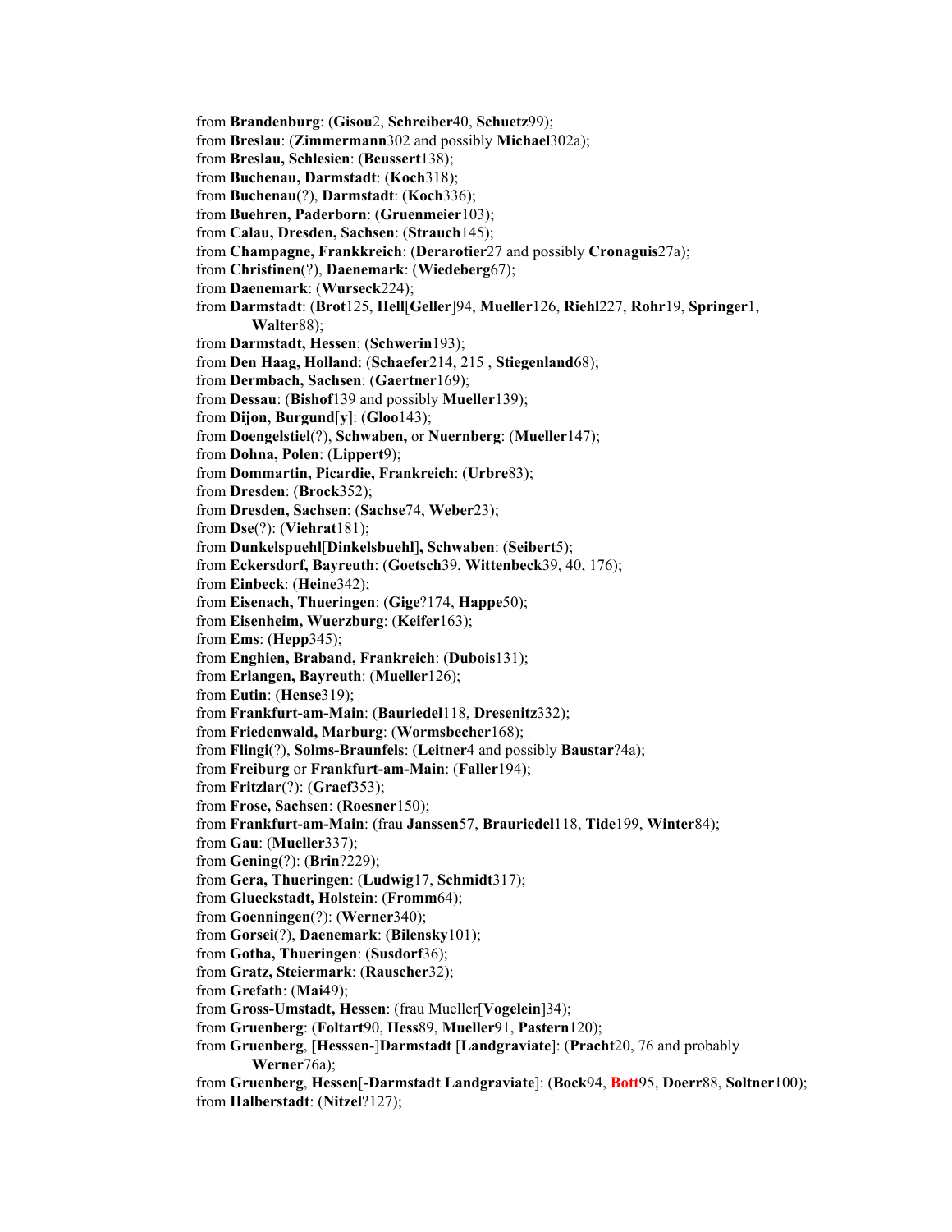from **Brandenburg**: (**Gisou**2, **Schreiber**40, **Schuetz**99);
from **Breslau**: (**Zimmermann**302 and possibly **Michael**302a);
from **Breslau, Schlesien**: (**Beussert**138);
from **Buchenau, Darmstadt**: (**Koch**318);
from **Buchenau**(?), **Darmstadt**: (**Koch**336);
from **Buehren, Paderborn**: (**Gruenmeier**103);
from **Calau, Dresden, Sachsen**: (**Strauch**145);
from **Champagne, Frankkreich**: (**Derarotier**27 and possibly **Cronaguis**27a);
from **Christinen**(?), **Daenemark**: (**Wiedeberg**67);
from **Daenemark**: (**Wurseck**224);
from **Darmstadt**: (**Brot**125, **Hell**[**Geller**]94, **Mueller**126, **Riehl**227, **Rohr**19, **Springer**1, **Walter**88);
from **Darmstadt, Hessen**: (**Schwerin**193);
from **Den Haag, Holland**: (**Schaefer**214, 215 , **Stiegenland**68);
from **Dermbach, Sachsen**: (**Gaertner**169);
from **Dessau**: (**Bishof**139 and possibly **Mueller**139);
from **Dijon, Burgund**[**y**]: (**Gloo**143);
from **Doengelstiel**(?), **Schwaben,** or **Nuernberg**: (**Mueller**147);
from **Dohna, Polen**: (**Lippert**9);
from **Dommartin, Picardie, Frankreich**: (**Urbre**83);
from **Dresden**: (**Brock**352);
from **Dresden, Sachsen**: (**Sachse**74, **Weber**23);
from **Dse**(?): (**Viehrat**181);
from **Dunkelspuehl**[**Dinkelsbuehl**]**, Schwaben**: (**Seibert**5);
from **Eckersdorf, Bayreuth**: (**Goetsch**39, **Wittenbeck**39, 40, 176);
from **Einbeck**: (**Heine**342);
from **Eisenach, Thueringen**: (**Gige**?174, **Happe**50);
from **Eisenheim, Wuerzburg**: (**Keifer**163);
from **Ems**: (**Hepp**345);
from **Enghien, Braband, Frankreich**: (**Dubois**131);
from **Erlangen, Bayreuth**: (**Mueller**126);
from **Eutin**: (**Hense**319);
from **Frankfurt-am-Main**: (**Bauriedel**118, **Dresenitz**332);
from **Friedenwald, Marburg**: (**Wormsbecher**168);
from **Flingi**(?), **Solms-Braunfels**: (**Leitner**4 and possibly **Baustar**?4a);
from **Freiburg** or **Frankfurt-am-Main**: (**Faller**194);
from **Fritzlar**(?): (**Graef**353);
from **Frose, Sachsen**: (**Roesner**150);
from **Frankfurt-am-Main**: (frau **Janssen**57, **Brauriedel**118, **Tide**199, **Winter**84);
from **Gau**: (**Mueller**337);
from **Gening**(?): (**Brin**?229);
from **Gera, Thueringen**: (**Ludwig**17, **Schmidt**317);
from **Glueckstadt, Holstein**: (**Fromm**64);
from **Goenningen**(?): (**Werner**340);
from **Gorsei**(?), **Daenemark**: (**Bilensky**101);
from **Gotha, Thueringen**: (**Susdorf**36);
from **Gratz, Steiermark**: (**Rauscher**32);
from **Grefath**: (**Mai**49);
from **Gross-Umstadt, Hessen**: (frau Mueller[**Vogelein**]34);
from **Gruenberg**: (**Foltart**90, **Hess**89, **Mueller**91, **Pastern**120);
from **Gruenberg**, [**Hesssen**-]**Darmstadt** [**Landgraviate**]: (**Pracht**20, 76 and probably **Werner**76a);
from **Gruenberg**, **Hessen**[-**Darmstadt Landgraviate**]: (**Bock**94, **Bott**95, **Doerr**88, **Soltner**100);
from **Halberstadt**: (**Nitzel**?127);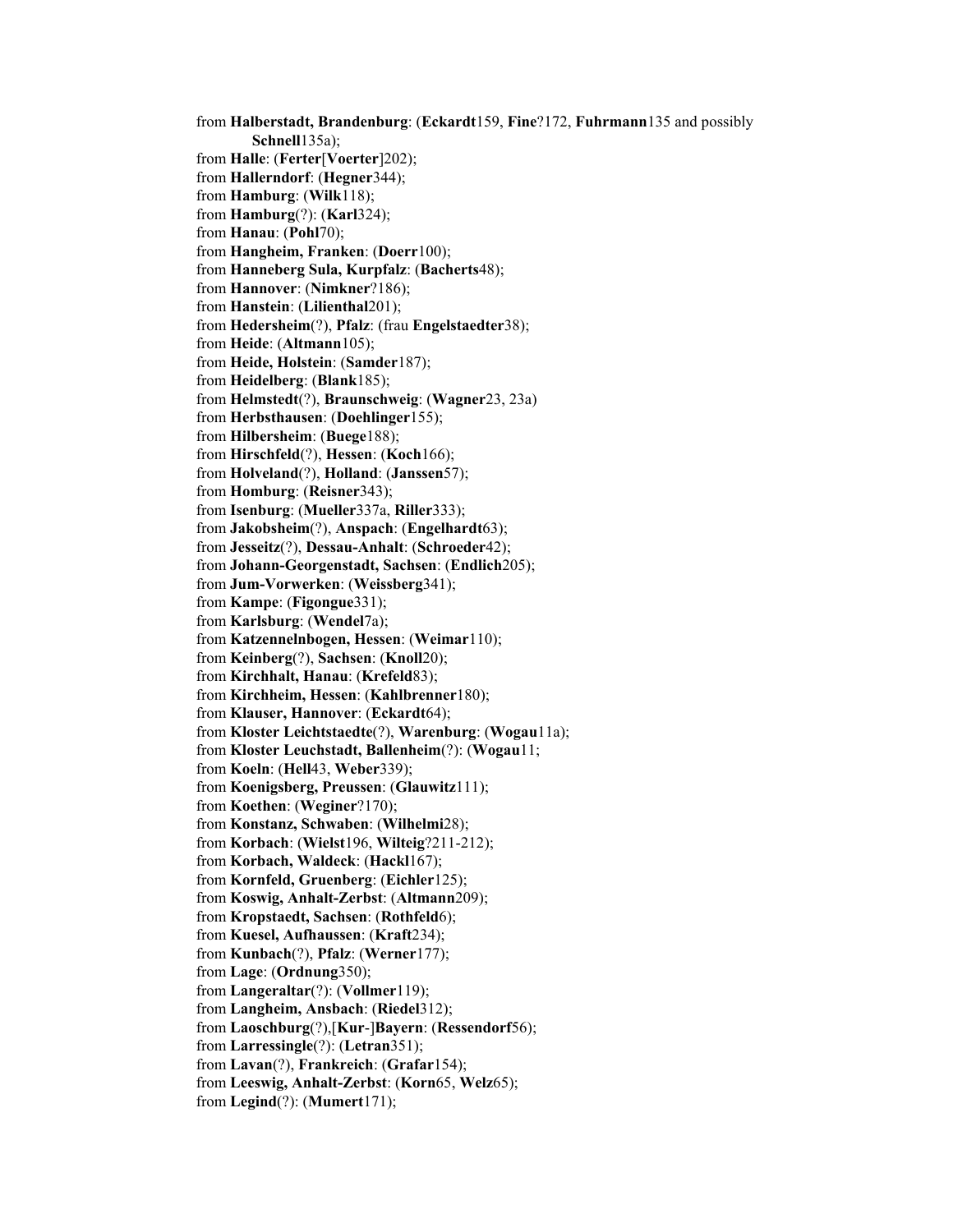from **Halberstadt, Brandenburg**: (**Eckardt**159, **Fine**?172, **Fuhrmann**135 and possibly **Schnell**135a);
from **Halle**: (**Ferter**[**Voerter**]202);
from **Hallerndorf**: (**Hegner**344);
from **Hamburg**: (**Wilk**118);
from **Hamburg**(?): (**Karl**324);
from **Hanau**: (**Pohl**70);
from **Hangheim, Franken**: (**Doerr**100);
from **Hanneberg Sula, Kurpfalz**: (**Bacherts**48);
from **Hannover**: (**Nimkner**?186);
from **Hanstein**: (**Lilienthal**201);
from **Hedersheim**(?), **Pfalz**: (frau **Engelstaedter**38);
from **Heide**: (**Altmann**105);
from **Heide, Holstein**: (**Samder**187);
from **Heidelberg**: (**Blank**185);
from **Helmstedt**(?), **Braunschweig**: (**Wagner**23, 23a)
from **Herbsthausen**: (**Doehlinger**155);
from **Hilbersheim**: (**Buege**188);
from **Hirschfeld**(?), **Hessen**: (**Koch**166);
from **Holveland**(?), **Holland**: (**Janssen**57);
from **Homburg**: (**Reisner**343);
from **Isenburg**: (**Mueller**337a, **Riller**333);
from **Jakobsheim**(?), **Anspach**: (**Engelhardt**63);
from **Jesseitz**(?), **Dessau-Anhalt**: (**Schroeder**42);
from **Johann-Georgenstadt, Sachsen**: (**Endlich**205);
from **Jum-Vorwerken**: (**Weissberg**341);
from **Kampe**: (**Figongue**331);
from **Karlsburg**: (**Wendel**7a);
from **Katzennelnbogen, Hessen**: (**Weimar**110);
from **Keinberg**(?), **Sachsen**: (**Knoll**20);
from **Kirchhalt, Hanau**: (**Krefeld**83);
from **Kirchheim, Hessen**: (**Kahlbrenner**180);
from **Klauser, Hannover**: (**Eckardt**64);
from **Kloster Leichtstaedte**(?), **Warenburg**: (**Wogau**11a);
from **Kloster Leuchstadt, Ballenheim**(?): (**Wogau**11;
from **Koeln**: (**Hell**43, **Weber**339);
from **Koenigsberg, Preussen**: (**Glauwitz**111);
from **Koethen**: (**Weginer**?170);
from **Konstanz, Schwaben**: (**Wilhelmi**28);
from **Korbach**: (**Wielst**196, **Wilteig**?211-212);
from **Korbach, Waldeck**: (**Hackl**167);
from **Kornfeld, Gruenberg**: (**Eichler**125);
from **Koswig, Anhalt-Zerbst**: (**Altmann**209);
from **Kropstaedt, Sachsen**: (**Rothfeld**6);
from **Kuesel, Aufhaussen**: (**Kraft**234);
from **Kunbach**(?), **Pfalz**: (**Werner**177);
from **Lage**: (**Ordnung**350);
from **Langeraltar**(?): (**Vollmer**119);
from **Langheim, Ansbach**: (**Riedel**312);
from **Laoschburg**(?),[**Kur**-]**Bayern**: (**Ressendorf**56);
from **Larressingle**(?): (**Letran**351);
from **Lavan**(?), **Frankreich**: (**Grafar**154);
from **Leeswig, Anhalt-Zerbst**: (**Korn**65, **Welz**65);
from **Legind**(?): (**Mumert**171);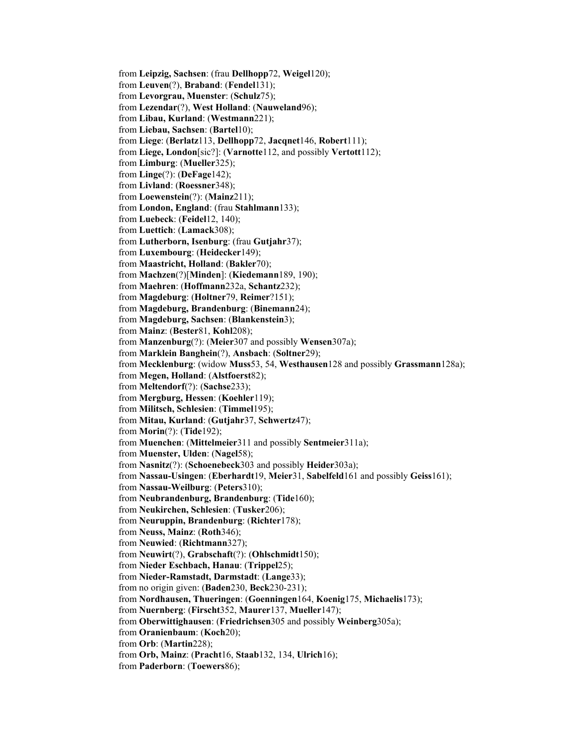from **Leipzig, Sachsen**: (frau **Dellhopp**72, **Weigel**120);
from **Leuven**(?), **Braband**: (**Fendel**131);
from **Levorgrau, Muenster**: (**Schulz**75);
from **Lezendar**(?), **West Holland**: (**Nauweland**96);
from **Libau, Kurland**: (**Westmann**221);
from **Liebau, Sachsen**: (**Bartel**10);
from **Liege**: (**Berlatz**113, **Dellhopp**72, **Jacqnet**146, **Robert**111);
from **Liege, London**[sic?]: (**Varnotte**112, and possibly **Vertott**112);
from **Limburg**: (**Mueller**325);
from **Linge**(?): (**DeFage**142);
from **Livland**: (**Roessner**348);
from **Loewenstein**(?): (**Mainz**211);
from **London, England**: (frau **Stahlmann**133);
from **Luebeck**: (**Feidel**12, 140);
from **Luettich**: (**Lamack**308);
from **Lutherborn, Isenburg**: (frau **Gutjahr**37);
from **Luxembourg**: (**Heidecker**149);
from **Maastricht, Holland**: (**Bakler**70);
from **Machzen**(?)[**Minden**]: (**Kiedemann**189, 190);
from **Maehren**: (**Hoffmann**232a, **Schantz**232);
from **Magdeburg**: (**Holtner**79, **Reimer**?151);
from **Magdeburg, Brandenburg**: (**Binemann**24);
from **Magdeburg, Sachsen**: (**Blankenstein**3);
from **Mainz**: (**Bester**81, **Kohl**208);
from **Manzenburg**(?): (**Meier**307 and possibly **Wensen**307a);
from **Marklein Banghein**(?), **Ansbach**: (**Soltner**29);
from **Mecklenburg**: (widow **Muss**53, 54, **Westhausen**128 and possibly **Grassmann**128a);
from **Megen, Holland**: (**Alstfoerst**82);
from **Meltendorf**(?): (**Sachse**233);
from **Mergburg, Hessen**: (**Koehler**119);
from **Militsch, Schlesien**: (**Timmel**195);
from **Mitau, Kurland**: (**Gutjahr**37, **Schwertz**47);
from **Morin**(?): (**Tide**192);
from **Muenchen**: (**Mittelmeier**311 and possibly **Sentmeier**311a);
from **Muenster, Ulden**: (**Nagel**58);
from **Nasnitz**(?): (**Schoenebeck**303 and possibly **Heider**303a);
from **Nassau-Usingen**: (**Eberhardt**19, **Meier**31, **Sabelfeld**161 and possibly **Geiss**161);
from **Nassau-Weilburg**: (**Peters**310);
from **Neubrandenburg, Brandenburg**: (**Tide**160);
from **Neukirchen, Schlesien**: (**Tusker**206);
from **Neuruppin, Brandenburg**: (**Richter**178);
from **Neuss, Mainz**: (**Roth**346);
from **Neuwied**: (**Richtmann**327);
from **Neuwirt**(?), **Grabschaft**(?): (**Ohlschmidt**150);
from **Nieder Eschbach, Hanau**: (**Trippel**25);
from **Nieder-Ramstadt, Darmstadt**: (**Lange**33);
from no origin given: (**Baden**230, **Beck**230-231);
from **Nordhausen, Thueringen**: (**Goenningen**164, **Koenig**175, **Michaelis**173);
from **Nuernberg**: (**Firscht**352, **Maurer**137, **Mueller**147);
from **Oberwittighausen**: (**Friedrichsen**305 and possibly **Weinberg**305a);
from **Oranienbaum**: (**Koch**20);
from **Orb**: (**Martin**228);
from **Orb, Mainz**: (**Pracht**16, **Staab**132, 134, **Ulrich**16);
from **Paderborn**: (**Toewers**86);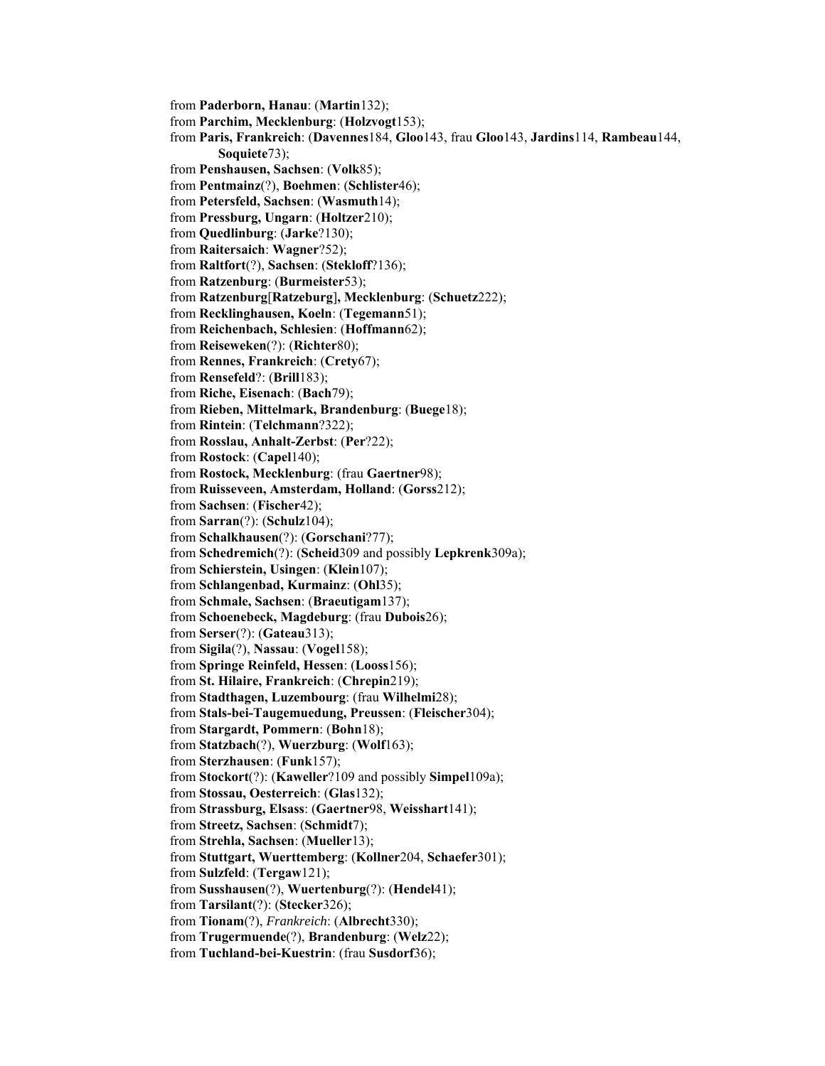from **Paderborn, Hanau**: (**Martin**132);
from **Parchim, Mecklenburg**: (**Holzvogt**153);
from **Paris, Frankreich**: (**Davennes**184, **Gloo**143, frau **Gloo**143, **Jardins**114, **Rambeau**144, **Soquiete**73);
from **Penshausen, Sachsen**: (**Volk**85);
from **Pentmainz**(?), **Boehmen**: (**Schlister**46);
from **Petersfeld, Sachsen**: (**Wasmuth**14);
from **Pressburg, Ungarn**: (**Holtzer**210);
from **Quedlinburg**: (**Jarke**?130);
from **Raitersaich**: **Wagner**?52);
from **Raltfort**(?), **Sachsen**: (**Stekloff**?136);
from **Ratzenburg**: (**Burmeister**53);
from **Ratzenburg**[**Ratzeburg**]**, Mecklenburg**: (**Schuetz**222);
from **Recklinghausen, Koeln**: (**Tegemann**51);
from **Reichenbach, Schlesien**: (**Hoffmann**62);
from **Reiseweken**(?): (**Richter**80);
from **Rennes, Frankreich**: (**Crety**67);
from **Rensefeld**?: (**Brill**183);
from **Riche, Eisenach**: (**Bach**79);
from **Rieben, Mittelmark, Brandenburg**: (**Buege**18);
from **Rintein**: (**Telchmann**?322);
from **Rosslau, Anhalt-Zerbst**: (**Per**?22);
from **Rostock**: (**Capel**140);
from **Rostock, Mecklenburg**: (frau **Gaertner**98);
from **Ruisseveen, Amsterdam, Holland**: (**Gorss**212);
from **Sachsen**: (**Fischer**42);
from **Sarran**(?): (**Schulz**104);
from **Schalkhausen**(?): (**Gorschani**?77);
from **Schedremich**(?): (**Scheid**309 and possibly **Lepkrenk**309a);
from **Schierstein, Usingen**: (**Klein**107);
from **Schlangenbad, Kurmainz**: (**Ohl**35);
from **Schmale, Sachsen**: (**Braeutigam**137);
from **Schoenebeck, Magdeburg**: (frau **Dubois**26);
from **Serser**(?): (**Gateau**313);
from **Sigila**(?), **Nassau**: (**Vogel**158);
from **Springe Reinfeld, Hessen**: (**Looss**156);
from **St. Hilaire, Frankreich**: (**Chrepin**219);
from **Stadthagen, Luzembourg**: (frau **Wilhelmi**28);
from **Stals-bei-Taugemuedung, Preussen**: (**Fleischer**304);
from **Stargardt, Pommern**: (**Bohn**18);
from **Statzbach**(?), **Wuerzburg**: (**Wolf**163);
from **Sterzhausen**: (**Funk**157);
from **Stockort**(?): (**Kaweller**?109 and possibly **Simpel**109a);
from **Stossau, Oesterreich**: (**Glas**132);
from **Strassburg, Elsass**: (**Gaertner**98, **Weisshart**141);
from **Streetz, Sachsen**: (**Schmidt**7);
from **Strehla, Sachsen**: (**Mueller**13);
from **Stuttgart, Wuerttemberg**: (**Kollner**204, **Schaefer**301);
from **Sulzfeld**: (**Tergaw**121);
from **Susshausen**(?), **Wuertenburg**(?): (**Hendel**41);
from **Tarsilant**(?): (**Stecker**326);
from **Tionam**(?), *Frankreich*: (**Albrecht**330);
from **Trugermuende**(?), **Brandenburg**: (**Welz**22);
from **Tuchland-bei-Kuestrin**: (frau **Susdorf**36);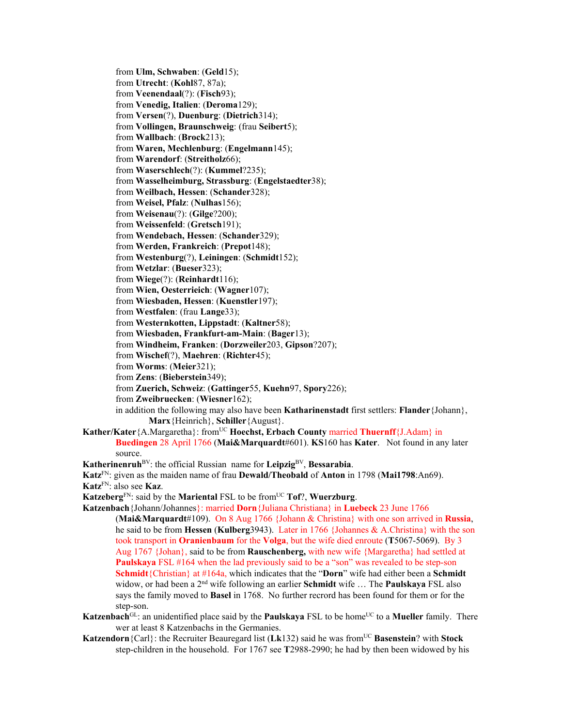from **Ulm, Schwaben**: (**Geld**15);
from **Utrecht**: (**Kohl**87, 87a);
from **Veenendaal**(?): (**Fisch**93);
from **Venedig, Italien**: (**Deroma**129);
from **Versen**(?), **Duenburg**: (**Dietrich**314);
from **Vollingen, Braunschweig**: (frau **Seibert**5);
from **Wallbach**: (**Brock**213);
from **Waren, Mechlenburg**: (**Engelmann**145);
from **Warendorf**: (**Streitholz**66);
from **Waserschlech**(?): (**Kummel**?235);
from **Wasselheimburg, Strassburg**: (**Engelstaedter**38);
from **Weilbach, Hessen**: (**Schander**328);
from **Weisel, Pfalz**: (**Nulhas**156);
from **Weisenau**(?): (**Gilge**?200);
from **Weissenfeld**: (**Gretsch**191);
from **Wendebach, Hessen**: (**Schander**329);
from **Werden, Frankreich**: (**Prepot**148);
from **Westenburg**(?), **Leiningen**: (**Schmidt**152);
from **Wetzlar**: (**Bueser**323);
from **Wiege**(?): (**Reinhardt**116);
from **Wien, Oesterrieich**: (**Wagner**107);
from **Wiesbaden, Hessen**: (**Kuenstler**197);
from **Westfalen**: (frau **Lange**33);
from **Westernkotten, Lippstadt**: (**Kaltner**58);
from **Wiesbaden, Frankfurt-am-Main**: (**Bager**13);
from **Windheim, Franken**: (**Dorzweiler**203, **Gipson**?207);
from **Wischef**(?), **Maehren**: (**Richter**45);
from **Worms**: (**Meier**321);
from **Zens**: (**Bieberstein**349);
from **Zuerich, Schweiz**: (**Gattinger**55, **Kuehn**97, **Spory**226);
from **Zweibruecken**: (**Wiesner**162);
in addition the following may also have been **Katharinenstadt** first settlers: **Flander**{Johann}, **Marx**{Heinrich}, **Schiller**{August}.

**Kather/Kater**{A.Margaretha}: from[UC] **Hoechst, Erbach County** married **Thuernff**{J.Adam} in **Buedingen** 28 April 1766 (**Mai&Marquardt**#601). **KS**160 has **Kater**. Not found in any later source.

**Katherinenruh**[BV]: the official Russian name for **Leipzig**[BV], **Bessarabia**.

**Katz**[FN]: given as the maiden name of frau **Dewald/Theobald** of **Anton** in 1798 (**Mai1798**:An69).

**Katz**[FN]: also see **Kaz**.

**Katzeberg**[FN]: said by the **Mariental** FSL to be from[UC] **Tof**?, **Wuerzburg**.

**Katzenbach**{Johann/Johannes}: married **Dorn**{Juliana Christiana} in **Luebeck** 23 June 1766 (**Mai&Marquardt**#109). On 8 Aug 1766 {Johann & Christina} with one son arrived in **Russia**, he said to be from **Hessen** (**Kulberg**3943). Later in 1766 {Johannes & A.Christina} with the son took transport in **Oranienbaum** for the **Volga**, but the wife died enroute (**T**5067-5069). By 3 Aug 1767 {Johan}, said to be from **Rauschenberg,** with new wife {Margaretha} had settled at **Paulskaya** FSL #164 when the lad previously said to be a "son" was revealed to be step-son **Schmidt**{Christian} at #164a, which indicates that the "**Dorn**" wife had either been a **Schmidt** widow, or had been a 2[nd] wife following an earlier **Schmidt** wife … The **Paulskaya** FSL also says the family moved to **Basel** in 1768. No further recrord has been found for them or for the step-son.

**Katzenbach**[GL]: an unidentified place said by the **Paulskaya** FSL to be home[UC] to a **Mueller** family. There wer at least 8 Katzenbachs in the Germanies.

**Katzendorn**{Carl}: the Recruiter Beauregard list (**Lk**132) said he was from[UC] **Basenstein**? with **Stock** step-children in the household. For 1767 see **T**2988-2990; he had by then been widowed by his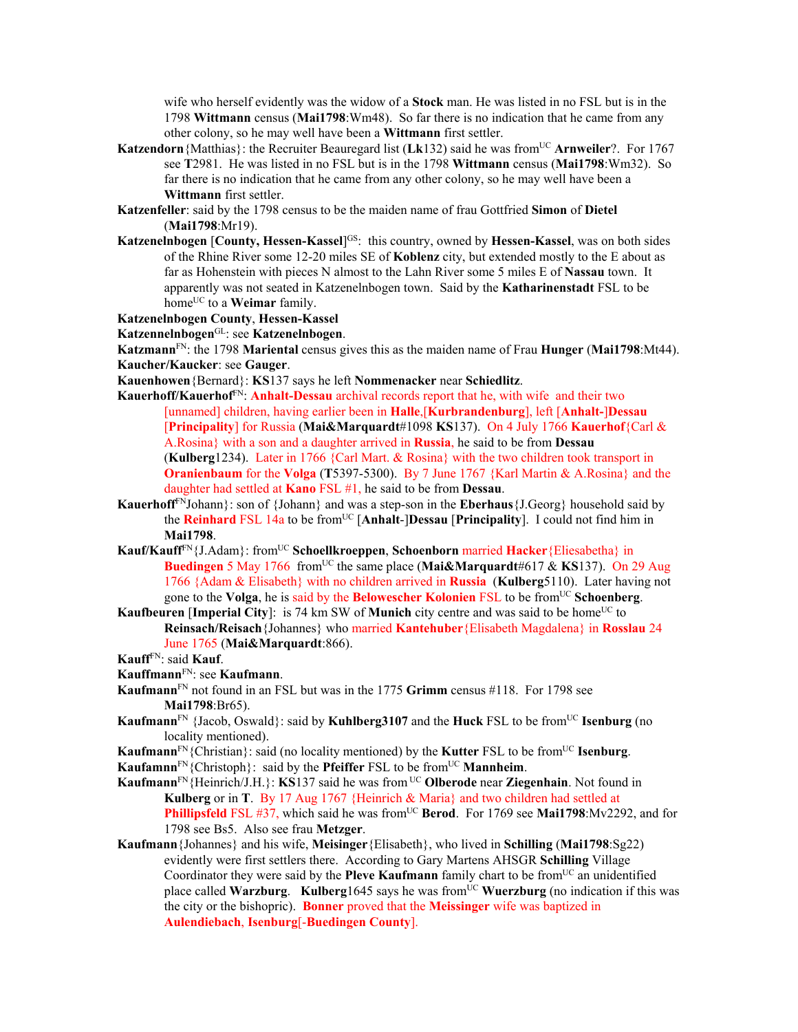wife who herself evidently was the widow of a **Stock** man. He was listed in no FSL but is in the 1798 **Wittmann** census (**Mai1798**:Wm48). So far there is no indication that he came from any other colony, so he may well have been a **Wittmann** first settler.

**Katzendorn**{Matthias}: the Recruiter Beauregard list (**Lk**132) said he was from[UC] **Arnweiler**?. For 1767 see **T**2981. He was listed in no FSL but is in the 1798 **Wittmann** census (**Mai1798**:Wm32). So far there is no indication that he came from any other colony, so he may well have been a **Wittmann** first settler.

**Katzenfeller**: said by the 1798 census to be the maiden name of frau Gottfried **Simon** of **Dietel** (**Mai1798**:Mr19).

**Katzenelnbogen** [**County, Hessen-Kassel**][GS]: this country, owned by **Hessen-Kassel**, was on both sides of the Rhine River some 12-20 miles SE of **Koblenz** city, but extended mostly to the E about as far as Hohenstein with pieces N almost to the Lahn River some 5 miles E of **Nassau** town. It apparently was not seated in Katzenelnbogen town. Said by the **Katharinenstadt** FSL to be home[UC] to a **Weimar** family.

**Katzenelnbogen County**, **Hessen-Kassel**

**Katzennelnbogen**[GL]: see **Katzenelnbogen**.

**Katzmann**[FN]: the 1798 **Mariental** census gives this as the maiden name of Frau **Hunger** (**Mai1798**:Mt44).

**Kaucher/Kaucker**: see **Gauger**.

**Kauenhowen**{Bernard}: **KS**137 says he left **Nommenacker** near **Schiedlitz**.

**Kauerhoff/Kauerhof**[FN]: **Anhalt-Dessau** archival records report that he, with wife and their two [unnamed] children, having earlier been in **Halle**,[**Kurbrandenburg**], left [**Anhalt-**]**Dessau** [**Principality**] for Russia (**Mai&Marquardt**#1098 **KS**137). On 4 July 1766 **Kauerhof**{Carl & A.Rosina} with a son and a daughter arrived in **Russia**, he said to be from **Dessau** (**Kulberg**1234). Later in 1766 {Carl Mart. & Rosina} with the two children took transport in **Oranienbaum** for the **Volga** (**T**5397-5300). By 7 June 1767 {Karl Martin & A.Rosina} and the daughter had settled at **Kano** FSL #1, he said to be from **Dessau**.

**Kauerhoff**[FN]Johann}: son of {Johann} and was a step-son in the **Eberhaus**{J.Georg} household said by the **Reinhard** FSL 14a to be from[UC] [**Anhalt**-]**Dessau** [**Principality**]. I could not find him in **Mai1798**.

**Kauf/Kauff**[FN]{J.Adam}: from[UC] **Schoellkroeppen**, **Schoenborn** married **Hacker**{Eliesabetha} in **Buedingen** 5 May 1766 from[UC] the same place (**Mai&Marquardt**#617 & **KS**137). On 29 Aug 1766 {Adam & Elisabeth} with no children arrived in **Russia** (**Kulberg**5110). Later having not gone to the **Volga**, he is said by the **Belowescher Kolonien** FSL to be from[UC] **Schoenberg**.

**Kaufbeuren** [**Imperial City**]: is 74 km SW of **Munich** city centre and was said to be home[UC] to **Reinsach/Reisach**{Johannes} who married **Kantehuber**{Elisabeth Magdalena} in **Rosslau** 24 June 1765 (**Mai&Marquardt**:866).

**Kauff**[FN]: said **Kauf**.

**Kauffmann**[FN]: see **Kaufmann**.

**Kaufmann**[FN] not found in an FSL but was in the 1775 **Grimm** census #118. For 1798 see **Mai1798**:Br65).

**Kaufmann**[FN] {Jacob, Oswald}: said by **Kuhlberg3107** and the **Huck** FSL to be from[UC] **Isenburg** (no locality mentioned).

**Kaufmann**[FN]{Christian}: said (no locality mentioned) by the **Kutter** FSL to be from[UC] **Isenburg**.

**Kaufamnn**[FN]{Christoph}: said by the **Pfeiffer** FSL to be from[UC] **Mannheim**.

**Kaufmann**[FN]{Heinrich/J.H.}: **KS**137 said he was from [UC] **Olberode** near **Ziegenhain**. Not found in **Kulberg** or in **T**. By 17 Aug 1767 {Heinrich & Maria} and two children had settled at **Phillipsfeld** FSL #37, which said he was from[UC] **Berod**. For 1769 see **Mai1798**:Mv2292, and for 1798 see Bs5. Also see frau **Metzger**.

**Kaufmann**{Johannes} and his wife, **Meisinger**{Elisabeth}, who lived in **Schilling** (**Mai1798**:Sg22) evidently were first settlers there. According to Gary Martens AHSGR **Schilling** Village Coordinator they were said by the **Pleve Kaufmann** family chart to be from[UC] an unidentified place called **Warzburg**. **Kulberg**1645 says he was from[UC] **Wuerzburg** (no indication if this was the city or the bishopric). **Bonner** proved that the **Meissinger** wife was baptized in **Aulendiebach**, **Isenburg**[-**Buedingen County**].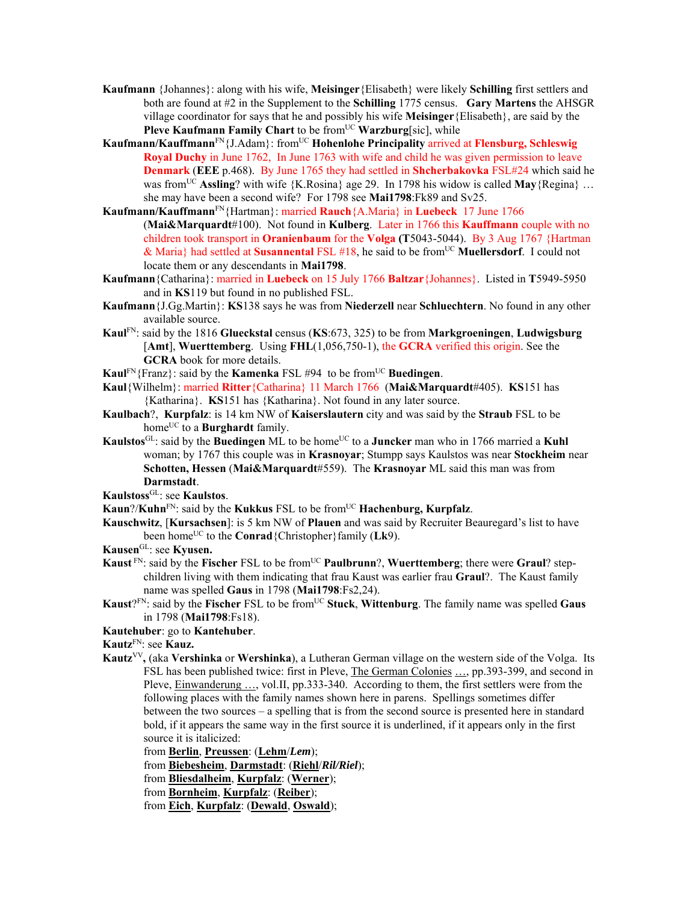**Kaufmann** {Johannes}: along with his wife, **Meisinger**{Elisabeth} were likely **Schilling** first settlers and both are found at #2 in the Supplement to the **Schilling** 1775 census. **Gary Martens** the AHSGR village coordinator for says that he and possibly his wife **Meisinger**{Elisabeth}, are said by the **Pleve Kaufmann Family Chart** to be from[UC] **Warzburg**[sic], while

**Kaufmann/Kauffmann**[FN]{J.Adam}: from[UC] **Hohenlohe Principality** arrived at **Flensburg, Schleswig Royal Duchy** in June 1762, In June 1763 with wife and child he was given permission to leave **Denmark** (**EEE** p.468). By June 1765 they had settled in **Shcherbakovka** FSL#24 which said he was from[UC] **Assling**? with wife {K.Rosina} age 29. In 1798 his widow is called **May**{Regina} … she may have been a second wife? For 1798 see **Mai1798**:Fk89 and Sv25.

**Kaufmann/Kauffmann**[FN]{Hartman}: married **Rauch**{A.Maria} in **Luebeck** 17 June 1766 (**Mai&Marquardt**#100). Not found in **Kulberg**. Later in 1766 this **Kauffmann** couple with no children took transport in **Oranienbaum** for the **Volga** (**T**5043-5044). By 3 Aug 1767 {Hartman & Maria} had settled at **Susannental** FSL #18, he said to be from[UC] **Muellersdorf**. I could not locate them or any descendants in **Mai1798**.

**Kaufmann**{Catharina}: married in **Luebeck** on 15 July 1766 **Baltzar**{Johannes}. Listed in **T**5949-5950 and in **KS**119 but found in no published FSL.

**Kaufmann**{J.Gg.Martin}: **KS**138 says he was from **Niederzell** near **Schluechtern**. No found in any other available source.

**Kaul**[FN]: said by the 1816 **Glueckstal** census (**KS**:673, 325) to be from **Markgroeningen**, **Ludwigsburg** [**Amt**], **Wuerttemberg**. Using **FHL**(1,056,750-1), the **GCRA** verified this origin. See the **GCRA** book for more details.

**Kaul**[FN]{Franz}: said by the **Kamenka** FSL #94 to be from[UC] **Buedingen**.

**Kaul**{Wilhelm}: married **Ritter**{Catharina} 11 March 1766 (**Mai&Marquardt**#405). **KS**151 has {Katharina}. **KS**151 has {Katharina}. Not found in any later source.

**Kaulbach**?, **Kurpfalz**: is 14 km NW of **Kaiserslautern** city and was said by the **Straub** FSL to be home[UC] to a **Burghardt** family.

**Kaulstos**[GL]: said by the **Buedingen** ML to be home[UC] to a **Juncker** man who in 1766 married a **Kuhl** woman; by 1767 this couple was in **Krasnoyar**; Stumpp says Kaulstos was near **Stockheim** near **Schotten, Hessen** (**Mai&Marquardt**#559). The **Krasnoyar** ML said this man was from **Darmstadt**.

**Kaulstoss**[GL]: see **Kaulstos**.

**Kaun**?/**Kuhn**[FN]: said by the **Kukkus** FSL to be from[UC] **Hachenburg, Kurpfalz**.

**Kauschwitz**, [**Kursachsen**]: is 5 km NW of **Plauen** and was said by Recruiter Beauregard's list to have been home[UC] to the **Conrad**{Christopher}family (**Lk**9).

**Kausen**[GL]: see **Kyusen.**

**Kaust** [FN]: said by the **Fischer** FSL to be from[UC] **Paulbrunn**?, **Wuerttemberg**; there were **Graul**? step-children living with them indicating that frau Kaust was earlier frau **Graul**?. The Kaust family name was spelled **Gaus** in 1798 (**Mai1798**:Fs2,24).

**Kaust**?[FN]: said by the **Fischer** FSL to be from[UC] **Stuck**, **Wittenburg**. The family name was spelled **Gaus** in 1798 (**Mai1798**:Fs18).

**Kautehuber**: go to **Kantehuber**.

**Kautz**[FN]: see **Kauz.**

**Kautz**[VV]**,** (aka **Vershinka** or **Wershinka**), a Lutheran German village on the western side of the Volga. Its FSL has been published twice: first in Pleve, The German Colonies …, pp.393-399, and second in Pleve, Einwanderung …, vol.II, pp.333-340. According to them, the first settlers were from the following places with the family names shown here in parens. Spellings sometimes differ between the two sources – a spelling that is from the second source is presented here in standard bold, if it appears the same way in the first source it is underlined, if it appears only in the first source it is italicized:

from **Berlin**, **Preussen**: (**Lehm**/***Lem***);
from **Biebesheim**, **Darmstadt**: (**Riehl**/***Ril/Riel***);
from **Bliesdalheim**, **Kurpfalz**: (**Werner**);
from **Bornheim**, **Kurpfalz**: (**Reiber**);
from **Eich**, **Kurpfalz**: (**Dewald**, **Oswald**);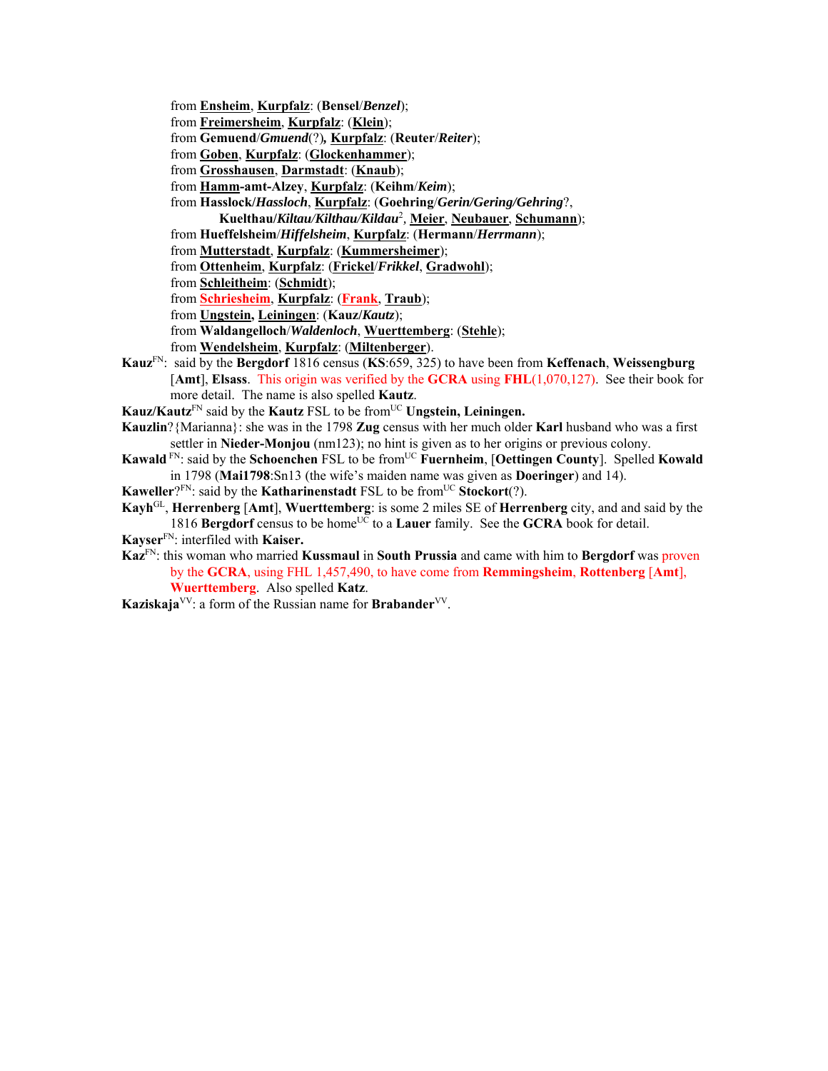from **Ensheim**, **Kurpfalz**: (**Bensel**/***Benzel***);
from **Freimersheim**, **Kurpfalz**: (**Klein**);
from **Gemuend**/***Gmuend***(?)***,*** **Kurpfalz**: (**Reuter**/***Reiter***);
from **Goben**, **Kurpfalz**: (**Glockenhammer**);
from **Grosshausen**, **Darmstadt**: (**Knaub**);
from **Hamm-amt-Alzey**, **Kurpfalz**: (**Keihm**/***Keim***);
from **Hasslock**/***Hassloch***, **Kurpfalz**: (**Goehring**/***Gerin/Gering/Gehring***?, **Kuelthau/*Kiltau/Kilthau/Kildau***[2], **Meier**, **Neubauer**, **Schumann**);
from **Hueffelsheim**/***Hiffelsheim***, **Kurpfalz**: (**Hermann**/***Herrmann***);
from **Mutterstadt**, **Kurpfalz**: (**Kummersheimer**);
from **Ottenheim**, **Kurpfalz**: (**Frickel**/***Frikkel***, **Gradwohl**);
from **Schleitheim**: (**Schmidt**);
from **Schriesheim**, **Kurpfalz**: (**Frank**, **Traub**);
from **Ungstein, Leiningen**: (**Kauz/*Kautz***);
from **Waldangelloch**/***Waldenloch***, **Wuerttemberg**: (**Stehle**);
from **Wendelsheim**, **Kurpfalz**: (**Miltenberger**).

**Kauz**[FN]: said by the **Bergdorf** 1816 census (**KS**:659, 325) to have been from **Keffenach**, **Weissengburg** [**Amt**], **Elsass**. This origin was verified by the **GCRA** using **FHL**(1,070,127). See their book for more detail. The name is also spelled **Kautz**.

**Kauz/Kautz**[FN] said by the **Kautz** FSL to be from[UC] **Ungstein, Leiningen.**

**Kauzlin**?{Marianna}: she was in the 1798 **Zug** census with her much older **Karl** husband who was a first settler in **Nieder-Monjou** (nm123); no hint is given as to her origins or previous colony.

**Kawald** [FN]: said by the **Schoenchen** FSL to be from[UC] **Fuernheim**, [**Oettingen County**]. Spelled **Kowald** in 1798 (**Mai1798**:Sn13 (the wife's maiden name was given as **Doeringer**) and 14).

**Kaweller**?[FN]: said by the **Katharinenstadt** FSL to be from[UC] **Stockort**(?).

**Kayh**[GL], **Herrenberg** [**Amt**], **Wuerttemberg**: is some 2 miles SE of **Herrenberg** city, and and said by the 1816 **Bergdorf** census to be home[UC] to a **Lauer** family. See the **GCRA** book for detail.

**Kayser**[FN]: interfiled with **Kaiser.**

**Kaz**[FN]: this woman who married **Kussmaul** in **South Prussia** and came with him to **Bergdorf** was proven by the **GCRA**, using FHL 1,457,490, to have come from **Remmingsheim**, **Rottenberg** [**Amt**], **Wuerttemberg**. Also spelled **Katz**.

**Kaziskaja**[VV]: a form of the Russian name for **Brabander**[VV].